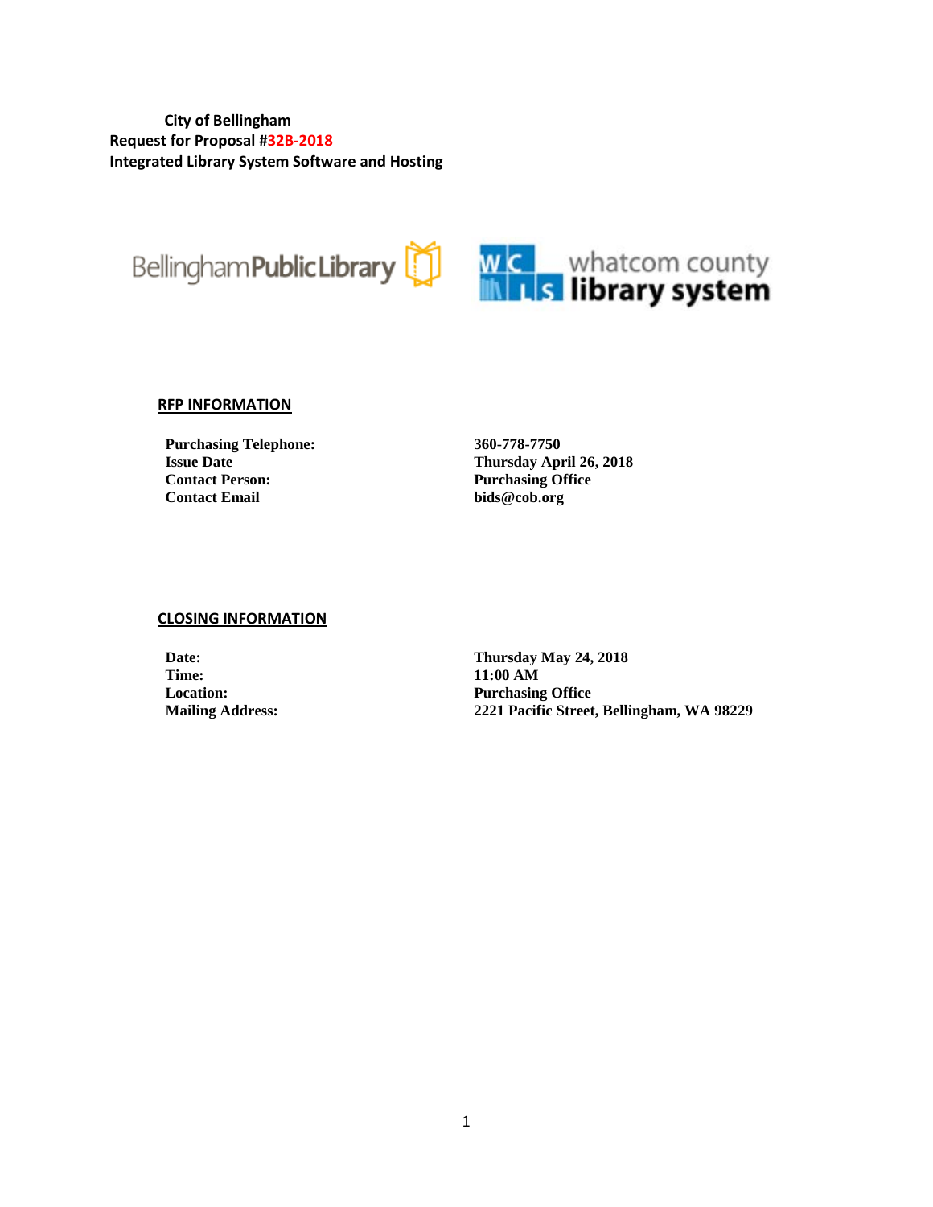**City of Bellingham**
**Request for Proposal #32B-2018**
**Integrated Library System Software and Hosting**

BellinghamPublicLibrary

whatcom county library system

## RFP INFORMATION

| | |
|---|---|
| **Purchasing Telephone:** | **360-778-7750** |
| **Issue Date** | **Thursday April 26, 2018** |
| **Contact Person:** | **Purchasing Office** |
| **Contact Email** | **bids@cob.org** |

## CLOSING INFORMATION

| | |
|---|---|
| **Date:** | **Thursday May 24, 2018** |
| **Time:** | **11:00 AM** |
| **Location:** | **Purchasing Office** |
| **Mailing Address:** | **2221 Pacific Street, Bellingham, WA 98229** |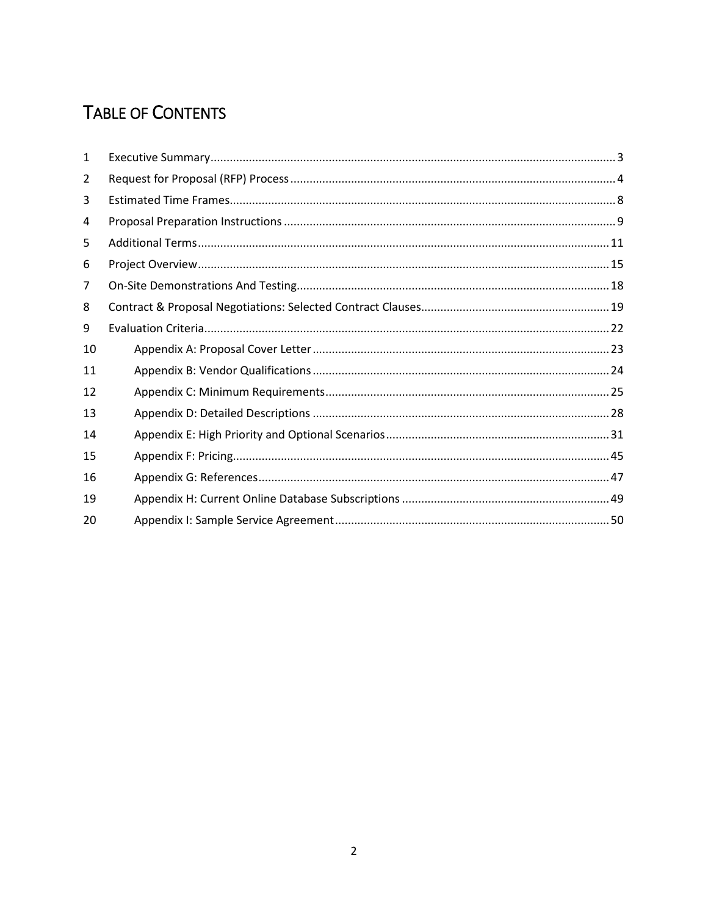# Table of Contents

| | | |
|---|---|---|
| 1 | Executive Summary | 3 |
| 2 | Request for Proposal (RFP) Process | 4 |
| 3 | Estimated Time Frames | 8 |
| 4 | Proposal Preparation Instructions | 9 |
| 5 | Additional Terms | 11 |
| 6 | Project Overview | 15 |
| 7 | On-Site Demonstrations And Testing | 18 |
| 8 | Contract & Proposal Negotiations: Selected Contract Clauses | 19 |
| 9 | Evaluation Criteria | 22 |
| 10 | Appendix A: Proposal Cover Letter | 23 |
| 11 | Appendix B: Vendor Qualifications | 24 |
| 12 | Appendix C: Minimum Requirements | 25 |
| 13 | Appendix D: Detailed Descriptions | 28 |
| 14 | Appendix E: High Priority and Optional Scenarios | 31 |
| 15 | Appendix F: Pricing | 45 |
| 16 | Appendix G: References | 47 |
| 19 | Appendix H: Current Online Database Subscriptions | 49 |
| 20 | Appendix I: Sample Service Agreement | 50 |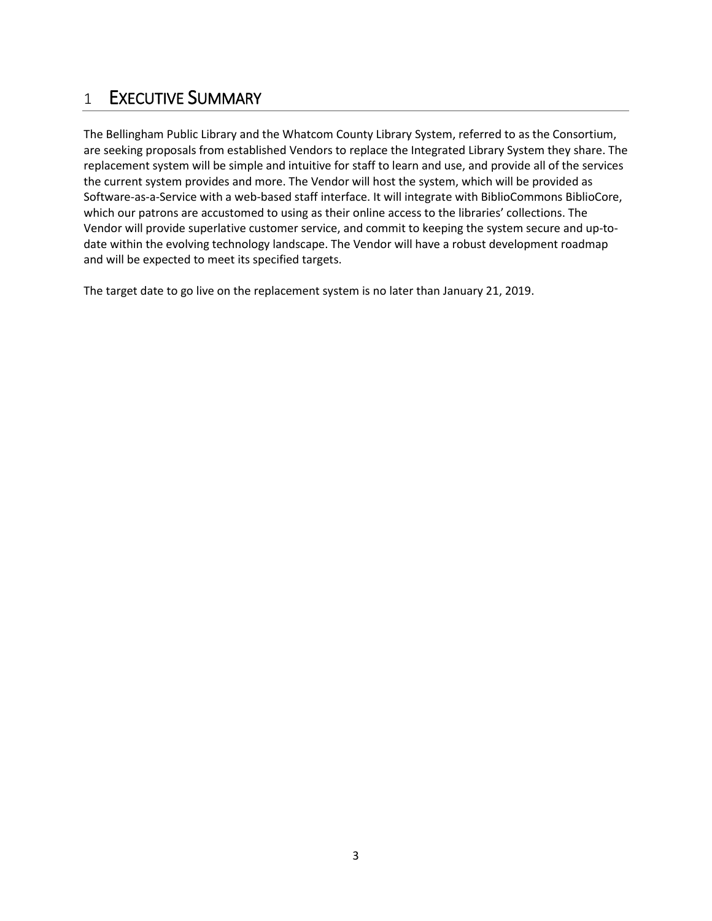# 1 Executive Summary

The Bellingham Public Library and the Whatcom County Library System, referred to as the Consortium, are seeking proposals from established Vendors to replace the Integrated Library System they share. The replacement system will be simple and intuitive for staff to learn and use, and provide all of the services the current system provides and more. The Vendor will host the system, which will be provided as Software-as-a-Service with a web-based staff interface. It will integrate with BiblioCommons BiblioCore, which our patrons are accustomed to using as their online access to the libraries' collections. The Vendor will provide superlative customer service, and commit to keeping the system secure and up-to-date within the evolving technology landscape. The Vendor will have a robust development roadmap and will be expected to meet its specified targets.

The target date to go live on the replacement system is no later than January 21, 2019.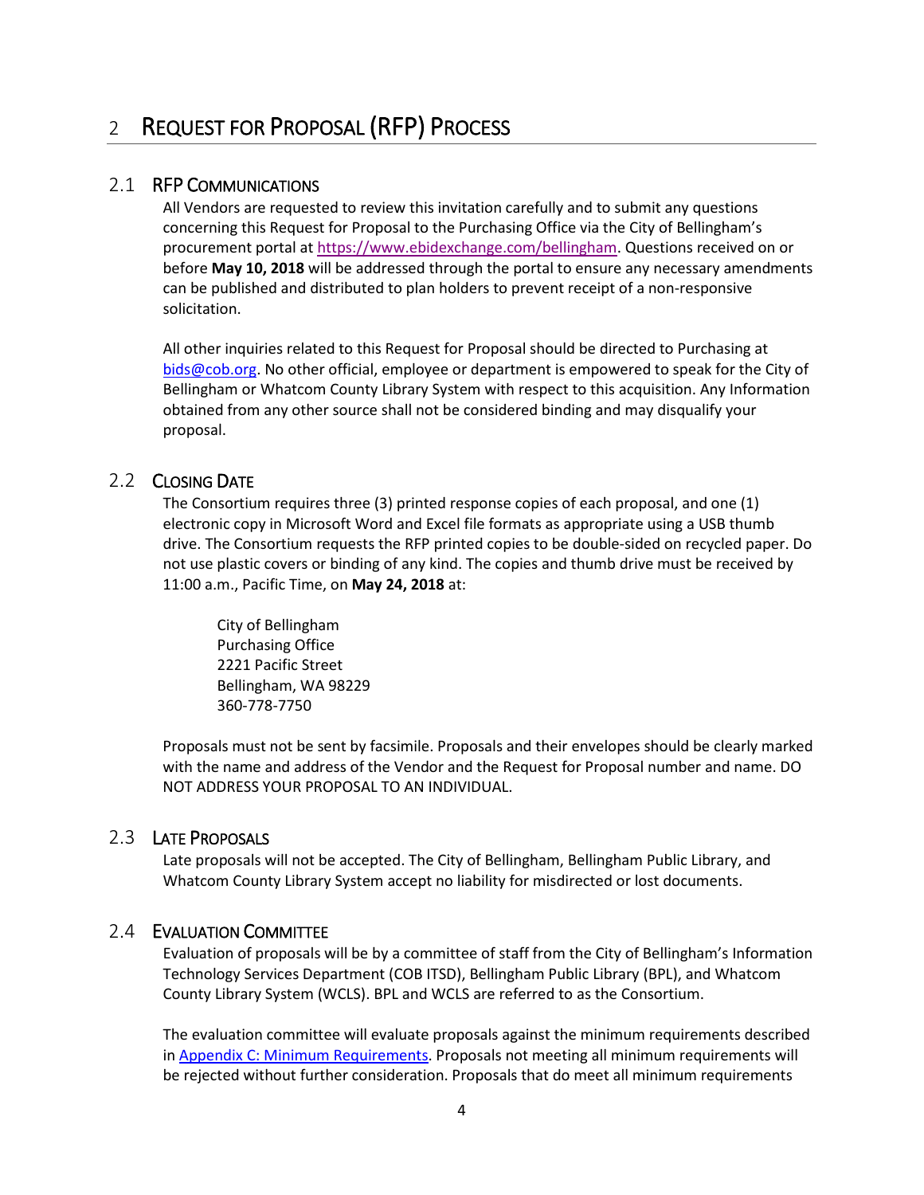# 2 Request for Proposal (RFP) Process

## 2.1 RFP Communications

All Vendors are requested to review this invitation carefully and to submit any questions concerning this Request for Proposal to the Purchasing Office via the City of Bellingham's procurement portal at https://www.ebidexchange.com/bellingham. Questions received on or before **May 10, 2018** will be addressed through the portal to ensure any necessary amendments can be published and distributed to plan holders to prevent receipt of a non-responsive solicitation.

All other inquiries related to this Request for Proposal should be directed to Purchasing at bids@cob.org. No other official, employee or department is empowered to speak for the City of Bellingham or Whatcom County Library System with respect to this acquisition. Any Information obtained from any other source shall not be considered binding and may disqualify your proposal.

## 2.2 Closing Date

The Consortium requires three (3) printed response copies of each proposal, and one (1) electronic copy in Microsoft Word and Excel file formats as appropriate using a USB thumb drive. The Consortium requests the RFP printed copies to be double-sided on recycled paper. Do not use plastic covers or binding of any kind. The copies and thumb drive must be received by 11:00 a.m., Pacific Time, on **May 24, 2018** at:

City of Bellingham
Purchasing Office
2221 Pacific Street
Bellingham, WA 98229
360-778-7750

Proposals must not be sent by facsimile. Proposals and their envelopes should be clearly marked with the name and address of the Vendor and the Request for Proposal number and name. DO NOT ADDRESS YOUR PROPOSAL TO AN INDIVIDUAL.

## 2.3 Late Proposals

Late proposals will not be accepted. The City of Bellingham, Bellingham Public Library, and Whatcom County Library System accept no liability for misdirected or lost documents.

## 2.4 Evaluation Committee

Evaluation of proposals will be by a committee of staff from the City of Bellingham's Information Technology Services Department (COB ITSD), Bellingham Public Library (BPL), and Whatcom County Library System (WCLS). BPL and WCLS are referred to as the Consortium.

The evaluation committee will evaluate proposals against the minimum requirements described in Appendix C: Minimum Requirements. Proposals not meeting all minimum requirements will be rejected without further consideration. Proposals that do meet all minimum requirements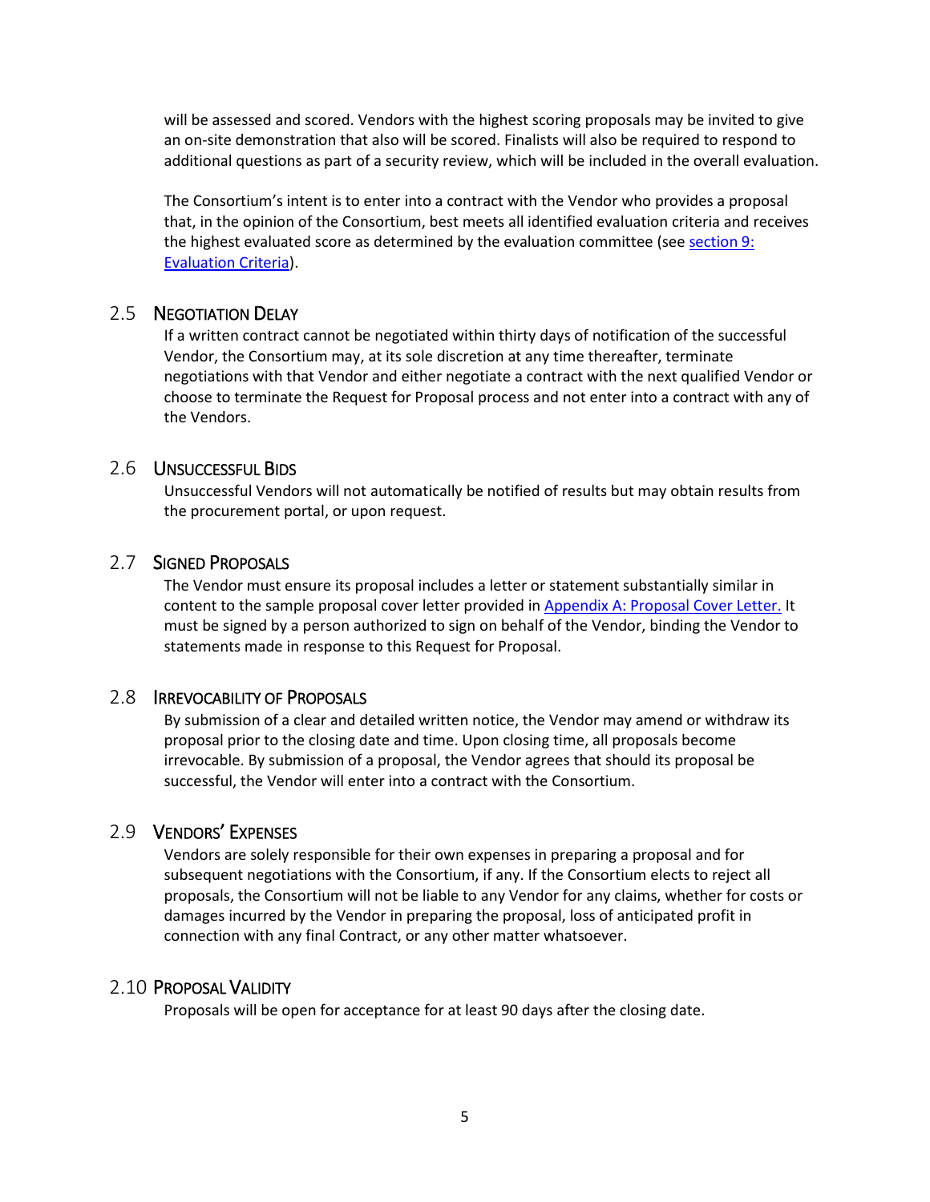will be assessed and scored. Vendors with the highest scoring proposals may be invited to give an on-site demonstration that also will be scored. Finalists will also be required to respond to additional questions as part of a security review, which will be included in the overall evaluation.

The Consortium's intent is to enter into a contract with the Vendor who provides a proposal that, in the opinion of the Consortium, best meets all identified evaluation criteria and receives the highest evaluated score as determined by the evaluation committee (see section 9: Evaluation Criteria).

## 2.5 Negotiation Delay

If a written contract cannot be negotiated within thirty days of notification of the successful Vendor, the Consortium may, at its sole discretion at any time thereafter, terminate negotiations with that Vendor and either negotiate a contract with the next qualified Vendor or choose to terminate the Request for Proposal process and not enter into a contract with any of the Vendors.

## 2.6 Unsuccessful Bids

Unsuccessful Vendors will not automatically be notified of results but may obtain results from the procurement portal, or upon request.

## 2.7 Signed Proposals

The Vendor must ensure its proposal includes a letter or statement substantially similar in content to the sample proposal cover letter provided in Appendix A: Proposal Cover Letter. It must be signed by a person authorized to sign on behalf of the Vendor, binding the Vendor to statements made in response to this Request for Proposal.

## 2.8 Irrevocability of Proposals

By submission of a clear and detailed written notice, the Vendor may amend or withdraw its proposal prior to the closing date and time. Upon closing time, all proposals become irrevocable. By submission of a proposal, the Vendor agrees that should its proposal be successful, the Vendor will enter into a contract with the Consortium.

## 2.9 Vendors' Expenses

Vendors are solely responsible for their own expenses in preparing a proposal and for subsequent negotiations with the Consortium, if any. If the Consortium elects to reject all proposals, the Consortium will not be liable to any Vendor for any claims, whether for costs or damages incurred by the Vendor in preparing the proposal, loss of anticipated profit in connection with any final Contract, or any other matter whatsoever.

## 2.10 Proposal Validity

Proposals will be open for acceptance for at least 90 days after the closing date.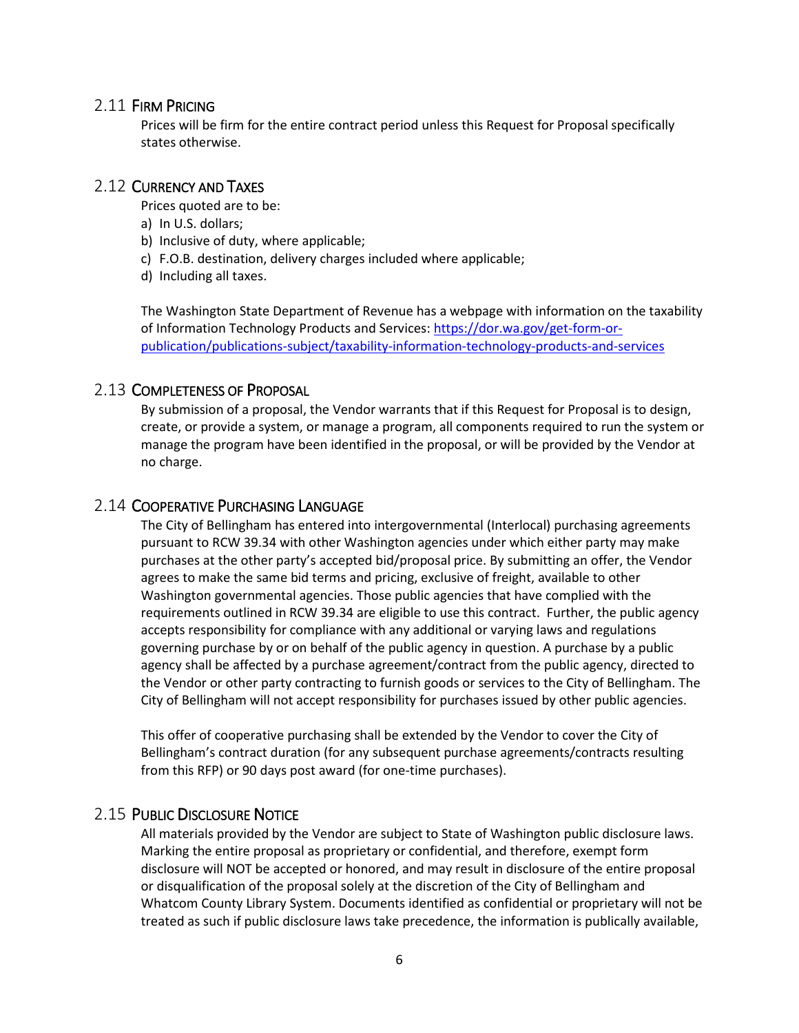## 2.11 Firm Pricing

Prices will be firm for the entire contract period unless this Request for Proposal specifically states otherwise.

## 2.12 Currency and Taxes

Prices quoted are to be:

a) In U.S. dollars;
b) Inclusive of duty, where applicable;
c) F.O.B. destination, delivery charges included where applicable;
d) Including all taxes.

The Washington State Department of Revenue has a webpage with information on the taxability of Information Technology Products and Services: [https://dor.wa.gov/get-form-or-publication/publications-subject/taxability-information-technology-products-and-services](https://dor.wa.gov/get-form-or-publication/publications-subject/taxability-information-technology-products-and-services)

## 2.13 Completeness of Proposal

By submission of a proposal, the Vendor warrants that if this Request for Proposal is to design, create, or provide a system, or manage a program, all components required to run the system or manage the program have been identified in the proposal, or will be provided by the Vendor at no charge.

## 2.14 Cooperative Purchasing Language

The City of Bellingham has entered into intergovernmental (Interlocal) purchasing agreements pursuant to RCW 39.34 with other Washington agencies under which either party may make purchases at the other party's accepted bid/proposal price. By submitting an offer, the Vendor agrees to make the same bid terms and pricing, exclusive of freight, available to other Washington governmental agencies. Those public agencies that have complied with the requirements outlined in RCW 39.34 are eligible to use this contract. Further, the public agency accepts responsibility for compliance with any additional or varying laws and regulations governing purchase by or on behalf of the public agency in question. A purchase by a public agency shall be affected by a purchase agreement/contract from the public agency, directed to the Vendor or other party contracting to furnish goods or services to the City of Bellingham. The City of Bellingham will not accept responsibility for purchases issued by other public agencies.

This offer of cooperative purchasing shall be extended by the Vendor to cover the City of Bellingham's contract duration (for any subsequent purchase agreements/contracts resulting from this RFP) or 90 days post award (for one-time purchases).

## 2.15 Public Disclosure Notice

All materials provided by the Vendor are subject to State of Washington public disclosure laws. Marking the entire proposal as proprietary or confidential, and therefore, exempt form disclosure will NOT be accepted or honored, and may result in disclosure of the entire proposal or disqualification of the proposal solely at the discretion of the City of Bellingham and Whatcom County Library System. Documents identified as confidential or proprietary will not be treated as such if public disclosure laws take precedence, the information is publically available,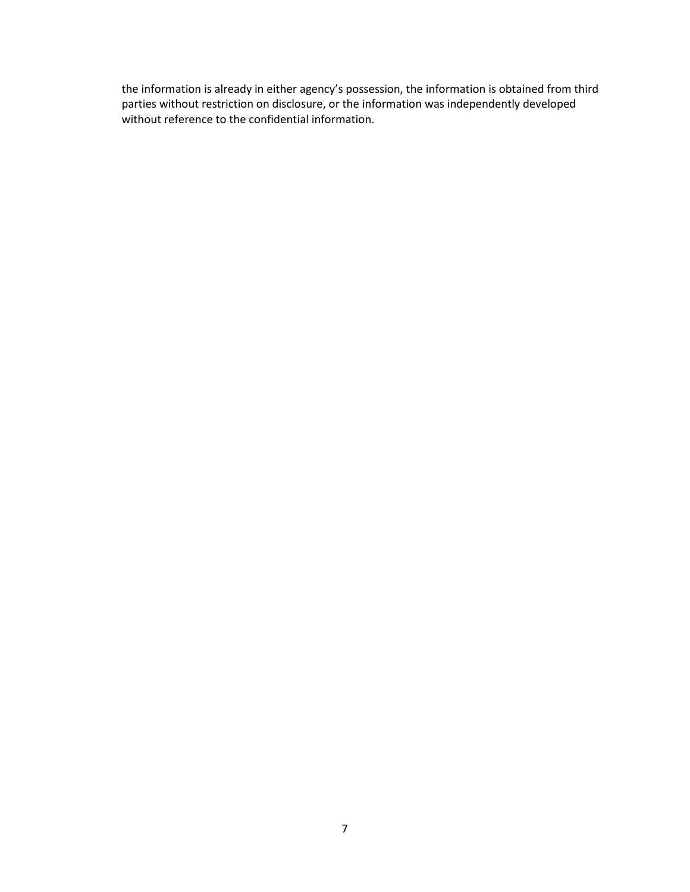the information is already in either agency's possession, the information is obtained from third parties without restriction on disclosure, or the information was independently developed without reference to the confidential information.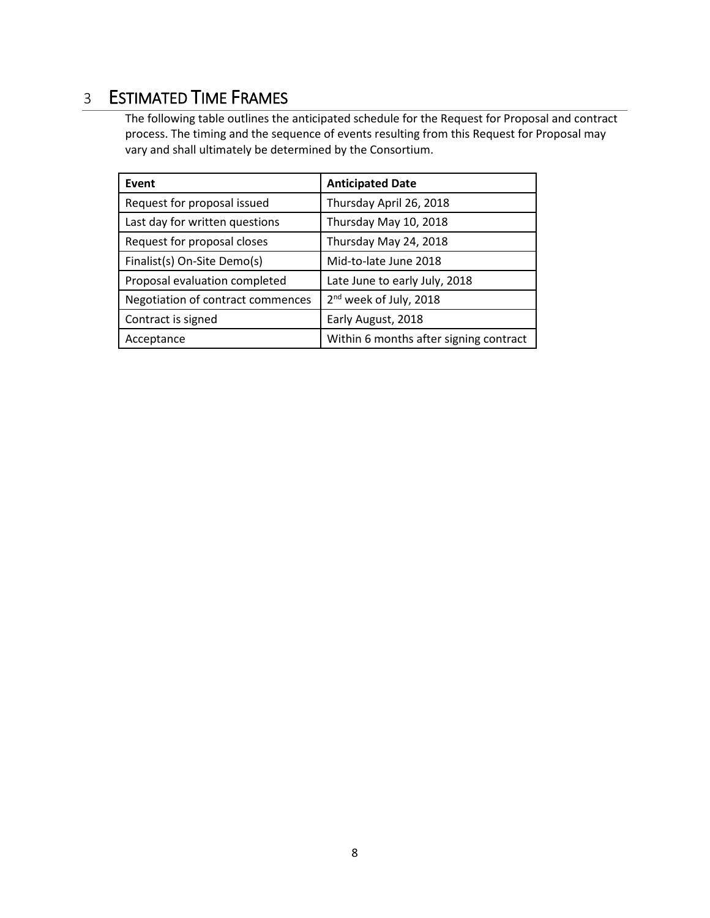# 3 ESTIMATED TIME FRAMES

The following table outlines the anticipated schedule for the Request for Proposal and contract process. The timing and the sequence of events resulting from this Request for Proposal may vary and shall ultimately be determined by the Consortium.

| Event | Anticipated Date |
|---|---|
| Request for proposal issued | Thursday April 26, 2018 |
| Last day for written questions | Thursday May 10, 2018 |
| Request for proposal closes | Thursday May 24, 2018 |
| Finalist(s) On-Site Demo(s) | Mid-to-late June 2018 |
| Proposal evaluation completed | Late June to early July, 2018 |
| Negotiation of contract commences | 2nd week of July, 2018 |
| Contract is signed | Early August, 2018 |
| Acceptance | Within 6 months after signing contract |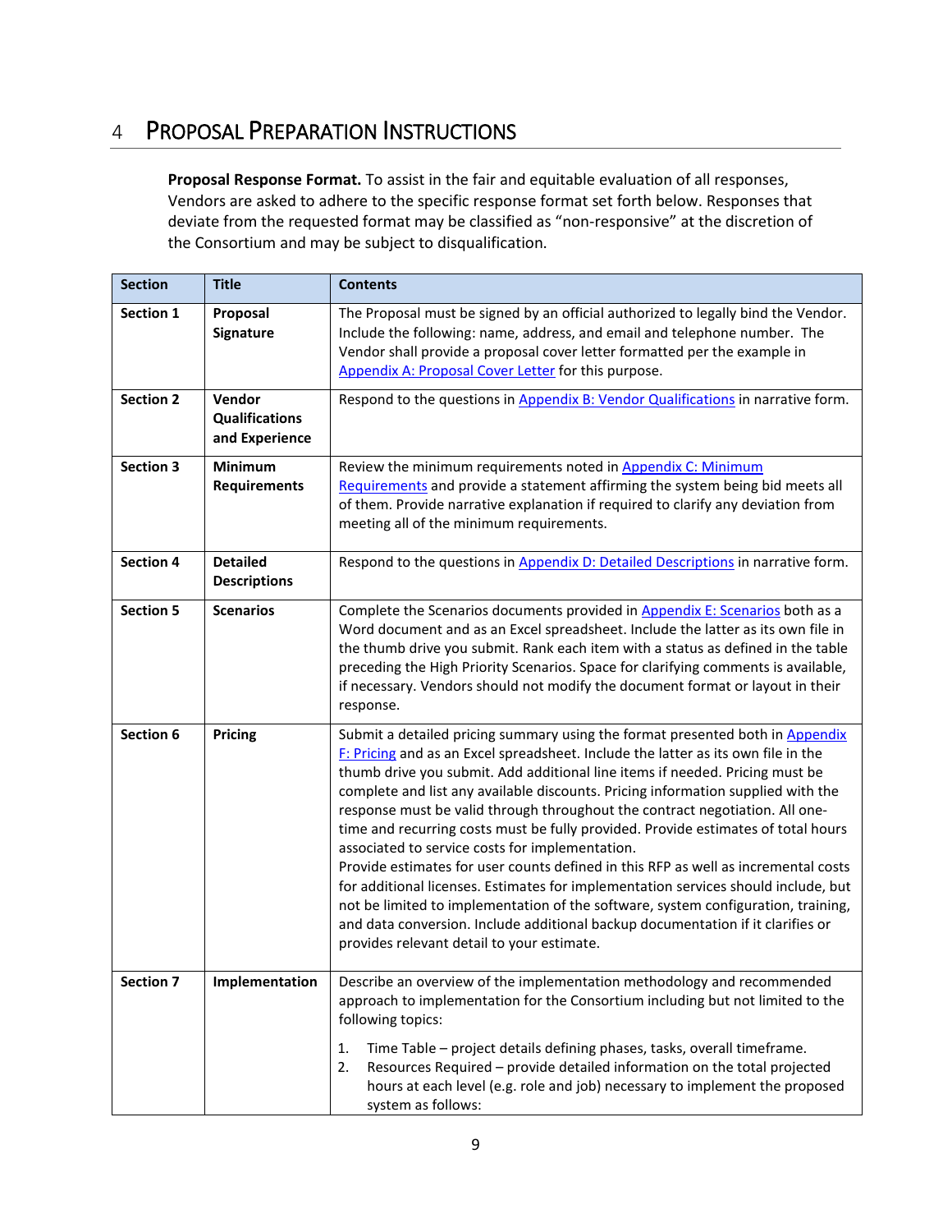# 4 Proposal Preparation Instructions

**Proposal Response Format.** To assist in the fair and equitable evaluation of all responses, Vendors are asked to adhere to the specific response format set forth below. Responses that deviate from the requested format may be classified as "non-responsive" at the discretion of the Consortium and may be subject to disqualification.

| Section | Title | Contents |
|---|---|---|
| **Section 1** | **Proposal Signature** | The Proposal must be signed by an official authorized to legally bind the Vendor. Include the following: name, address, and email and telephone number. The Vendor shall provide a proposal cover letter formatted per the example in Appendix A: Proposal Cover Letter for this purpose. |
| **Section 2** | **Vendor Qualifications and Experience** | Respond to the questions in Appendix B: Vendor Qualifications in narrative form. |
| **Section 3** | **Minimum Requirements** | Review the minimum requirements noted in Appendix C: Minimum Requirements and provide a statement affirming the system being bid meets all of them. Provide narrative explanation if required to clarify any deviation from meeting all of the minimum requirements. |
| **Section 4** | **Detailed Descriptions** | Respond to the questions in Appendix D: Detailed Descriptions in narrative form. |
| **Section 5** | **Scenarios** | Complete the Scenarios documents provided in Appendix E: Scenarios both as a Word document and as an Excel spreadsheet. Include the latter as its own file in the thumb drive you submit. Rank each item with a status as defined in the table preceding the High Priority Scenarios. Space for clarifying comments is available, if necessary. Vendors should not modify the document format or layout in their response. |
| **Section 6** | **Pricing** | Submit a detailed pricing summary using the format presented both in Appendix F: Pricing and as an Excel spreadsheet. Include the latter as its own file in the thumb drive you submit. Add additional line items if needed. Pricing must be complete and list any available discounts. Pricing information supplied with the response must be valid through throughout the contract negotiation. All one-time and recurring costs must be fully provided. Provide estimates of total hours associated to service costs for implementation.<br>Provide estimates for user counts defined in this RFP as well as incremental costs for additional licenses. Estimates for implementation services should include, but not be limited to implementation of the software, system configuration, training, and data conversion. Include additional backup documentation if it clarifies or provides relevant detail to your estimate. |
| **Section 7** | **Implementation** | Describe an overview of the implementation methodology and recommended approach to implementation for the Consortium including but not limited to the following topics:<br>1. Time Table – project details defining phases, tasks, overall timeframe.<br>2. Resources Required – provide detailed information on the total projected hours at each level (e.g. role and job) necessary to implement the proposed system as follows: |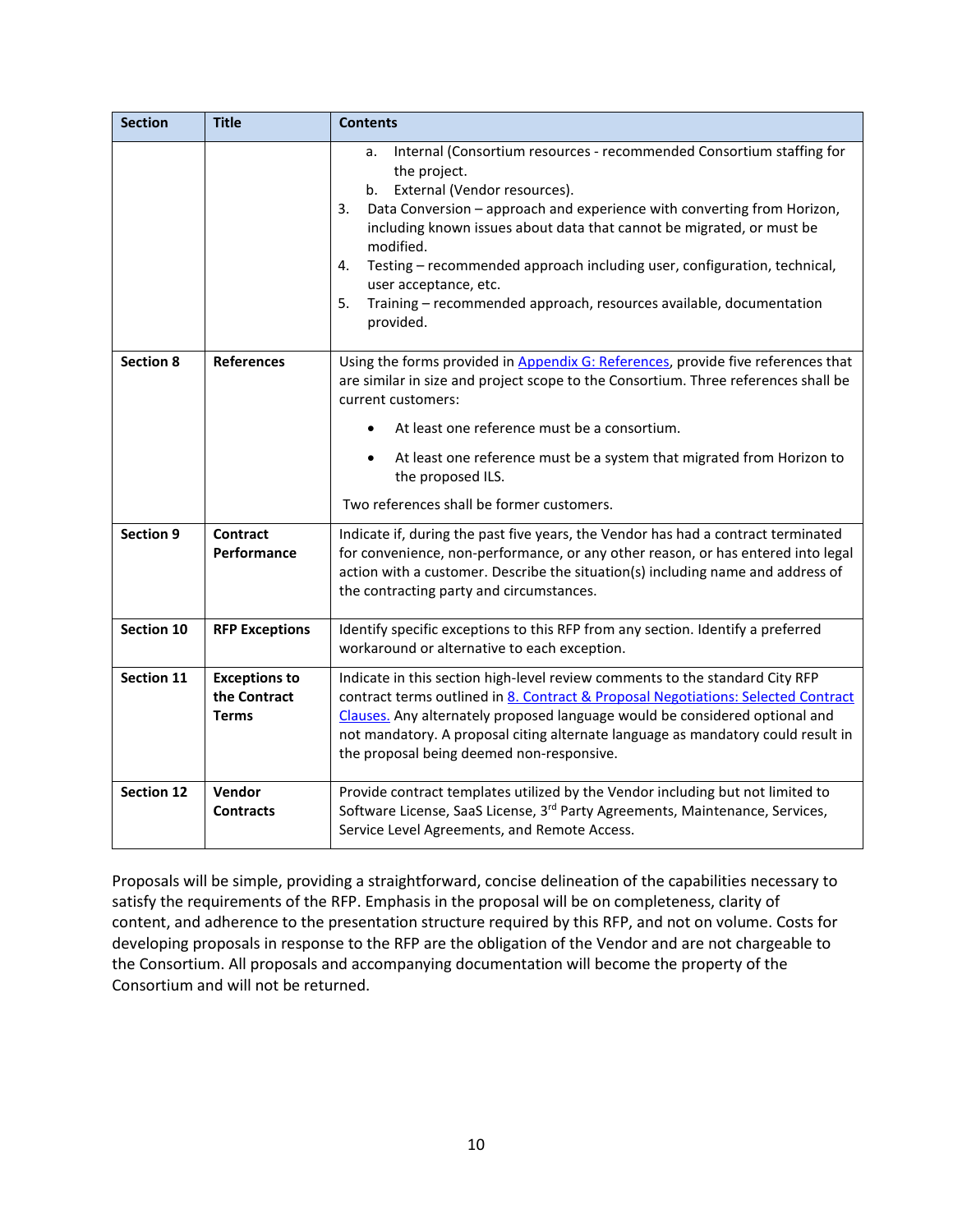| Section | Title | Contents |
|---|---|---|
| | | a. Internal (Consortium resources - recommended Consortium staffing for the project.<br>b. External (Vendor resources).<br>3. Data Conversion – approach and experience with converting from Horizon, including known issues about data that cannot be migrated, or must be modified.<br>4. Testing – recommended approach including user, configuration, technical, user acceptance, etc.<br>5. Training – recommended approach, resources available, documentation provided. |
| **Section 8** | **References** | Using the forms provided in Appendix G: References, provide five references that are similar in size and project scope to the Consortium. Three references shall be current customers:<br>• At least one reference must be a consortium.<br>• At least one reference must be a system that migrated from Horizon to the proposed ILS.<br>Two references shall be former customers. |
| **Section 9** | **Contract Performance** | Indicate if, during the past five years, the Vendor has had a contract terminated for convenience, non-performance, or any other reason, or has entered into legal action with a customer. Describe the situation(s) including name and address of the contracting party and circumstances. |
| **Section 10** | **RFP Exceptions** | Identify specific exceptions to this RFP from any section. Identify a preferred workaround or alternative to each exception. |
| **Section 11** | **Exceptions to the Contract Terms** | Indicate in this section high-level review comments to the standard City RFP contract terms outlined in 8. Contract & Proposal Negotiations: Selected Contract Clauses. Any alternately proposed language would be considered optional and not mandatory. A proposal citing alternate language as mandatory could result in the proposal being deemed non-responsive. |
| **Section 12** | **Vendor Contracts** | Provide contract templates utilized by the Vendor including but not limited to Software License, SaaS License, 3rd Party Agreements, Maintenance, Services, Service Level Agreements, and Remote Access. |

Proposals will be simple, providing a straightforward, concise delineation of the capabilities necessary to satisfy the requirements of the RFP. Emphasis in the proposal will be on completeness, clarity of content, and adherence to the presentation structure required by this RFP, and not on volume. Costs for developing proposals in response to the RFP are the obligation of the Vendor and are not chargeable to the Consortium. All proposals and accompanying documentation will become the property of the Consortium and will not be returned.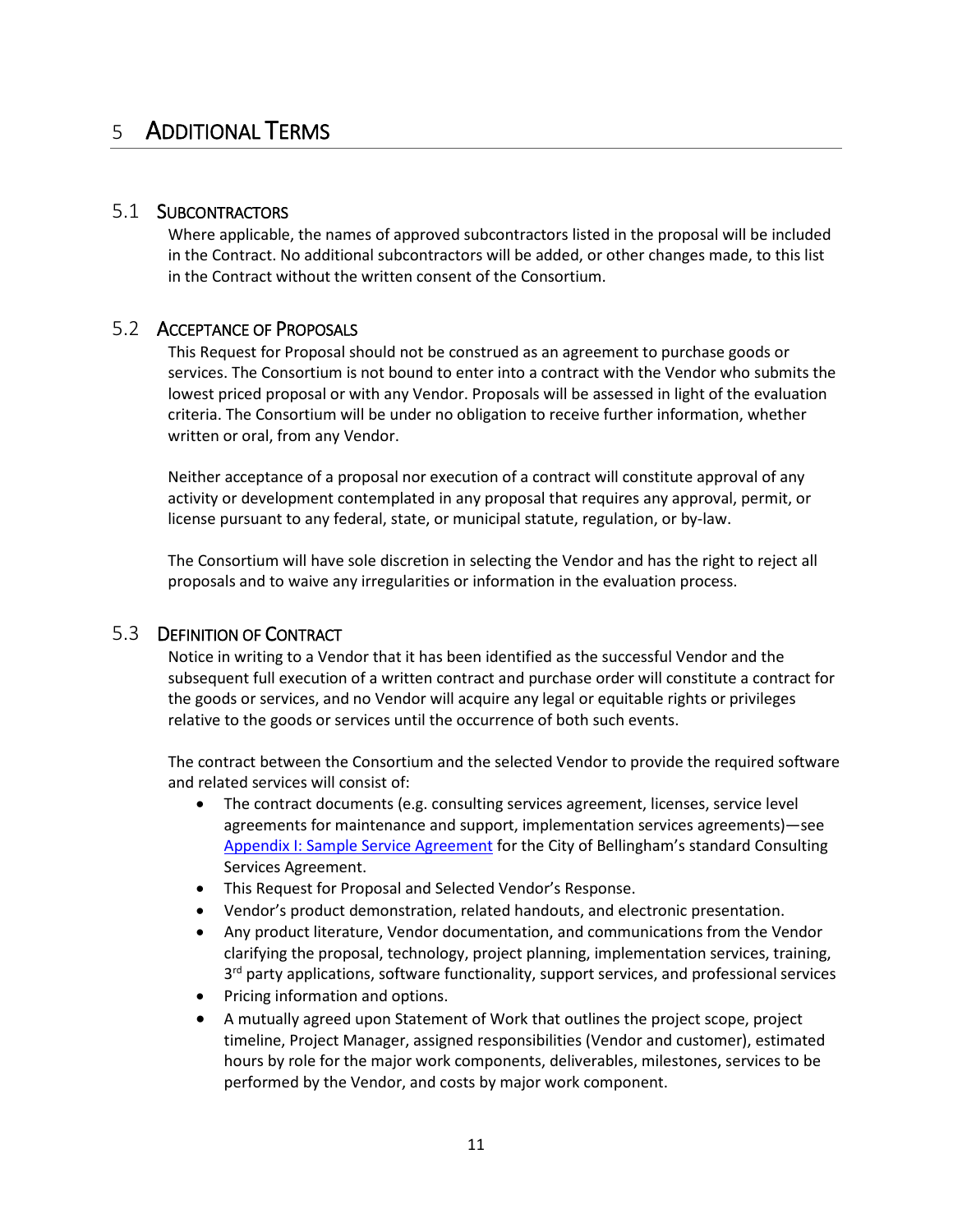# 5 Additional Terms

## 5.1 Subcontractors

Where applicable, the names of approved subcontractors listed in the proposal will be included in the Contract. No additional subcontractors will be added, or other changes made, to this list in the Contract without the written consent of the Consortium.

## 5.2 Acceptance of Proposals

This Request for Proposal should not be construed as an agreement to purchase goods or services. The Consortium is not bound to enter into a contract with the Vendor who submits the lowest priced proposal or with any Vendor. Proposals will be assessed in light of the evaluation criteria. The Consortium will be under no obligation to receive further information, whether written or oral, from any Vendor.

Neither acceptance of a proposal nor execution of a contract will constitute approval of any activity or development contemplated in any proposal that requires any approval, permit, or license pursuant to any federal, state, or municipal statute, regulation, or by-law.

The Consortium will have sole discretion in selecting the Vendor and has the right to reject all proposals and to waive any irregularities or information in the evaluation process.

## 5.3 Definition of Contract

Notice in writing to a Vendor that it has been identified as the successful Vendor and the subsequent full execution of a written contract and purchase order will constitute a contract for the goods or services, and no Vendor will acquire any legal or equitable rights or privileges relative to the goods or services until the occurrence of both such events.

The contract between the Consortium and the selected Vendor to provide the required software and related services will consist of:

- The contract documents (e.g. consulting services agreement, licenses, service level agreements for maintenance and support, implementation services agreements)—see Appendix I: Sample Service Agreement for the City of Bellingham's standard Consulting Services Agreement.
- This Request for Proposal and Selected Vendor's Response.
- Vendor's product demonstration, related handouts, and electronic presentation.
- Any product literature, Vendor documentation, and communications from the Vendor clarifying the proposal, technology, project planning, implementation services, training, 3rd party applications, software functionality, support services, and professional services
- Pricing information and options.
- A mutually agreed upon Statement of Work that outlines the project scope, project timeline, Project Manager, assigned responsibilities (Vendor and customer), estimated hours by role for the major work components, deliverables, milestones, services to be performed by the Vendor, and costs by major work component.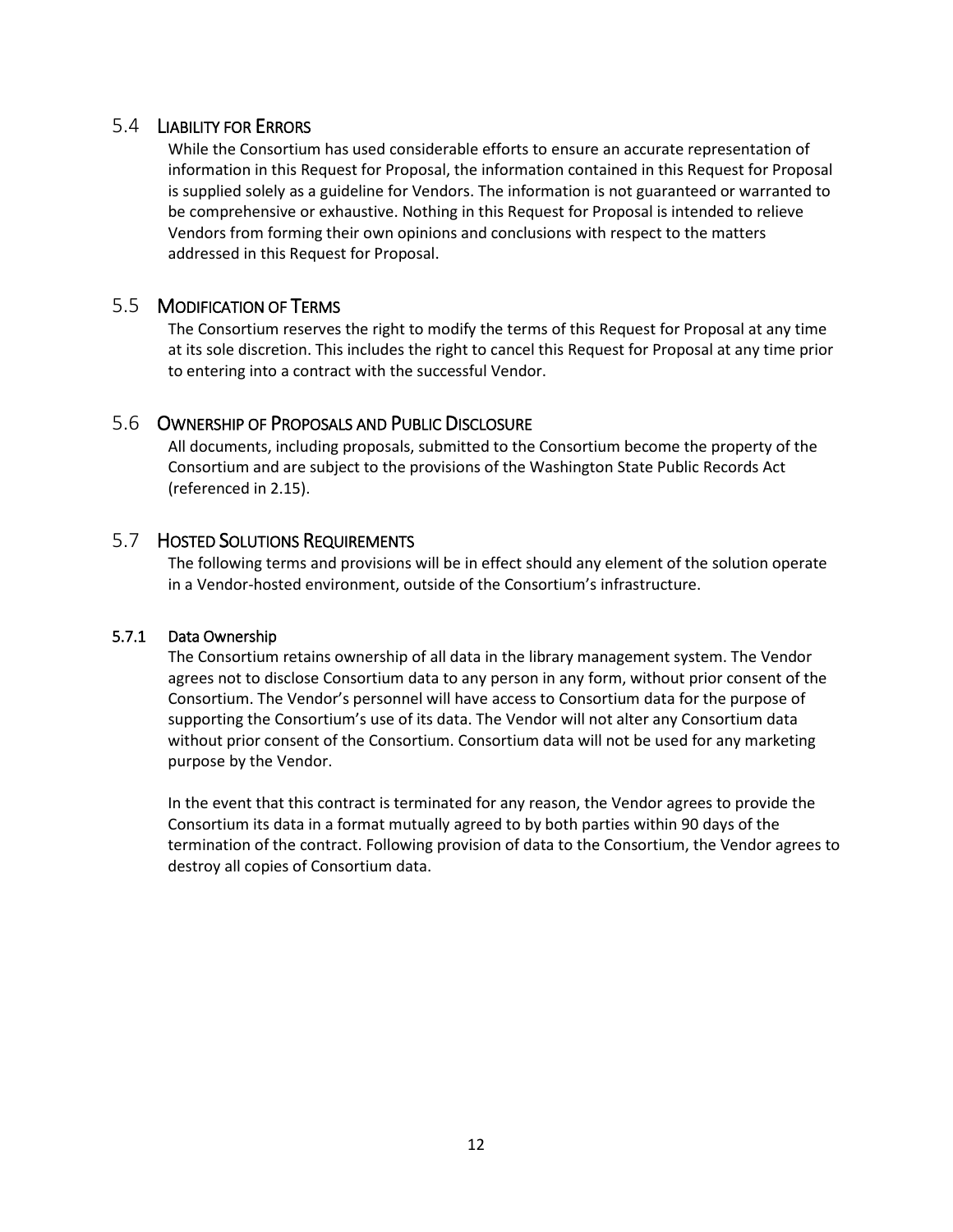## 5.4 Liability for Errors

While the Consortium has used considerable efforts to ensure an accurate representation of information in this Request for Proposal, the information contained in this Request for Proposal is supplied solely as a guideline for Vendors. The information is not guaranteed or warranted to be comprehensive or exhaustive. Nothing in this Request for Proposal is intended to relieve Vendors from forming their own opinions and conclusions with respect to the matters addressed in this Request for Proposal.

## 5.5 Modification of Terms

The Consortium reserves the right to modify the terms of this Request for Proposal at any time at its sole discretion. This includes the right to cancel this Request for Proposal at any time prior to entering into a contract with the successful Vendor.

## 5.6 Ownership of Proposals and Public Disclosure

All documents, including proposals, submitted to the Consortium become the property of the Consortium and are subject to the provisions of the Washington State Public Records Act (referenced in 2.15).

## 5.7 Hosted Solutions Requirements

The following terms and provisions will be in effect should any element of the solution operate in a Vendor-hosted environment, outside of the Consortium's infrastructure.

### 5.7.1 Data Ownership

The Consortium retains ownership of all data in the library management system. The Vendor agrees not to disclose Consortium data to any person in any form, without prior consent of the Consortium. The Vendor's personnel will have access to Consortium data for the purpose of supporting the Consortium's use of its data. The Vendor will not alter any Consortium data without prior consent of the Consortium. Consortium data will not be used for any marketing purpose by the Vendor.

In the event that this contract is terminated for any reason, the Vendor agrees to provide the Consortium its data in a format mutually agreed to by both parties within 90 days of the termination of the contract. Following provision of data to the Consortium, the Vendor agrees to destroy all copies of Consortium data.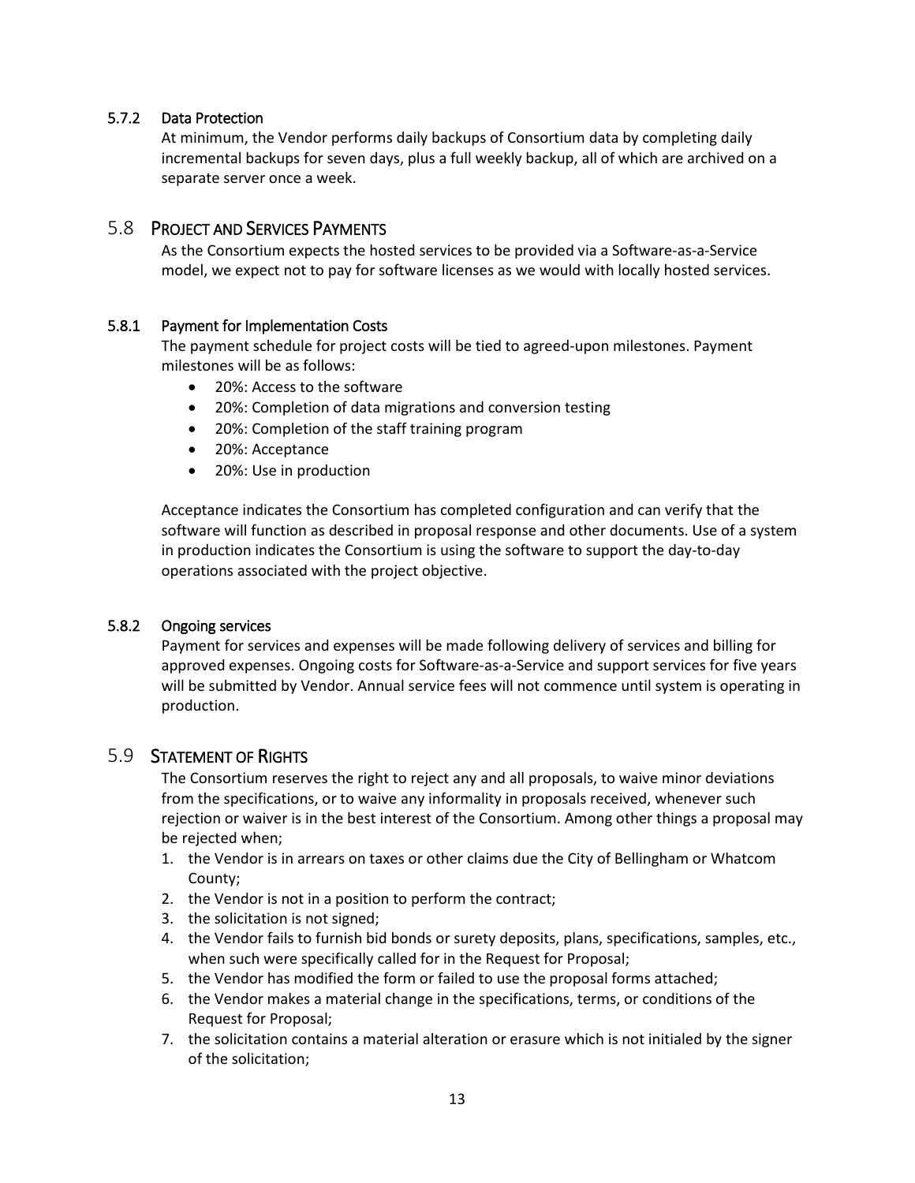#### 5.7.2 Data Protection

At minimum, the Vendor performs daily backups of Consortium data by completing daily incremental backups for seven days, plus a full weekly backup, all of which are archived on a separate server once a week.

## 5.8 Project and Services Payments

As the Consortium expects the hosted services to be provided via a Software-as-a-Service model, we expect not to pay for software licenses as we would with locally hosted services.

#### 5.8.1 Payment for Implementation Costs

The payment schedule for project costs will be tied to agreed-upon milestones. Payment milestones will be as follows:

- 20%: Access to the software
- 20%: Completion of data migrations and conversion testing
- 20%: Completion of the staff training program
- 20%: Acceptance
- 20%: Use in production

Acceptance indicates the Consortium has completed configuration and can verify that the software will function as described in proposal response and other documents. Use of a system in production indicates the Consortium is using the software to support the day-to-day operations associated with the project objective.

#### 5.8.2 Ongoing services

Payment for services and expenses will be made following delivery of services and billing for approved expenses. Ongoing costs for Software-as-a-Service and support services for five years will be submitted by Vendor. Annual service fees will not commence until system is operating in production.

## 5.9 Statement of Rights

The Consortium reserves the right to reject any and all proposals, to waive minor deviations from the specifications, or to waive any informality in proposals received, whenever such rejection or waiver is in the best interest of the Consortium. Among other things a proposal may be rejected when;

1. the Vendor is in arrears on taxes or other claims due the City of Bellingham or Whatcom County;
2. the Vendor is not in a position to perform the contract;
3. the solicitation is not signed;
4. the Vendor fails to furnish bid bonds or surety deposits, plans, specifications, samples, etc., when such were specifically called for in the Request for Proposal;
5. the Vendor has modified the form or failed to use the proposal forms attached;
6. the Vendor makes a material change in the specifications, terms, or conditions of the Request for Proposal;
7. the solicitation contains a material alteration or erasure which is not initialed by the signer of the solicitation;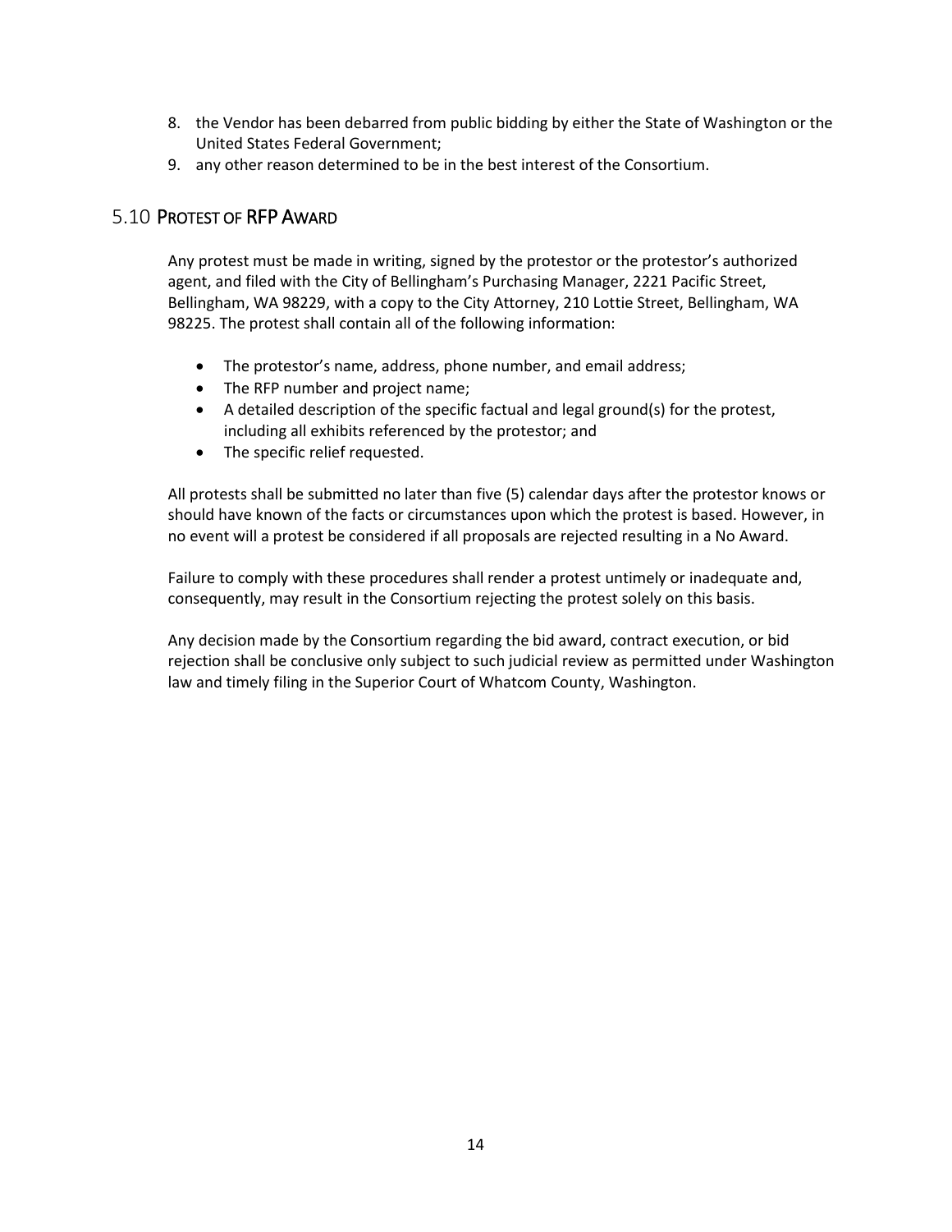8. the Vendor has been debarred from public bidding by either the State of Washington or the United States Federal Government;
9. any other reason determined to be in the best interest of the Consortium.

## 5.10 Protest of RFP Award

Any protest must be made in writing, signed by the protestor or the protestor's authorized agent, and filed with the City of Bellingham's Purchasing Manager, 2221 Pacific Street, Bellingham, WA 98229, with a copy to the City Attorney, 210 Lottie Street, Bellingham, WA 98225. The protest shall contain all of the following information:

- The protestor's name, address, phone number, and email address;
- The RFP number and project name;
- A detailed description of the specific factual and legal ground(s) for the protest, including all exhibits referenced by the protestor; and
- The specific relief requested.

All protests shall be submitted no later than five (5) calendar days after the protestor knows or should have known of the facts or circumstances upon which the protest is based. However, in no event will a protest be considered if all proposals are rejected resulting in a No Award.

Failure to comply with these procedures shall render a protest untimely or inadequate and, consequently, may result in the Consortium rejecting the protest solely on this basis.

Any decision made by the Consortium regarding the bid award, contract execution, or bid rejection shall be conclusive only subject to such judicial review as permitted under Washington law and timely filing in the Superior Court of Whatcom County, Washington.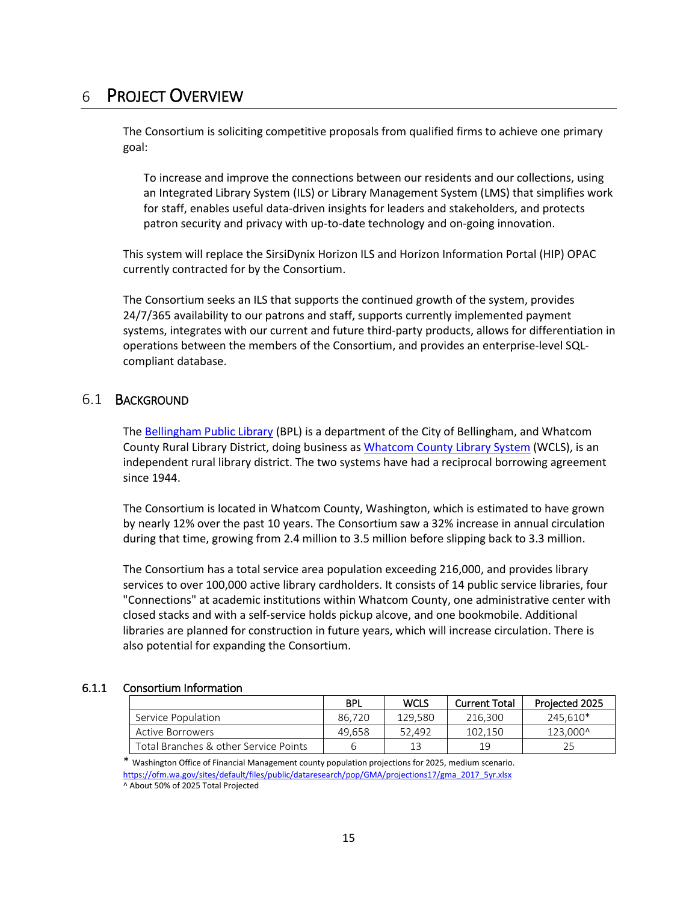# 6 PROJECT OVERVIEW

The Consortium is soliciting competitive proposals from qualified firms to achieve one primary goal:

> To increase and improve the connections between our residents and our collections, using an Integrated Library System (ILS) or Library Management System (LMS) that simplifies work for staff, enables useful data-driven insights for leaders and stakeholders, and protects patron security and privacy with up-to-date technology and on-going innovation.

This system will replace the SirsiDynix Horizon ILS and Horizon Information Portal (HIP) OPAC currently contracted for by the Consortium.

The Consortium seeks an ILS that supports the continued growth of the system, provides 24/7/365 availability to our patrons and staff, supports currently implemented payment systems, integrates with our current and future third-party products, allows for differentiation in operations between the members of the Consortium, and provides an enterprise-level SQL-compliant database.

## 6.1 BACKGROUND

The Bellingham Public Library (BPL) is a department of the City of Bellingham, and Whatcom County Rural Library District, doing business as Whatcom County Library System (WCLS), is an independent rural library district. The two systems have had a reciprocal borrowing agreement since 1944.

The Consortium is located in Whatcom County, Washington, which is estimated to have grown by nearly 12% over the past 10 years. The Consortium saw a 32% increase in annual circulation during that time, growing from 2.4 million to 3.5 million before slipping back to 3.3 million.

The Consortium has a total service area population exceeding 216,000, and provides library services to over 100,000 active library cardholders. It consists of 14 public service libraries, four "Connections" at academic institutions within Whatcom County, one administrative center with closed stacks and with a self-service holds pickup alcove, and one bookmobile. Additional libraries are planned for construction in future years, which will increase circulation. There is also potential for expanding the Consortium.

### 6.1.1 Consortium Information

| | BPL | WCLS | Current Total | Projected 2025 |
|---|---|---|---|---|
| Service Population | 86,720 | 129,580 | 216,300 | 245,610* |
| Active Borrowers | 49,658 | 52,492 | 102,150 | 123,000^ |
| Total Branches & other Service Points | 6 | 13 | 19 | 25 |

\* Washington Office of Financial Management county population projections for 2025, medium scenario. https://ofm.wa.gov/sites/default/files/public/dataresearch/pop/GMA/projections17/gma_2017_5yr.xlsx

^ About 50% of 2025 Total Projected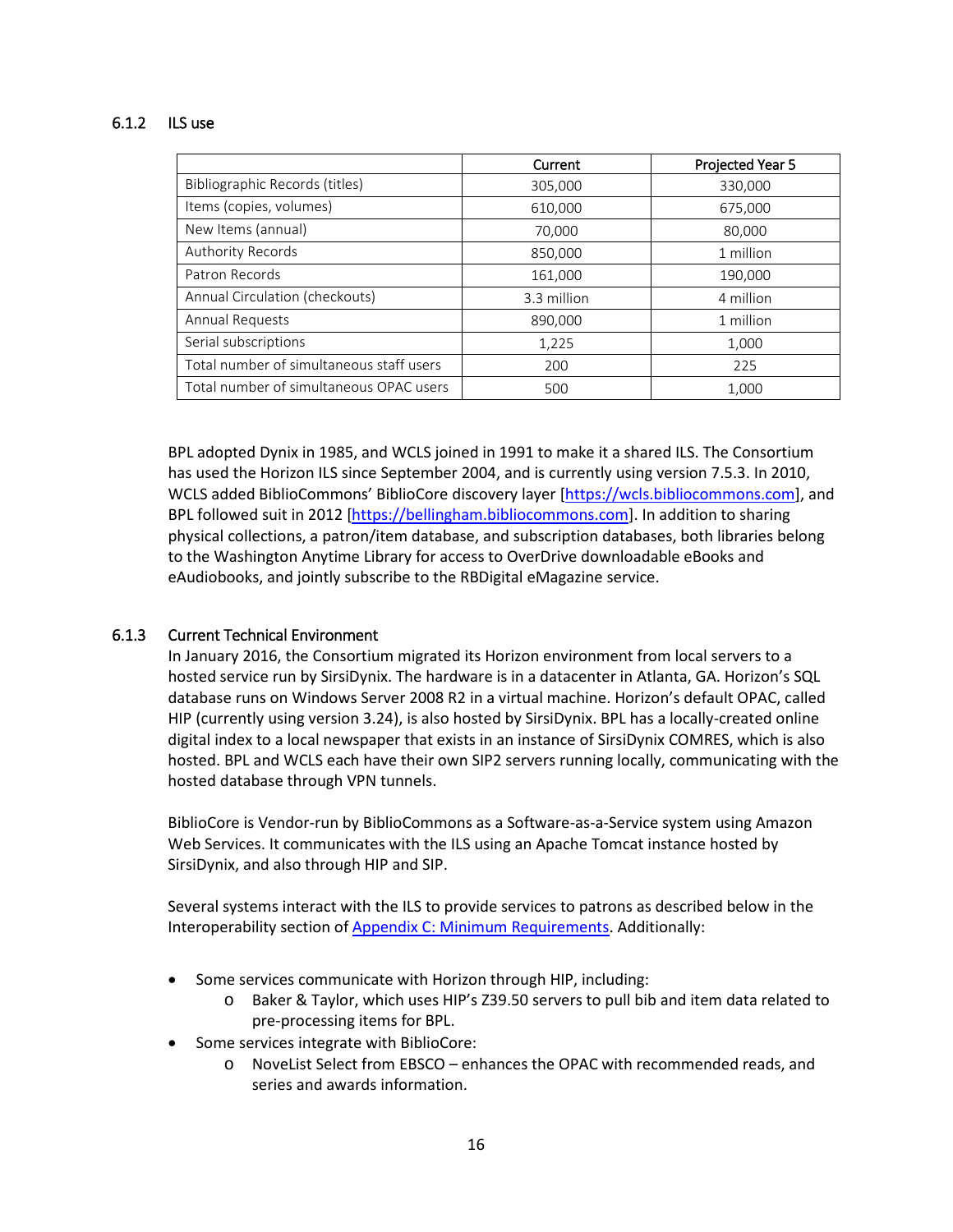### 6.1.2 ILS use

| | Current | Projected Year 5 |
|---|---|---|
| Bibliographic Records (titles) | 305,000 | 330,000 |
| Items (copies, volumes) | 610,000 | 675,000 |
| New Items (annual) | 70,000 | 80,000 |
| Authority Records | 850,000 | 1 million |
| Patron Records | 161,000 | 190,000 |
| Annual Circulation (checkouts) | 3.3 million | 4 million |
| Annual Requests | 890,000 | 1 million |
| Serial subscriptions | 1,225 | 1,000 |
| Total number of simultaneous staff users | 200 | 225 |
| Total number of simultaneous OPAC users | 500 | 1,000 |

BPL adopted Dynix in 1985, and WCLS joined in 1991 to make it a shared ILS. The Consortium has used the Horizon ILS since September 2004, and is currently using version 7.5.3. In 2010, WCLS added BiblioCommons' BiblioCore discovery layer [https://wcls.bibliocommons.com], and BPL followed suit in 2012 [https://bellingham.bibliocommons.com]. In addition to sharing physical collections, a patron/item database, and subscription databases, both libraries belong to the Washington Anytime Library for access to OverDrive downloadable eBooks and eAudiobooks, and jointly subscribe to the RBDigital eMagazine service.

### 6.1.3 Current Technical Environment

In January 2016, the Consortium migrated its Horizon environment from local servers to a hosted service run by SirsiDynix. The hardware is in a datacenter in Atlanta, GA. Horizon's SQL database runs on Windows Server 2008 R2 in a virtual machine. Horizon's default OPAC, called HIP (currently using version 3.24), is also hosted by SirsiDynix. BPL has a locally-created online digital index to a local newspaper that exists in an instance of SirsiDynix COMRES, which is also hosted. BPL and WCLS each have their own SIP2 servers running locally, communicating with the hosted database through VPN tunnels.

BiblioCore is Vendor-run by BiblioCommons as a Software-as-a-Service system using Amazon Web Services. It communicates with the ILS using an Apache Tomcat instance hosted by SirsiDynix, and also through HIP and SIP.

Several systems interact with the ILS to provide services to patrons as described below in the Interoperability section of Appendix C: Minimum Requirements. Additionally:

- Some services communicate with Horizon through HIP, including:
  - Baker & Taylor, which uses HIP's Z39.50 servers to pull bib and item data related to pre-processing items for BPL.
- Some services integrate with BiblioCore:
  - NoveList Select from EBSCO – enhances the OPAC with recommended reads, and series and awards information.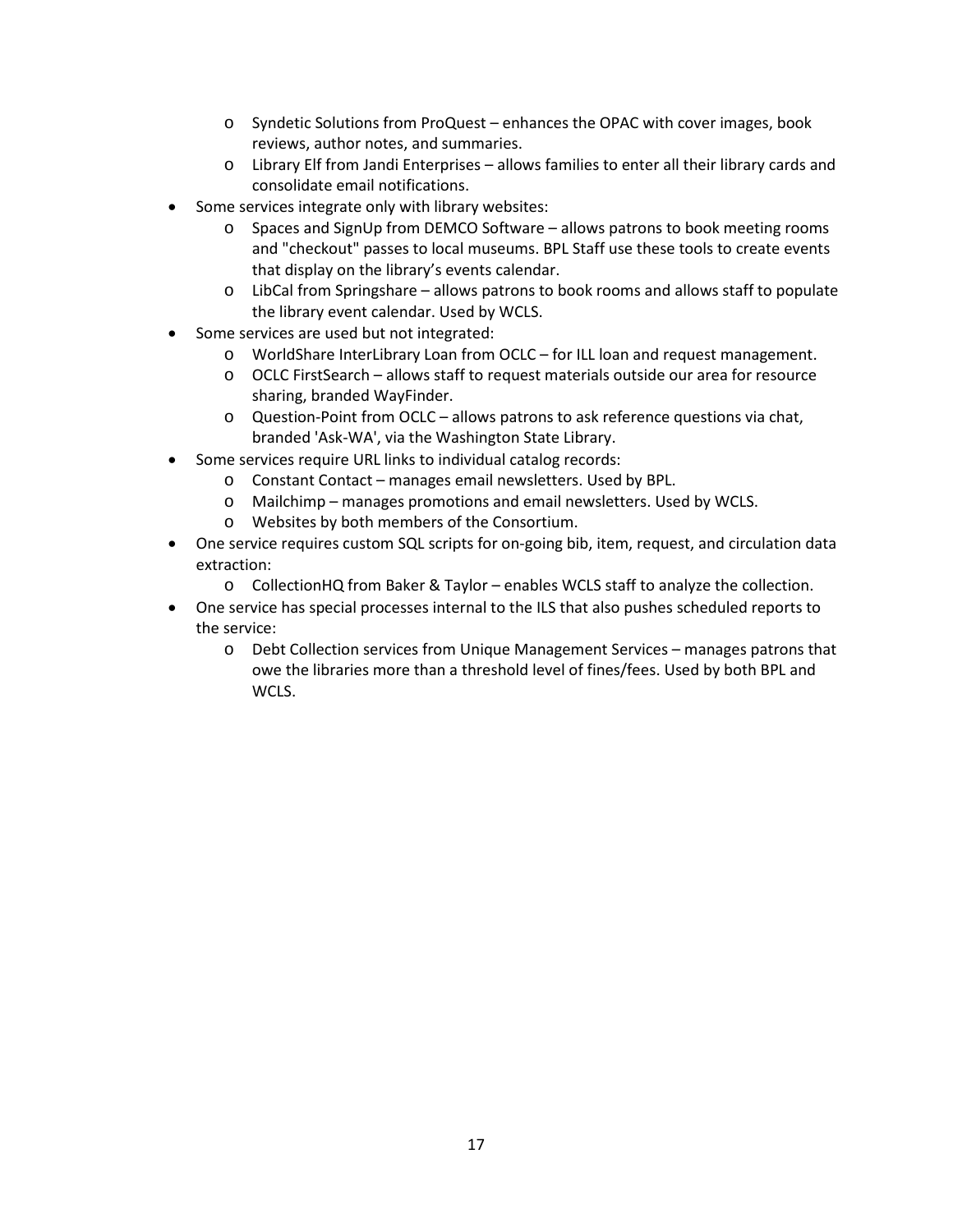- Syndetic Solutions from ProQuest – enhances the OPAC with cover images, book reviews, author notes, and summaries.
  - Library Elf from Jandi Enterprises – allows families to enter all their library cards and consolidate email notifications.
- Some services integrate only with library websites:
  - Spaces and SignUp from DEMCO Software – allows patrons to book meeting rooms and "checkout" passes to local museums. BPL Staff use these tools to create events that display on the library's events calendar.
  - LibCal from Springshare – allows patrons to book rooms and allows staff to populate the library event calendar. Used by WCLS.
- Some services are used but not integrated:
  - WorldShare InterLibrary Loan from OCLC – for ILL loan and request management.
  - OCLC FirstSearch – allows staff to request materials outside our area for resource sharing, branded WayFinder.
  - Question-Point from OCLC – allows patrons to ask reference questions via chat, branded 'Ask-WA', via the Washington State Library.
- Some services require URL links to individual catalog records:
  - Constant Contact – manages email newsletters. Used by BPL.
  - Mailchimp – manages promotions and email newsletters. Used by WCLS.
  - Websites by both members of the Consortium.
- One service requires custom SQL scripts for on-going bib, item, request, and circulation data extraction:
  - CollectionHQ from Baker & Taylor – enables WCLS staff to analyze the collection.
- One service has special processes internal to the ILS that also pushes scheduled reports to the service:
  - Debt Collection services from Unique Management Services – manages patrons that owe the libraries more than a threshold level of fines/fees. Used by both BPL and WCLS.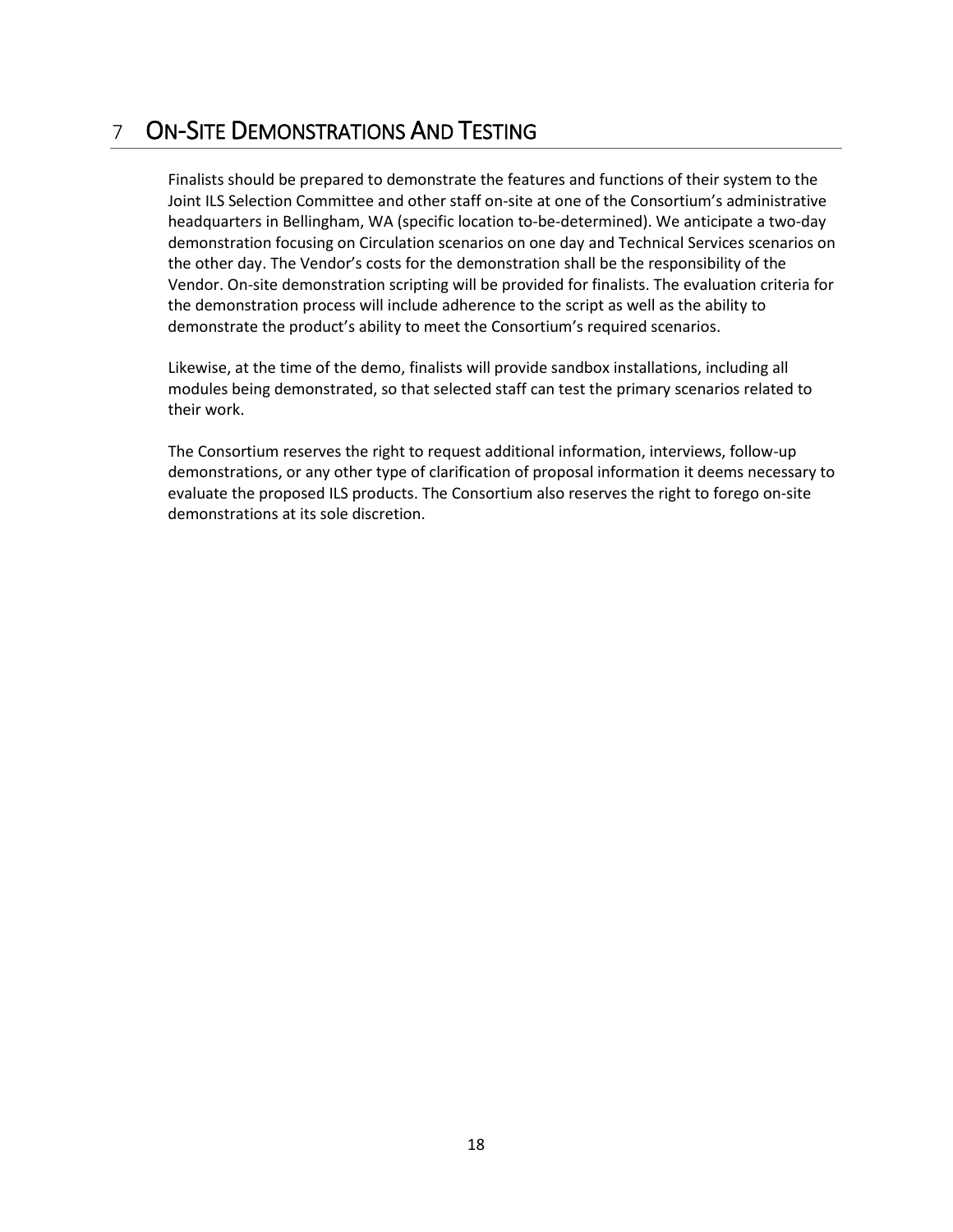# 7 On-Site Demonstrations And Testing

Finalists should be prepared to demonstrate the features and functions of their system to the Joint ILS Selection Committee and other staff on-site at one of the Consortium's administrative headquarters in Bellingham, WA (specific location to-be-determined). We anticipate a two-day demonstration focusing on Circulation scenarios on one day and Technical Services scenarios on the other day. The Vendor's costs for the demonstration shall be the responsibility of the Vendor. On-site demonstration scripting will be provided for finalists. The evaluation criteria for the demonstration process will include adherence to the script as well as the ability to demonstrate the product's ability to meet the Consortium's required scenarios.

Likewise, at the time of the demo, finalists will provide sandbox installations, including all modules being demonstrated, so that selected staff can test the primary scenarios related to their work.

The Consortium reserves the right to request additional information, interviews, follow-up demonstrations, or any other type of clarification of proposal information it deems necessary to evaluate the proposed ILS products. The Consortium also reserves the right to forego on-site demonstrations at its sole discretion.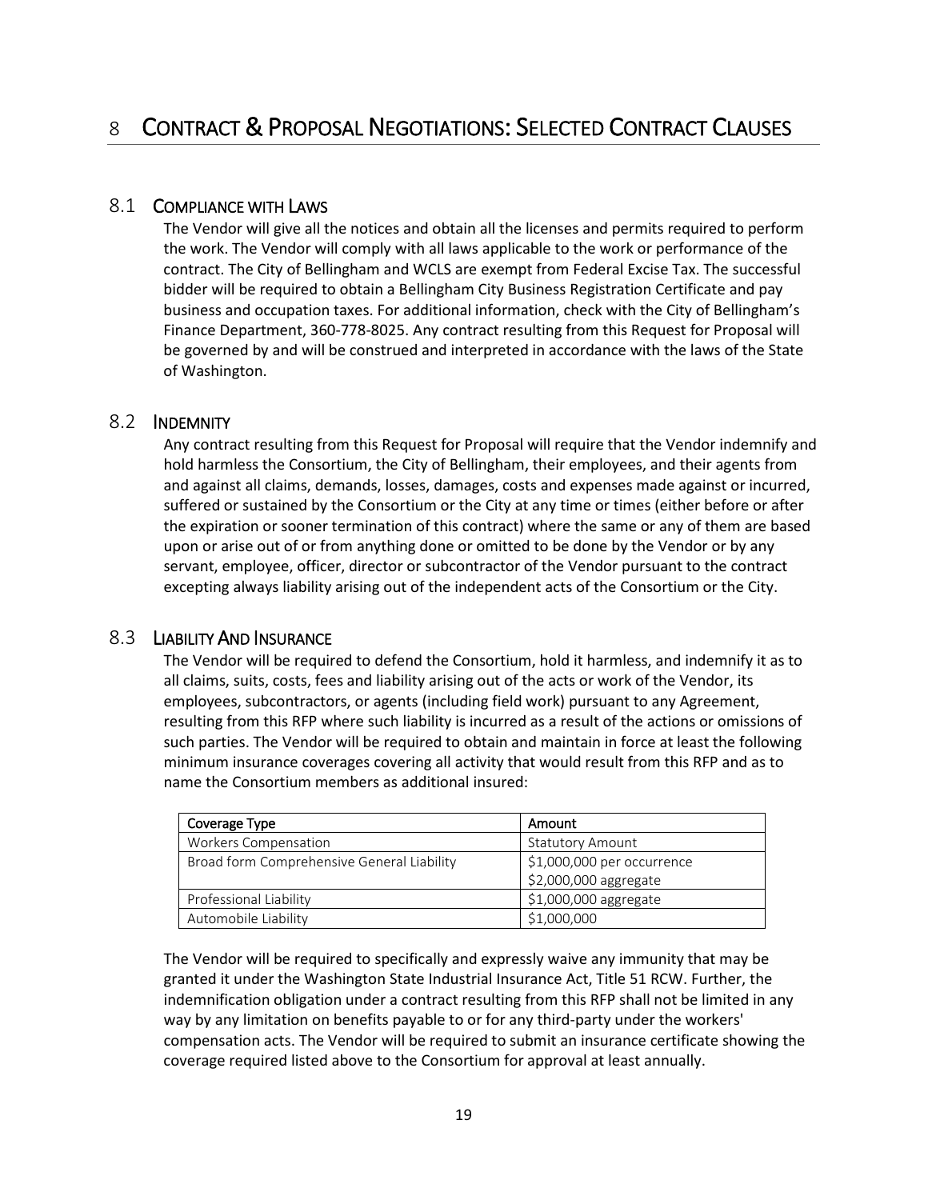# 8 CONTRACT & PROPOSAL NEGOTIATIONS: SELECTED CONTRACT CLAUSES

## 8.1 COMPLIANCE WITH LAWS

The Vendor will give all the notices and obtain all the licenses and permits required to perform the work. The Vendor will comply with all laws applicable to the work or performance of the contract. The City of Bellingham and WCLS are exempt from Federal Excise Tax. The successful bidder will be required to obtain a Bellingham City Business Registration Certificate and pay business and occupation taxes. For additional information, check with the City of Bellingham's Finance Department, 360-778-8025. Any contract resulting from this Request for Proposal will be governed by and will be construed and interpreted in accordance with the laws of the State of Washington.

## 8.2 INDEMNITY

Any contract resulting from this Request for Proposal will require that the Vendor indemnify and hold harmless the Consortium, the City of Bellingham, their employees, and their agents from and against all claims, demands, losses, damages, costs and expenses made against or incurred, suffered or sustained by the Consortium or the City at any time or times (either before or after the expiration or sooner termination of this contract) where the same or any of them are based upon or arise out of or from anything done or omitted to be done by the Vendor or by any servant, employee, officer, director or subcontractor of the Vendor pursuant to the contract excepting always liability arising out of the independent acts of the Consortium or the City.

## 8.3 LIABILITY AND INSURANCE

The Vendor will be required to defend the Consortium, hold it harmless, and indemnify it as to all claims, suits, costs, fees and liability arising out of the acts or work of the Vendor, its employees, subcontractors, or agents (including field work) pursuant to any Agreement, resulting from this RFP where such liability is incurred as a result of the actions or omissions of such parties. The Vendor will be required to obtain and maintain in force at least the following minimum insurance coverages covering all activity that would result from this RFP and as to name the Consortium members as additional insured:

| Coverage Type | Amount |
|---|---|
| Workers Compensation | Statutory Amount |
| Broad form Comprehensive General Liability | $1,000,000 per occurrence<br>$2,000,000 aggregate |
| Professional Liability | $1,000,000 aggregate |
| Automobile Liability | $1,000,000 |

The Vendor will be required to specifically and expressly waive any immunity that may be granted it under the Washington State Industrial Insurance Act, Title 51 RCW. Further, the indemnification obligation under a contract resulting from this RFP shall not be limited in any way by any limitation on benefits payable to or for any third-party under the workers' compensation acts. The Vendor will be required to submit an insurance certificate showing the coverage required listed above to the Consortium for approval at least annually.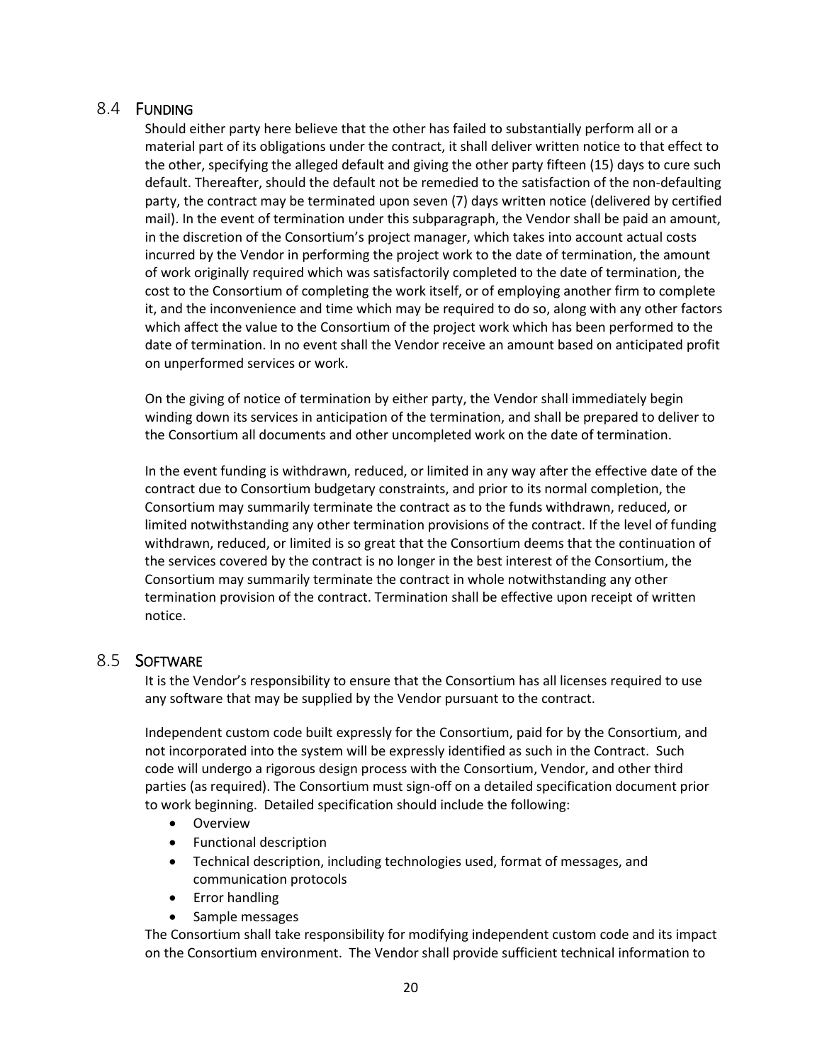## 8.4 Funding

Should either party here believe that the other has failed to substantially perform all or a material part of its obligations under the contract, it shall deliver written notice to that effect to the other, specifying the alleged default and giving the other party fifteen (15) days to cure such default. Thereafter, should the default not be remedied to the satisfaction of the non-defaulting party, the contract may be terminated upon seven (7) days written notice (delivered by certified mail). In the event of termination under this subparagraph, the Vendor shall be paid an amount, in the discretion of the Consortium's project manager, which takes into account actual costs incurred by the Vendor in performing the project work to the date of termination, the amount of work originally required which was satisfactorily completed to the date of termination, the cost to the Consortium of completing the work itself, or of employing another firm to complete it, and the inconvenience and time which may be required to do so, along with any other factors which affect the value to the Consortium of the project work which has been performed to the date of termination. In no event shall the Vendor receive an amount based on anticipated profit on unperformed services or work.

On the giving of notice of termination by either party, the Vendor shall immediately begin winding down its services in anticipation of the termination, and shall be prepared to deliver to the Consortium all documents and other uncompleted work on the date of termination.

In the event funding is withdrawn, reduced, or limited in any way after the effective date of the contract due to Consortium budgetary constraints, and prior to its normal completion, the Consortium may summarily terminate the contract as to the funds withdrawn, reduced, or limited notwithstanding any other termination provisions of the contract. If the level of funding withdrawn, reduced, or limited is so great that the Consortium deems that the continuation of the services covered by the contract is no longer in the best interest of the Consortium, the Consortium may summarily terminate the contract in whole notwithstanding any other termination provision of the contract. Termination shall be effective upon receipt of written notice.

## 8.5 Software

It is the Vendor's responsibility to ensure that the Consortium has all licenses required to use any software that may be supplied by the Vendor pursuant to the contract.

Independent custom code built expressly for the Consortium, paid for by the Consortium, and not incorporated into the system will be expressly identified as such in the Contract. Such code will undergo a rigorous design process with the Consortium, Vendor, and other third parties (as required). The Consortium must sign-off on a detailed specification document prior to work beginning. Detailed specification should include the following:

- Overview
- Functional description
- Technical description, including technologies used, format of messages, and communication protocols
- Error handling
- Sample messages

The Consortium shall take responsibility for modifying independent custom code and its impact on the Consortium environment. The Vendor shall provide sufficient technical information to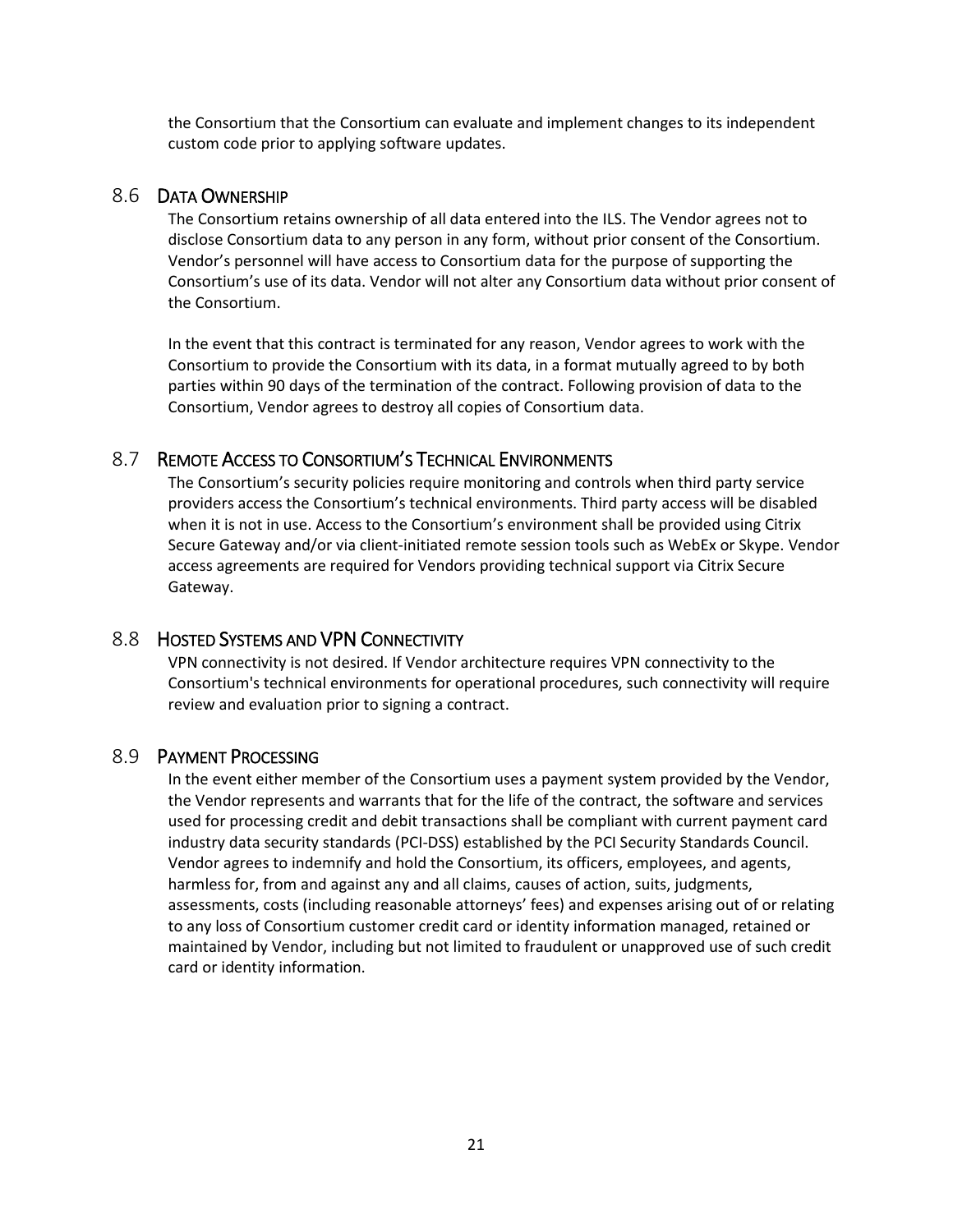the Consortium that the Consortium can evaluate and implement changes to its independent custom code prior to applying software updates.

## 8.6 Data Ownership

The Consortium retains ownership of all data entered into the ILS. The Vendor agrees not to disclose Consortium data to any person in any form, without prior consent of the Consortium. Vendor's personnel will have access to Consortium data for the purpose of supporting the Consortium's use of its data. Vendor will not alter any Consortium data without prior consent of the Consortium.

In the event that this contract is terminated for any reason, Vendor agrees to work with the Consortium to provide the Consortium with its data, in a format mutually agreed to by both parties within 90 days of the termination of the contract. Following provision of data to the Consortium, Vendor agrees to destroy all copies of Consortium data.

## 8.7 Remote Access to Consortium's Technical Environments

The Consortium's security policies require monitoring and controls when third party service providers access the Consortium's technical environments. Third party access will be disabled when it is not in use. Access to the Consortium's environment shall be provided using Citrix Secure Gateway and/or via client-initiated remote session tools such as WebEx or Skype. Vendor access agreements are required for Vendors providing technical support via Citrix Secure Gateway.

## 8.8 Hosted Systems and VPN Connectivity

VPN connectivity is not desired. If Vendor architecture requires VPN connectivity to the Consortium's technical environments for operational procedures, such connectivity will require review and evaluation prior to signing a contract.

## 8.9 Payment Processing

In the event either member of the Consortium uses a payment system provided by the Vendor, the Vendor represents and warrants that for the life of the contract, the software and services used for processing credit and debit transactions shall be compliant with current payment card industry data security standards (PCI-DSS) established by the PCI Security Standards Council. Vendor agrees to indemnify and hold the Consortium, its officers, employees, and agents, harmless for, from and against any and all claims, causes of action, suits, judgments, assessments, costs (including reasonable attorneys' fees) and expenses arising out of or relating to any loss of Consortium customer credit card or identity information managed, retained or maintained by Vendor, including but not limited to fraudulent or unapproved use of such credit card or identity information.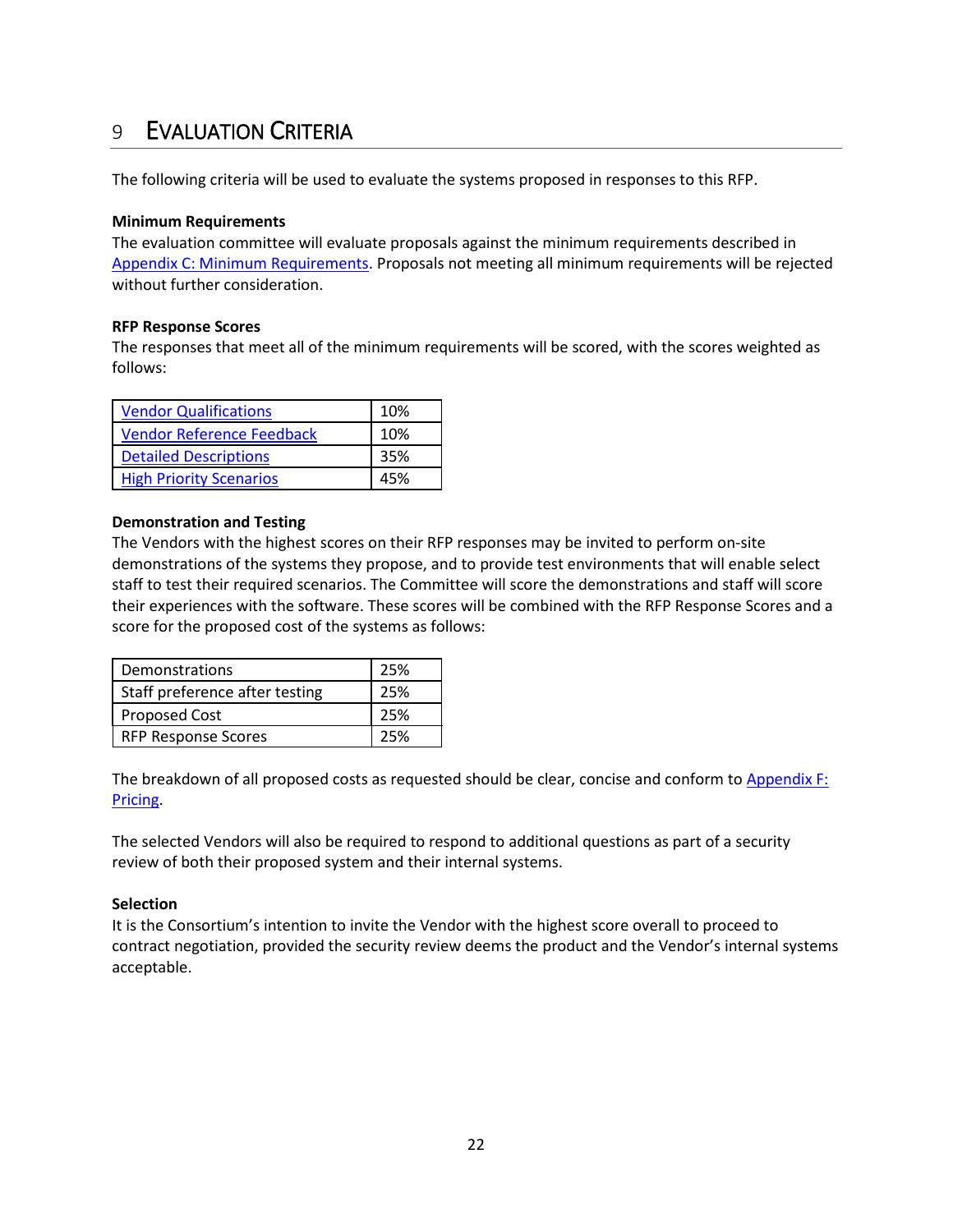# 9 EVALUATION CRITERIA

The following criteria will be used to evaluate the systems proposed in responses to this RFP.

**Minimum Requirements**

The evaluation committee will evaluate proposals against the minimum requirements described in Appendix C: Minimum Requirements. Proposals not meeting all minimum requirements will be rejected without further consideration.

**RFP Response Scores**

The responses that meet all of the minimum requirements will be scored, with the scores weighted as follows:

| | |
|---|---|
| Vendor Qualifications | 10% |
| Vendor Reference Feedback | 10% |
| Detailed Descriptions | 35% |
| High Priority Scenarios | 45% |

**Demonstration and Testing**

The Vendors with the highest scores on their RFP responses may be invited to perform on-site demonstrations of the systems they propose, and to provide test environments that will enable select staff to test their required scenarios. The Committee will score the demonstrations and staff will score their experiences with the software. These scores will be combined with the RFP Response Scores and a score for the proposed cost of the systems as follows:

| | |
|---|---|
| Demonstrations | 25% |
| Staff preference after testing | 25% |
| Proposed Cost | 25% |
| RFP Response Scores | 25% |

The breakdown of all proposed costs as requested should be clear, concise and conform to Appendix F: Pricing.

The selected Vendors will also be required to respond to additional questions as part of a security review of both their proposed system and their internal systems.

**Selection**

It is the Consortium's intention to invite the Vendor with the highest score overall to proceed to contract negotiation, provided the security review deems the product and the Vendor's internal systems acceptable.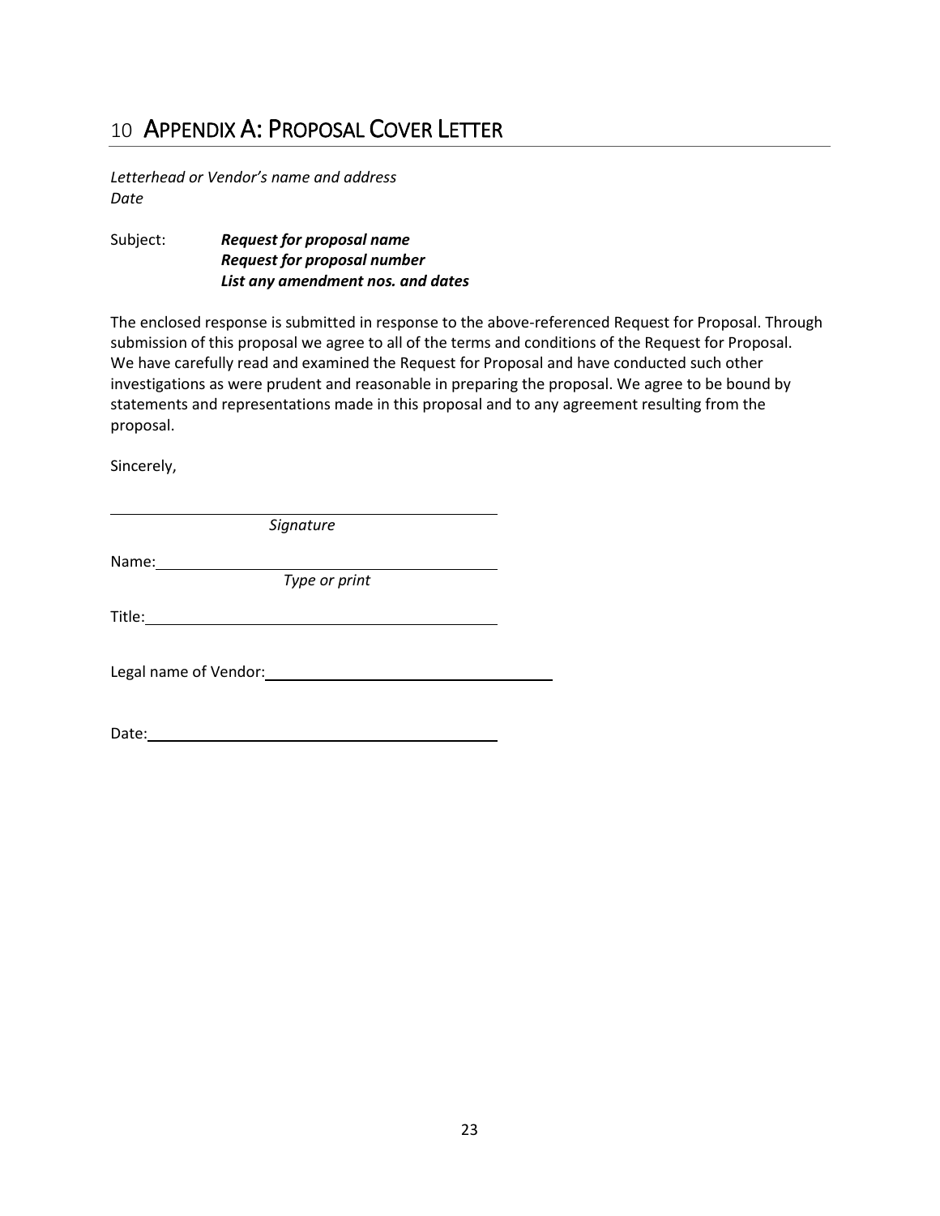# 10 APPENDIX A: PROPOSAL COVER LETTER

*Letterhead or Vendor's name and address*
*Date*

Subject: ***Request for proposal name***
***Request for proposal number***
***List any amendment nos. and dates***

The enclosed response is submitted in response to the above-referenced Request for Proposal. Through submission of this proposal we agree to all of the terms and conditions of the Request for Proposal. We have carefully read and examined the Request for Proposal and have conducted such other investigations as were prudent and reasonable in preparing the proposal. We agree to be bound by statements and representations made in this proposal and to any agreement resulting from the proposal.

Sincerely,

______________________________________________
*Signature*

Name: ______________________________________
*Type or print*

Title: ______________________________________

Legal name of Vendor: ____________________________

Date: ______________________________________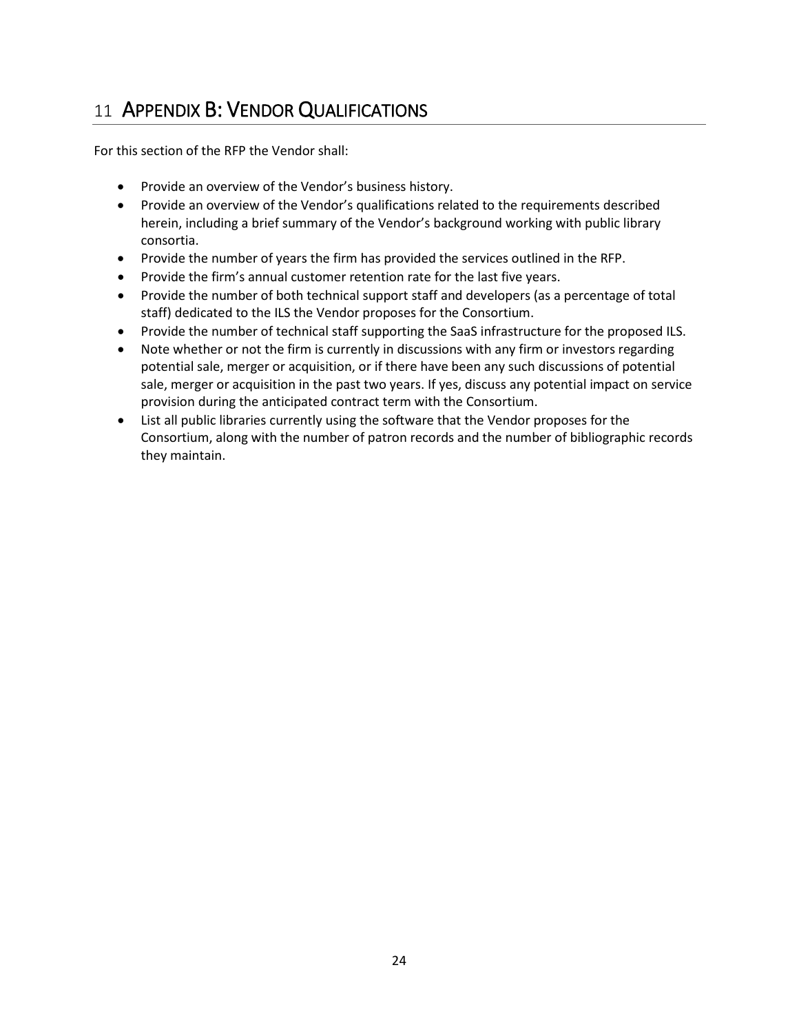# 11 Appendix B: Vendor Qualifications

For this section of the RFP the Vendor shall:

- Provide an overview of the Vendor's business history.
- Provide an overview of the Vendor's qualifications related to the requirements described herein, including a brief summary of the Vendor's background working with public library consortia.
- Provide the number of years the firm has provided the services outlined in the RFP.
- Provide the firm's annual customer retention rate for the last five years.
- Provide the number of both technical support staff and developers (as a percentage of total staff) dedicated to the ILS the Vendor proposes for the Consortium.
- Provide the number of technical staff supporting the SaaS infrastructure for the proposed ILS.
- Note whether or not the firm is currently in discussions with any firm or investors regarding potential sale, merger or acquisition, or if there have been any such discussions of potential sale, merger or acquisition in the past two years. If yes, discuss any potential impact on service provision during the anticipated contract term with the Consortium.
- List all public libraries currently using the software that the Vendor proposes for the Consortium, along with the number of patron records and the number of bibliographic records they maintain.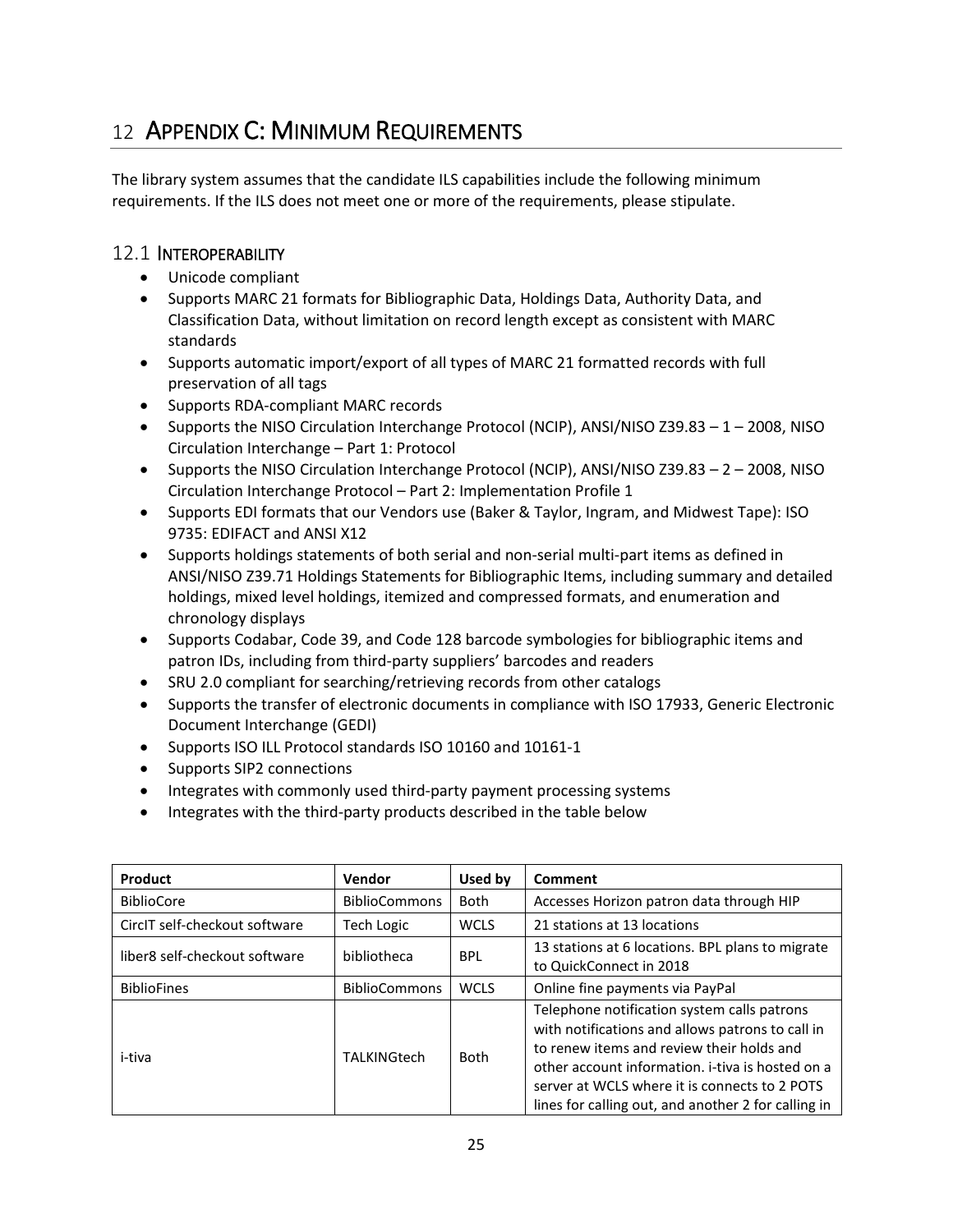# 12 APPENDIX C: MINIMUM REQUIREMENTS

The library system assumes that the candidate ILS capabilities include the following minimum requirements. If the ILS does not meet one or more of the requirements, please stipulate.

## 12.1 INTEROPERABILITY

- Unicode compliant
- Supports MARC 21 formats for Bibliographic Data, Holdings Data, Authority Data, and Classification Data, without limitation on record length except as consistent with MARC standards
- Supports automatic import/export of all types of MARC 21 formatted records with full preservation of all tags
- Supports RDA-compliant MARC records
- Supports the NISO Circulation Interchange Protocol (NCIP), ANSI/NISO Z39.83 – 1 – 2008, NISO Circulation Interchange – Part 1: Protocol
- Supports the NISO Circulation Interchange Protocol (NCIP), ANSI/NISO Z39.83 – 2 – 2008, NISO Circulation Interchange Protocol – Part 2: Implementation Profile 1
- Supports EDI formats that our Vendors use (Baker & Taylor, Ingram, and Midwest Tape): ISO 9735: EDIFACT and ANSI X12
- Supports holdings statements of both serial and non-serial multi-part items as defined in ANSI/NISO Z39.71 Holdings Statements for Bibliographic Items, including summary and detailed holdings, mixed level holdings, itemized and compressed formats, and enumeration and chronology displays
- Supports Codabar, Code 39, and Code 128 barcode symbologies for bibliographic items and patron IDs, including from third-party suppliers' barcodes and readers
- SRU 2.0 compliant for searching/retrieving records from other catalogs
- Supports the transfer of electronic documents in compliance with ISO 17933, Generic Electronic Document Interchange (GEDI)
- Supports ISO ILL Protocol standards ISO 10160 and 10161-1
- Supports SIP2 connections
- Integrates with commonly used third-party payment processing systems
- Integrates with the third-party products described in the table below

| Product | Vendor | Used by | Comment |
|---|---|---|---|
| BiblioCore | BiblioCommons | Both | Accesses Horizon patron data through HIP |
| CircIT self-checkout software | Tech Logic | WCLS | 21 stations at 13 locations |
| liber8 self-checkout software | bibliotheca | BPL | 13 stations at 6 locations. BPL plans to migrate to QuickConnect in 2018 |
| BiblioFines | BiblioCommons | WCLS | Online fine payments via PayPal |
| i-tiva | TALKINGtech | Both | Telephone notification system calls patrons with notifications and allows patrons to call in to renew items and review their holds and other account information. i-tiva is hosted on a server at WCLS where it is connects to 2 POTS lines for calling out, and another 2 for calling in |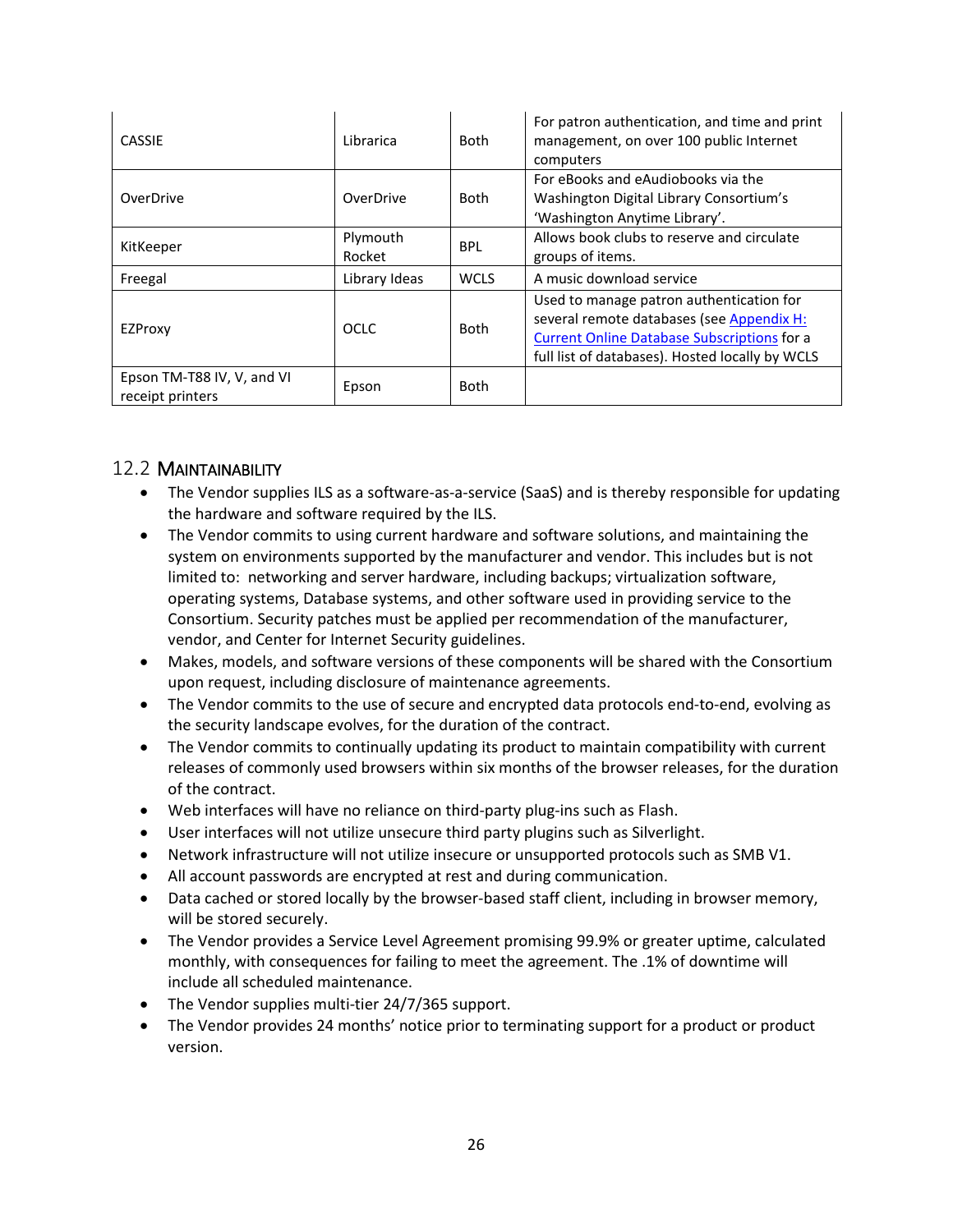| | | | |
|---|---|---|---|
| CASSIE | Librarica | Both | For patron authentication, and time and print management, on over 100 public Internet computers |
| OverDrive | OverDrive | Both | For eBooks and eAudiobooks via the Washington Digital Library Consortium's 'Washington Anytime Library'. |
| KitKeeper | Plymouth Rocket | BPL | Allows book clubs to reserve and circulate groups of items. |
| Freegal | Library Ideas | WCLS | A music download service |
| EZProxy | OCLC | Both | Used to manage patron authentication for several remote databases (see Appendix H: Current Online Database Subscriptions for a full list of databases). Hosted locally by WCLS |
| Epson TM-T88 IV, V, and VI receipt printers | Epson | Both | |

## 12.2 Maintainability

- The Vendor supplies ILS as a software-as-a-service (SaaS) and is thereby responsible for updating the hardware and software required by the ILS.
- The Vendor commits to using current hardware and software solutions, and maintaining the system on environments supported by the manufacturer and vendor. This includes but is not limited to: networking and server hardware, including backups; virtualization software, operating systems, Database systems, and other software used in providing service to the Consortium. Security patches must be applied per recommendation of the manufacturer, vendor, and Center for Internet Security guidelines.
- Makes, models, and software versions of these components will be shared with the Consortium upon request, including disclosure of maintenance agreements.
- The Vendor commits to the use of secure and encrypted data protocols end-to-end, evolving as the security landscape evolves, for the duration of the contract.
- The Vendor commits to continually updating its product to maintain compatibility with current releases of commonly used browsers within six months of the browser releases, for the duration of the contract.
- Web interfaces will have no reliance on third-party plug-ins such as Flash.
- User interfaces will not utilize unsecure third party plugins such as Silverlight.
- Network infrastructure will not utilize insecure or unsupported protocols such as SMB V1.
- All account passwords are encrypted at rest and during communication.
- Data cached or stored locally by the browser-based staff client, including in browser memory, will be stored securely.
- The Vendor provides a Service Level Agreement promising 99.9% or greater uptime, calculated monthly, with consequences for failing to meet the agreement. The .1% of downtime will include all scheduled maintenance.
- The Vendor supplies multi-tier 24/7/365 support.
- The Vendor provides 24 months' notice prior to terminating support for a product or product version.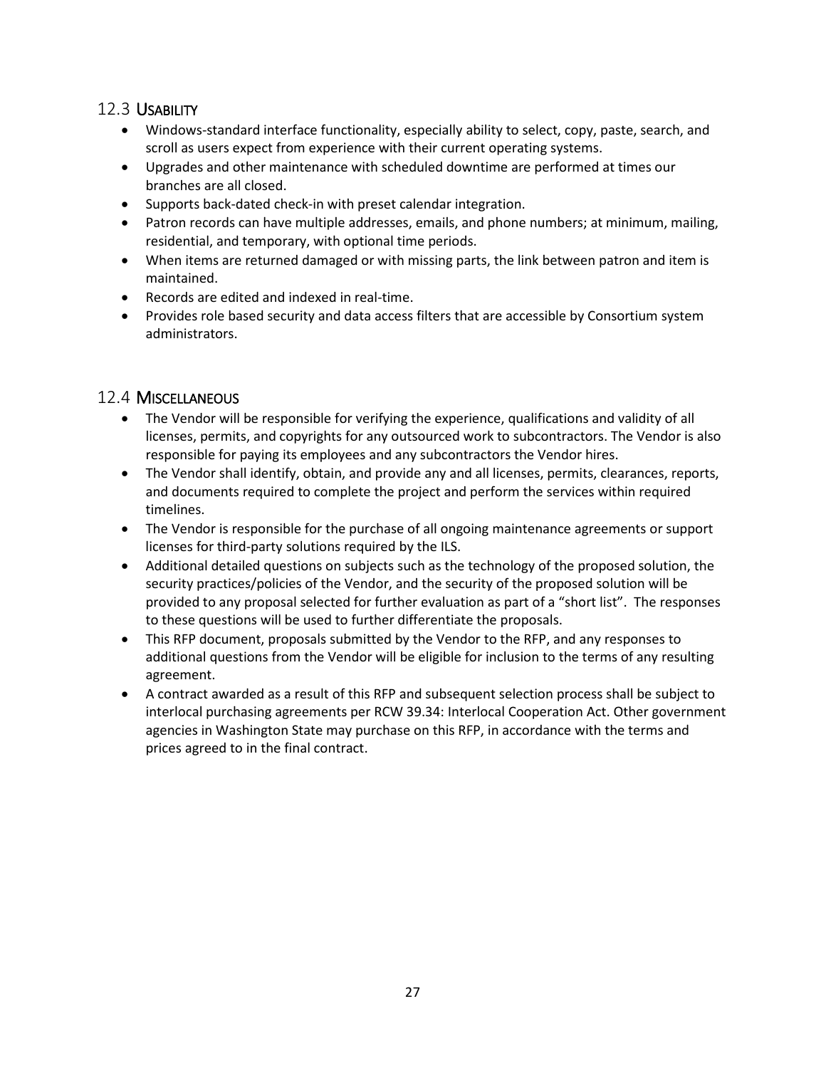## 12.3 Usability

- Windows-standard interface functionality, especially ability to select, copy, paste, search, and scroll as users expect from experience with their current operating systems.
- Upgrades and other maintenance with scheduled downtime are performed at times our branches are all closed.
- Supports back-dated check-in with preset calendar integration.
- Patron records can have multiple addresses, emails, and phone numbers; at minimum, mailing, residential, and temporary, with optional time periods.
- When items are returned damaged or with missing parts, the link between patron and item is maintained.
- Records are edited and indexed in real-time.
- Provides role based security and data access filters that are accessible by Consortium system administrators.

## 12.4 Miscellaneous

- The Vendor will be responsible for verifying the experience, qualifications and validity of all licenses, permits, and copyrights for any outsourced work to subcontractors. The Vendor is also responsible for paying its employees and any subcontractors the Vendor hires.
- The Vendor shall identify, obtain, and provide any and all licenses, permits, clearances, reports, and documents required to complete the project and perform the services within required timelines.
- The Vendor is responsible for the purchase of all ongoing maintenance agreements or support licenses for third-party solutions required by the ILS.
- Additional detailed questions on subjects such as the technology of the proposed solution, the security practices/policies of the Vendor, and the security of the proposed solution will be provided to any proposal selected for further evaluation as part of a "short list". The responses to these questions will be used to further differentiate the proposals.
- This RFP document, proposals submitted by the Vendor to the RFP, and any responses to additional questions from the Vendor will be eligible for inclusion to the terms of any resulting agreement.
- A contract awarded as a result of this RFP and subsequent selection process shall be subject to interlocal purchasing agreements per RCW 39.34: Interlocal Cooperation Act. Other government agencies in Washington State may purchase on this RFP, in accordance with the terms and prices agreed to in the final contract.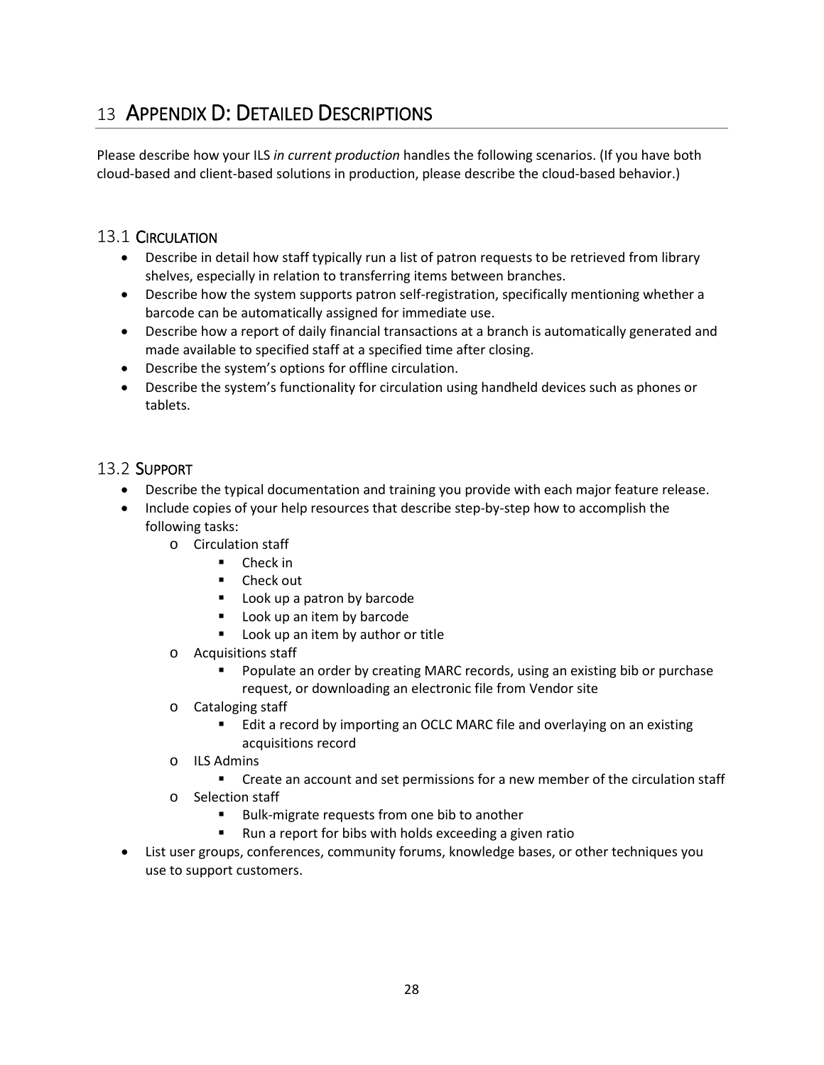# 13 Appendix D: Detailed Descriptions

Please describe how your ILS *in current production* handles the following scenarios. (If you have both cloud-based and client-based solutions in production, please describe the cloud-based behavior.)

## 13.1 Circulation

- Describe in detail how staff typically run a list of patron requests to be retrieved from library shelves, especially in relation to transferring items between branches.
- Describe how the system supports patron self-registration, specifically mentioning whether a barcode can be automatically assigned for immediate use.
- Describe how a report of daily financial transactions at a branch is automatically generated and made available to specified staff at a specified time after closing.
- Describe the system's options for offline circulation.
- Describe the system's functionality for circulation using handheld devices such as phones or tablets.

## 13.2 Support

- Describe the typical documentation and training you provide with each major feature release.
- Include copies of your help resources that describe step-by-step how to accomplish the following tasks:
  - Circulation staff
    - Check in
    - Check out
    - Look up a patron by barcode
    - Look up an item by barcode
    - Look up an item by author or title
  - Acquisitions staff
    - Populate an order by creating MARC records, using an existing bib or purchase request, or downloading an electronic file from Vendor site
  - Cataloging staff
    - Edit a record by importing an OCLC MARC file and overlaying on an existing acquisitions record
  - ILS Admins
    - Create an account and set permissions for a new member of the circulation staff
  - Selection staff
    - Bulk-migrate requests from one bib to another
    - Run a report for bibs with holds exceeding a given ratio
- List user groups, conferences, community forums, knowledge bases, or other techniques you use to support customers.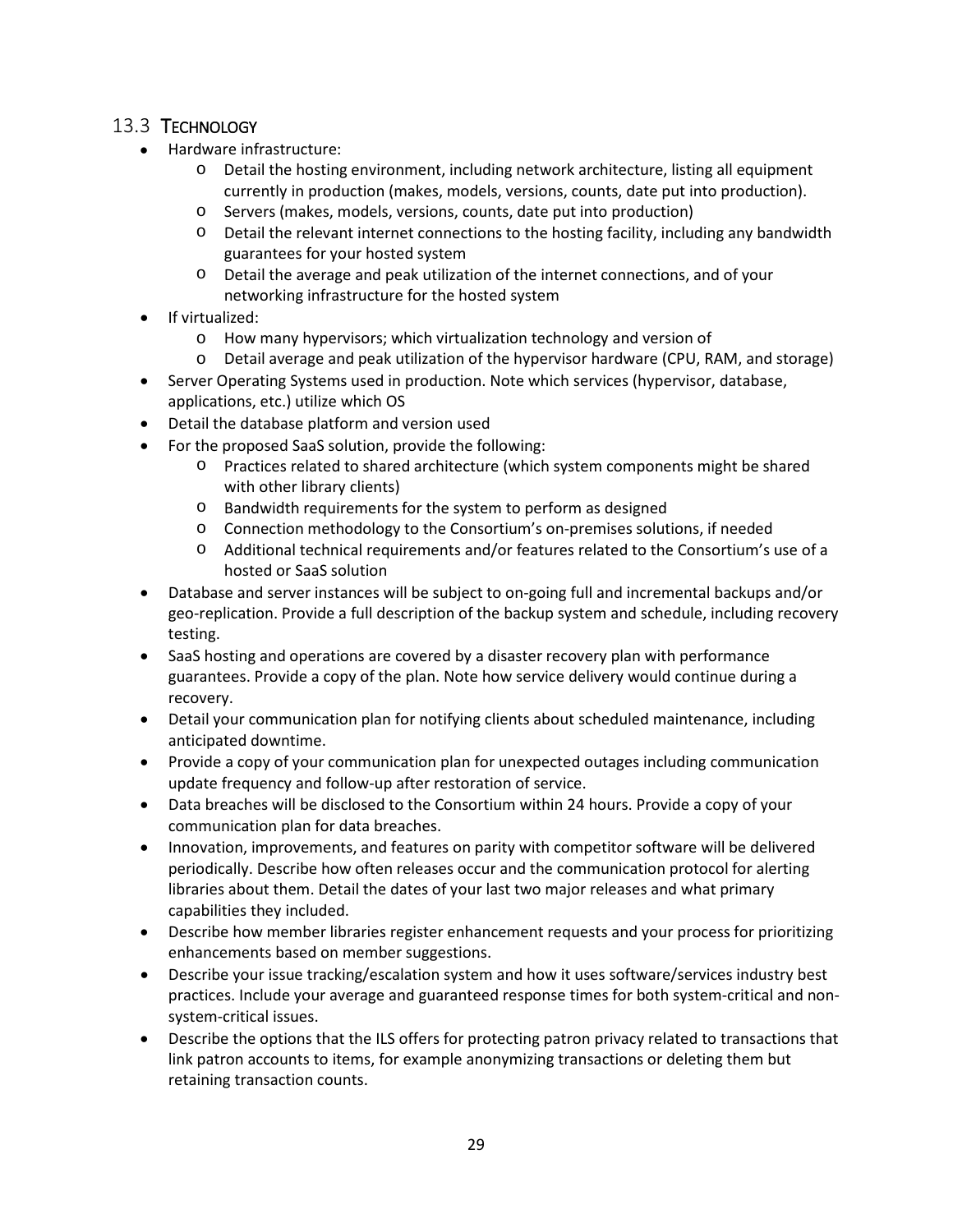## 13.3 Technology

- Hardware infrastructure:
  - Detail the hosting environment, including network architecture, listing all equipment currently in production (makes, models, versions, counts, date put into production).
  - Servers (makes, models, versions, counts, date put into production)
  - Detail the relevant internet connections to the hosting facility, including any bandwidth guarantees for your hosted system
  - Detail the average and peak utilization of the internet connections, and of your networking infrastructure for the hosted system
- If virtualized:
  - How many hypervisors; which virtualization technology and version of
  - Detail average and peak utilization of the hypervisor hardware (CPU, RAM, and storage)
- Server Operating Systems used in production. Note which services (hypervisor, database, applications, etc.) utilize which OS
- Detail the database platform and version used
- For the proposed SaaS solution, provide the following:
  - Practices related to shared architecture (which system components might be shared with other library clients)
  - Bandwidth requirements for the system to perform as designed
  - Connection methodology to the Consortium's on-premises solutions, if needed
  - Additional technical requirements and/or features related to the Consortium's use of a hosted or SaaS solution
- Database and server instances will be subject to on-going full and incremental backups and/or geo-replication. Provide a full description of the backup system and schedule, including recovery testing.
- SaaS hosting and operations are covered by a disaster recovery plan with performance guarantees. Provide a copy of the plan. Note how service delivery would continue during a recovery.
- Detail your communication plan for notifying clients about scheduled maintenance, including anticipated downtime.
- Provide a copy of your communication plan for unexpected outages including communication update frequency and follow-up after restoration of service.
- Data breaches will be disclosed to the Consortium within 24 hours. Provide a copy of your communication plan for data breaches.
- Innovation, improvements, and features on parity with competitor software will be delivered periodically. Describe how often releases occur and the communication protocol for alerting libraries about them. Detail the dates of your last two major releases and what primary capabilities they included.
- Describe how member libraries register enhancement requests and your process for prioritizing enhancements based on member suggestions.
- Describe your issue tracking/escalation system and how it uses software/services industry best practices. Include your average and guaranteed response times for both system-critical and non-system-critical issues.
- Describe the options that the ILS offers for protecting patron privacy related to transactions that link patron accounts to items, for example anonymizing transactions or deleting them but retaining transaction counts.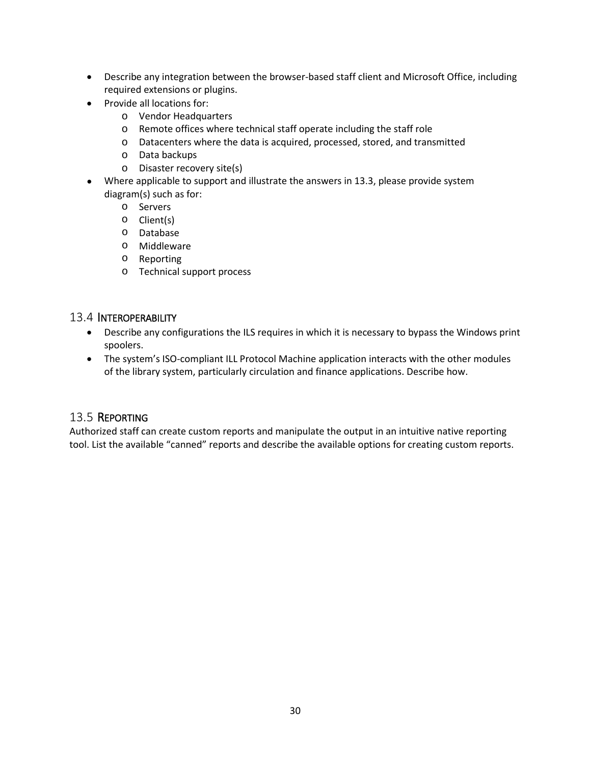- Describe any integration between the browser-based staff client and Microsoft Office, including required extensions or plugins.
- Provide all locations for:
  - Vendor Headquarters
  - Remote offices where technical staff operate including the staff role
  - Datacenters where the data is acquired, processed, stored, and transmitted
  - Data backups
  - Disaster recovery site(s)
- Where applicable to support and illustrate the answers in 13.3, please provide system diagram(s) such as for:
  - Servers
  - Client(s)
  - Database
  - Middleware
  - Reporting
  - Technical support process

## 13.4 Interoperability

- Describe any configurations the ILS requires in which it is necessary to bypass the Windows print spoolers.
- The system's ISO-compliant ILL Protocol Machine application interacts with the other modules of the library system, particularly circulation and finance applications. Describe how.

## 13.5 Reporting

Authorized staff can create custom reports and manipulate the output in an intuitive native reporting tool. List the available "canned" reports and describe the available options for creating custom reports.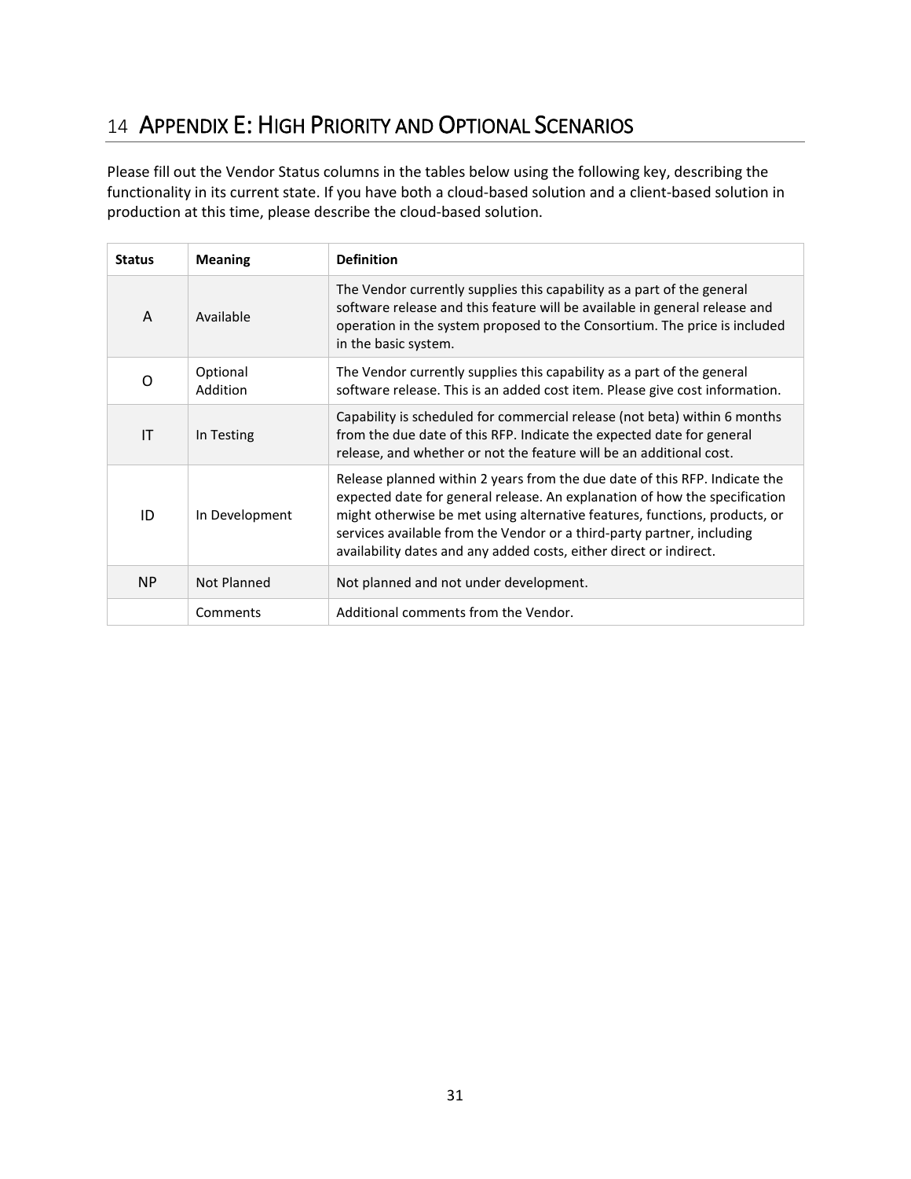# 14 APPENDIX E: HIGH PRIORITY AND OPTIONAL SCENARIOS

Please fill out the Vendor Status columns in the tables below using the following key, describing the functionality in its current state. If you have both a cloud-based solution and a client-based solution in production at this time, please describe the cloud-based solution.

| Status | Meaning | Definition |
| --- | --- | --- |
| A | Available | The Vendor currently supplies this capability as a part of the general software release and this feature will be available in general release and operation in the system proposed to the Consortium. The price is included in the basic system. |
| O | Optional Addition | The Vendor currently supplies this capability as a part of the general software release. This is an added cost item. Please give cost information. |
| IT | In Testing | Capability is scheduled for commercial release (not beta) within 6 months from the due date of this RFP. Indicate the expected date for general release, and whether or not the feature will be an additional cost. |
| ID | In Development | Release planned within 2 years from the due date of this RFP. Indicate the expected date for general release. An explanation of how the specification might otherwise be met using alternative features, functions, products, or services available from the Vendor or a third-party partner, including availability dates and any added costs, either direct or indirect. |
| NP | Not Planned | Not planned and not under development. |
| | Comments | Additional comments from the Vendor. |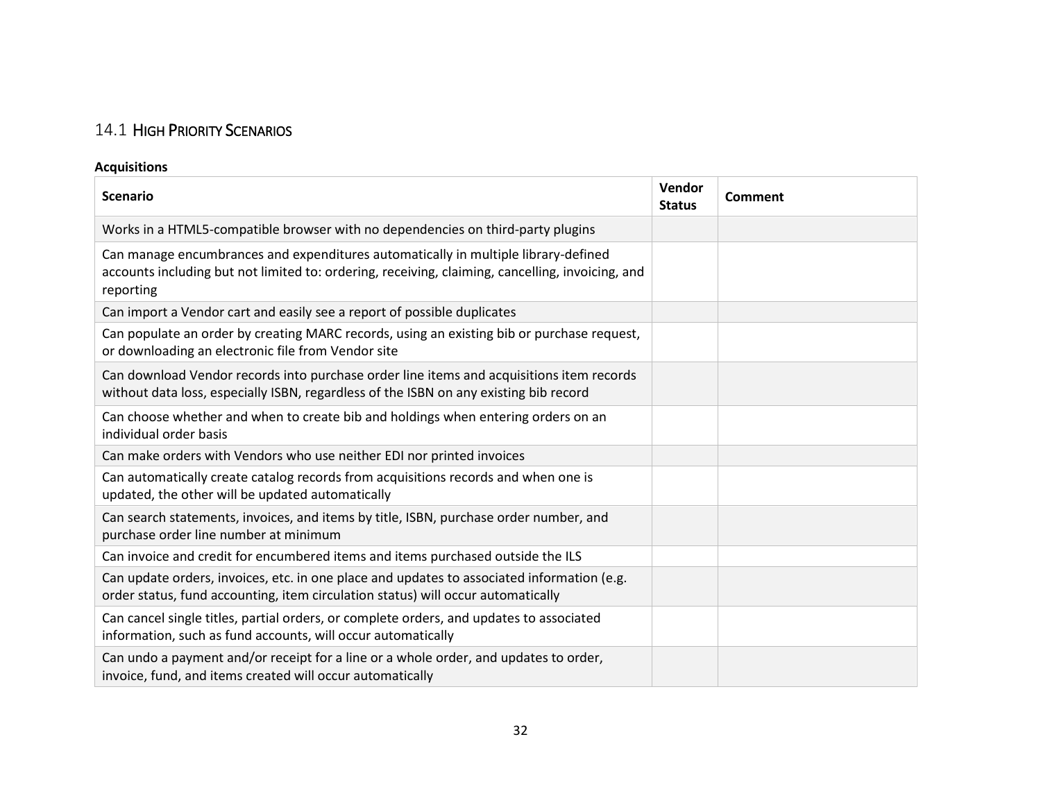## 14.1 High Priority Scenarios

**Acquisitions**

| Scenario | Vendor Status | Comment |
|---|---|---|
| Works in a HTML5-compatible browser with no dependencies on third-party plugins | | |
| Can manage encumbrances and expenditures automatically in multiple library-defined accounts including but not limited to: ordering, receiving, claiming, cancelling, invoicing, and reporting | | |
| Can import a Vendor cart and easily see a report of possible duplicates | | |
| Can populate an order by creating MARC records, using an existing bib or purchase request, or downloading an electronic file from Vendor site | | |
| Can download Vendor records into purchase order line items and acquisitions item records without data loss, especially ISBN, regardless of the ISBN on any existing bib record | | |
| Can choose whether and when to create bib and holdings when entering orders on an individual order basis | | |
| Can make orders with Vendors who use neither EDI nor printed invoices | | |
| Can automatically create catalog records from acquisitions records and when one is updated, the other will be updated automatically | | |
| Can search statements, invoices, and items by title, ISBN, purchase order number, and purchase order line number at minimum | | |
| Can invoice and credit for encumbered items and items purchased outside the ILS | | |
| Can update orders, invoices, etc. in one place and updates to associated information (e.g. order status, fund accounting, item circulation status) will occur automatically | | |
| Can cancel single titles, partial orders, or complete orders, and updates to associated information, such as fund accounts, will occur automatically | | |
| Can undo a payment and/or receipt for a line or a whole order, and updates to order, invoice, fund, and items created will occur automatically | | |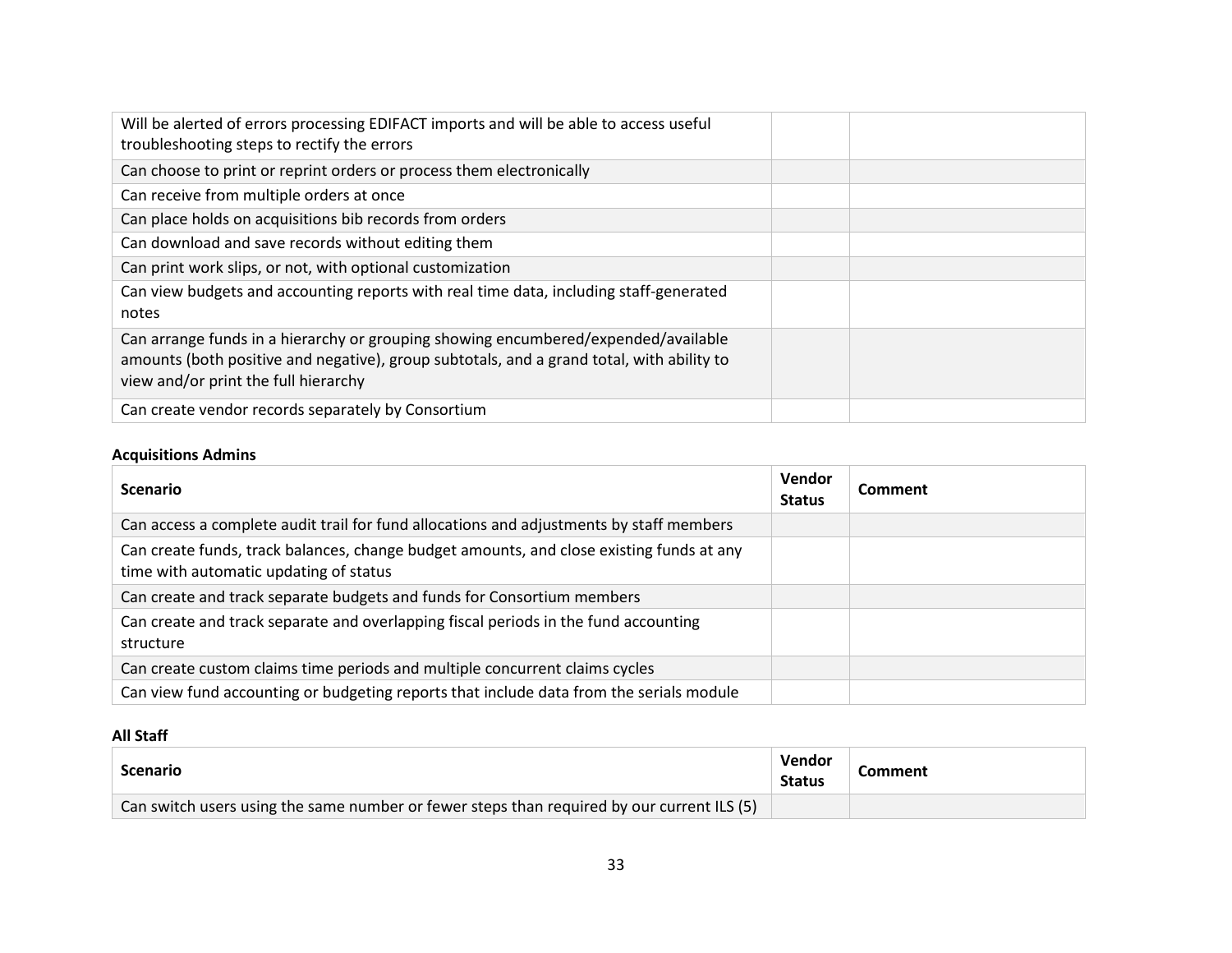| Scenario | Vendor Status | Comment |
|---|---|---|
| Will be alerted of errors processing EDIFACT imports and will be able to access useful troubleshooting steps to rectify the errors | | |
| Can choose to print or reprint orders or process them electronically | | |
| Can receive from multiple orders at once | | |
| Can place holds on acquisitions bib records from orders | | |
| Can download and save records without editing them | | |
| Can print work slips, or not, with optional customization | | |
| Can view budgets and accounting reports with real time data, including staff-generated notes | | |
| Can arrange funds in a hierarchy or grouping showing encumbered/expended/available amounts (both positive and negative), group subtotals, and a grand total, with ability to view and/or print the full hierarchy | | |
| Can create vendor records separately by Consortium | | |

**Acquisitions Admins**

| Scenario | Vendor Status | Comment |
|---|---|---|
| Can access a complete audit trail for fund allocations and adjustments by staff members | | |
| Can create funds, track balances, change budget amounts, and close existing funds at any time with automatic updating of status | | |
| Can create and track separate budgets and funds for Consortium members | | |
| Can create and track separate and overlapping fiscal periods in the fund accounting structure | | |
| Can create custom claims time periods and multiple concurrent claims cycles | | |
| Can view fund accounting or budgeting reports that include data from the serials module | | |

**All Staff**

| Scenario | Vendor Status | Comment |
|---|---|---|
| Can switch users using the same number or fewer steps than required by our current ILS (5) | | |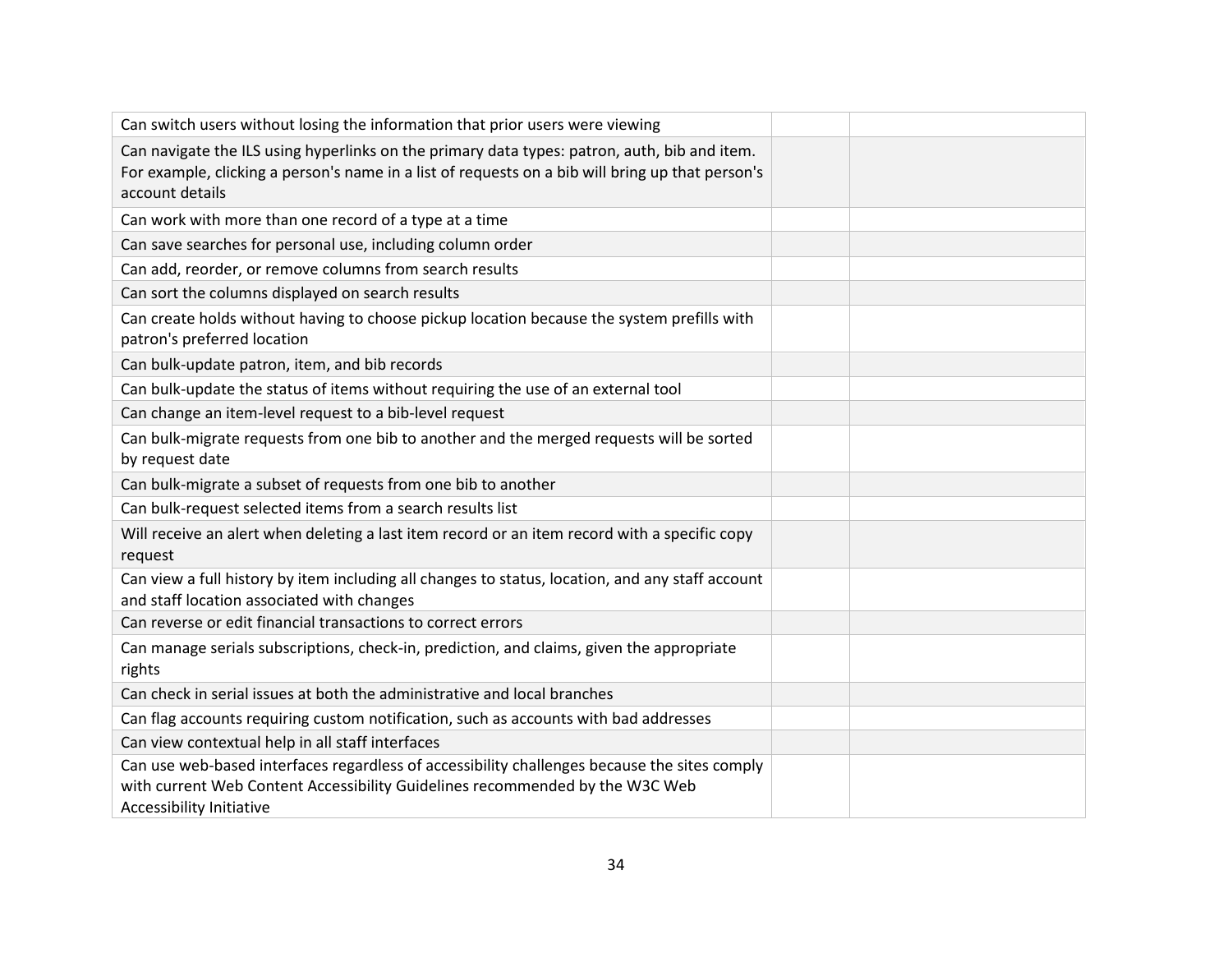| | | |
|---|---|---|
| Can switch users without losing the information that prior users were viewing | | |
| Can navigate the ILS using hyperlinks on the primary data types: patron, auth, bib and item. For example, clicking a person's name in a list of requests on a bib will bring up that person's account details | | |
| Can work with more than one record of a type at a time | | |
| Can save searches for personal use, including column order | | |
| Can add, reorder, or remove columns from search results | | |
| Can sort the columns displayed on search results | | |
| Can create holds without having to choose pickup location because the system prefills with patron's preferred location | | |
| Can bulk-update patron, item, and bib records | | |
| Can bulk-update the status of items without requiring the use of an external tool | | |
| Can change an item-level request to a bib-level request | | |
| Can bulk-migrate requests from one bib to another and the merged requests will be sorted by request date | | |
| Can bulk-migrate a subset of requests from one bib to another | | |
| Can bulk-request selected items from a search results list | | |
| Will receive an alert when deleting a last item record or an item record with a specific copy request | | |
| Can view a full history by item including all changes to status, location, and any staff account and staff location associated with changes | | |
| Can reverse or edit financial transactions to correct errors | | |
| Can manage serials subscriptions, check-in, prediction, and claims, given the appropriate rights | | |
| Can check in serial issues at both the administrative and local branches | | |
| Can flag accounts requiring custom notification, such as accounts with bad addresses | | |
| Can view contextual help in all staff interfaces | | |
| Can use web-based interfaces regardless of accessibility challenges because the sites comply with current Web Content Accessibility Guidelines recommended by the W3C Web Accessibility Initiative | | |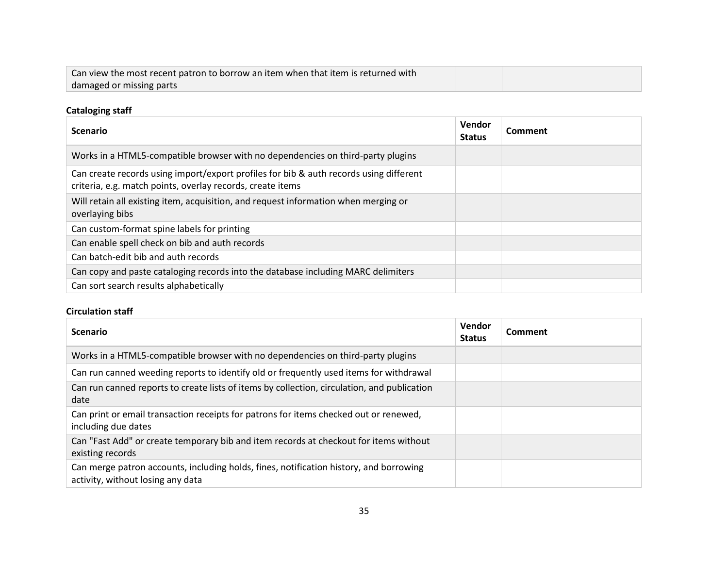| Can view the most recent patron to borrow an item when that item is returned with damaged or missing parts | | |
|---|---|---|

**Cataloging staff**

| Scenario | Vendor Status | Comment |
|---|---|---|
| Works in a HTML5-compatible browser with no dependencies on third-party plugins | | |
| Can create records using import/export profiles for bib & auth records using different criteria, e.g. match points, overlay records, create items | | |
| Will retain all existing item, acquisition, and request information when merging or overlaying bibs | | |
| Can custom-format spine labels for printing | | |
| Can enable spell check on bib and auth records | | |
| Can batch-edit bib and auth records | | |
| Can copy and paste cataloging records into the database including MARC delimiters | | |
| Can sort search results alphabetically | | |

**Circulation staff**

| Scenario | Vendor Status | Comment |
|---|---|---|
| Works in a HTML5-compatible browser with no dependencies on third-party plugins | | |
| Can run canned weeding reports to identify old or frequently used items for withdrawal | | |
| Can run canned reports to create lists of items by collection, circulation, and publication date | | |
| Can print or email transaction receipts for patrons for items checked out or renewed, including due dates | | |
| Can "Fast Add" or create temporary bib and item records at checkout for items without existing records | | |
| Can merge patron accounts, including holds, fines, notification history, and borrowing activity, without losing any data | | |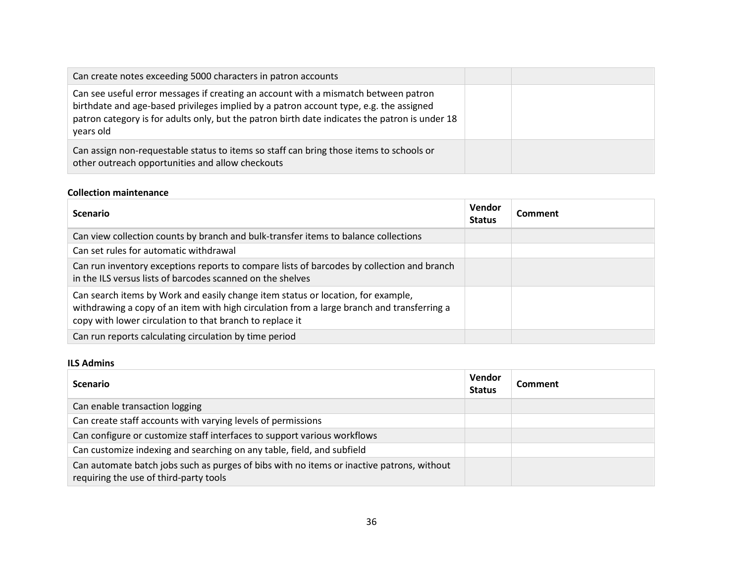| Scenario | Vendor Status | Comment |
|---|---|---|
| Can create notes exceeding 5000 characters in patron accounts | | |
| Can see useful error messages if creating an account with a mismatch between patron birthdate and age-based privileges implied by a patron account type, e.g. the assigned patron category is for adults only, but the patron birth date indicates the patron is under 18 years old | | |
| Can assign non-requestable status to items so staff can bring those items to schools or other outreach opportunities and allow checkouts | | |

**Collection maintenance**

| Scenario | Vendor Status | Comment |
|---|---|---|
| Can view collection counts by branch and bulk-transfer items to balance collections | | |
| Can set rules for automatic withdrawal | | |
| Can run inventory exceptions reports to compare lists of barcodes by collection and branch in the ILS versus lists of barcodes scanned on the shelves | | |
| Can search items by Work and easily change item status or location, for example, withdrawing a copy of an item with high circulation from a large branch and transferring a copy with lower circulation to that branch to replace it | | |
| Can run reports calculating circulation by time period | | |

**ILS Admins**

| Scenario | Vendor Status | Comment |
|---|---|---|
| Can enable transaction logging | | |
| Can create staff accounts with varying levels of permissions | | |
| Can configure or customize staff interfaces to support various workflows | | |
| Can customize indexing and searching on any table, field, and subfield | | |
| Can automate batch jobs such as purges of bibs with no items or inactive patrons, without requiring the use of third-party tools | | |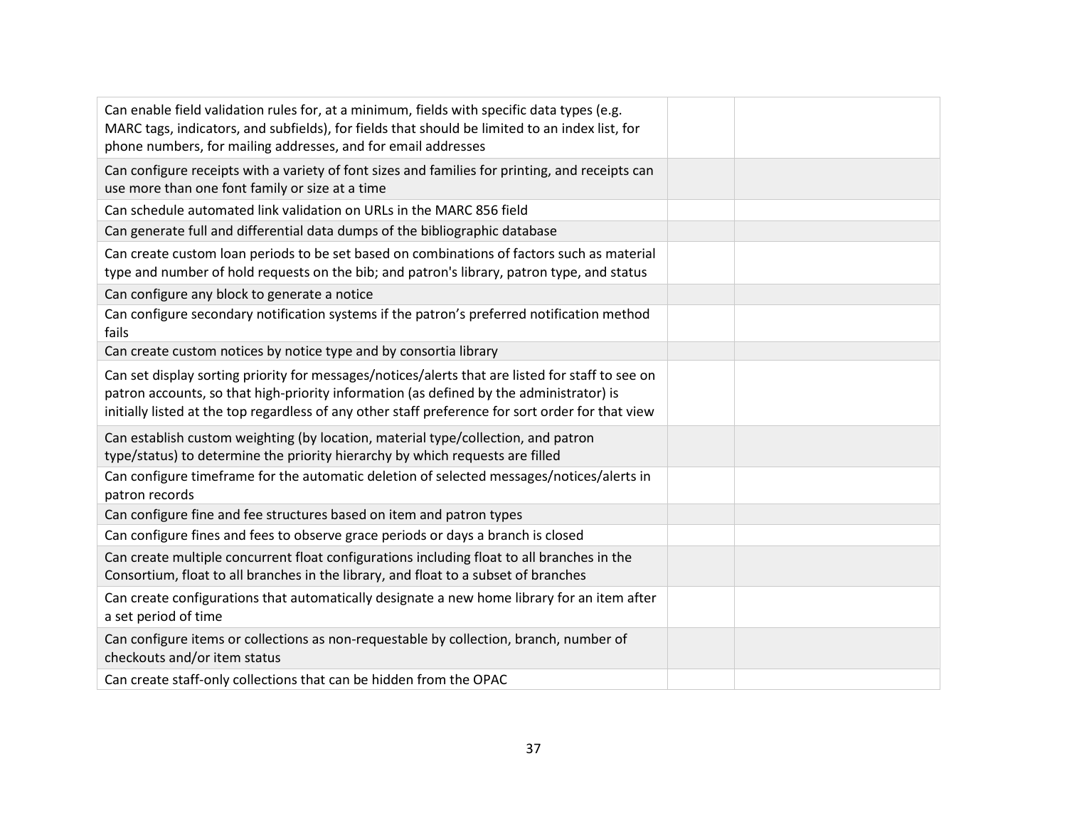| | | |
|---|---|---|
| Can enable field validation rules for, at a minimum, fields with specific data types (e.g. MARC tags, indicators, and subfields), for fields that should be limited to an index list, for phone numbers, for mailing addresses, and for email addresses | | |
| Can configure receipts with a variety of font sizes and families for printing, and receipts can use more than one font family or size at a time | | |
| Can schedule automated link validation on URLs in the MARC 856 field | | |
| Can generate full and differential data dumps of the bibliographic database | | |
| Can create custom loan periods to be set based on combinations of factors such as material type and number of hold requests on the bib; and patron's library, patron type, and status | | |
| Can configure any block to generate a notice | | |
| Can configure secondary notification systems if the patron's preferred notification method fails | | |
| Can create custom notices by notice type and by consortia library | | |
| Can set display sorting priority for messages/notices/alerts that are listed for staff to see on patron accounts, so that high-priority information (as defined by the administrator) is initially listed at the top regardless of any other staff preference for sort order for that view | | |
| Can establish custom weighting (by location, material type/collection, and patron type/status) to determine the priority hierarchy by which requests are filled | | |
| Can configure timeframe for the automatic deletion of selected messages/notices/alerts in patron records | | |
| Can configure fine and fee structures based on item and patron types | | |
| Can configure fines and fees to observe grace periods or days a branch is closed | | |
| Can create multiple concurrent float configurations including float to all branches in the Consortium, float to all branches in the library, and float to a subset of branches | | |
| Can create configurations that automatically designate a new home library for an item after a set period of time | | |
| Can configure items or collections as non-requestable by collection, branch, number of checkouts and/or item status | | |
| Can create staff-only collections that can be hidden from the OPAC | | |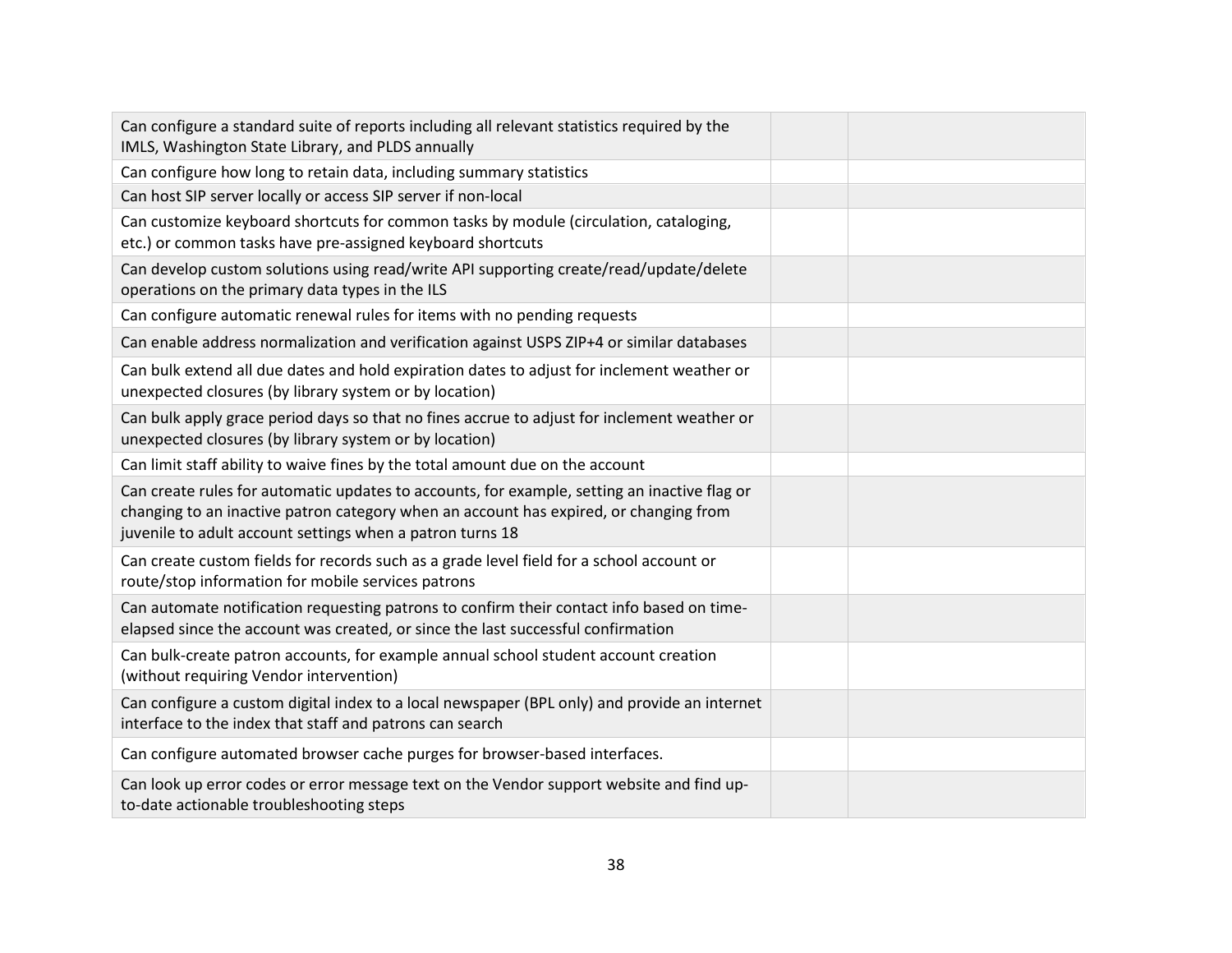| | | |
|---|---|---|
| Can configure a standard suite of reports including all relevant statistics required by the IMLS, Washington State Library, and PLDS annually | | |
| Can configure how long to retain data, including summary statistics | | |
| Can host SIP server locally or access SIP server if non-local | | |
| Can customize keyboard shortcuts for common tasks by module (circulation, cataloging, etc.) or common tasks have pre-assigned keyboard shortcuts | | |
| Can develop custom solutions using read/write API supporting create/read/update/delete operations on the primary data types in the ILS | | |
| Can configure automatic renewal rules for items with no pending requests | | |
| Can enable address normalization and verification against USPS ZIP+4 or similar databases | | |
| Can bulk extend all due dates and hold expiration dates to adjust for inclement weather or unexpected closures (by library system or by location) | | |
| Can bulk apply grace period days so that no fines accrue to adjust for inclement weather or unexpected closures (by library system or by location) | | |
| Can limit staff ability to waive fines by the total amount due on the account | | |
| Can create rules for automatic updates to accounts, for example, setting an inactive flag or changing to an inactive patron category when an account has expired, or changing from juvenile to adult account settings when a patron turns 18 | | |
| Can create custom fields for records such as a grade level field for a school account or route/stop information for mobile services patrons | | |
| Can automate notification requesting patrons to confirm their contact info based on time-elapsed since the account was created, or since the last successful confirmation | | |
| Can bulk-create patron accounts, for example annual school student account creation (without requiring Vendor intervention) | | |
| Can configure a custom digital index to a local newspaper (BPL only) and provide an internet interface to the index that staff and patrons can search | | |
| Can configure automated browser cache purges for browser-based interfaces. | | |
| Can look up error codes or error message text on the Vendor support website and find up-to-date actionable troubleshooting steps | | |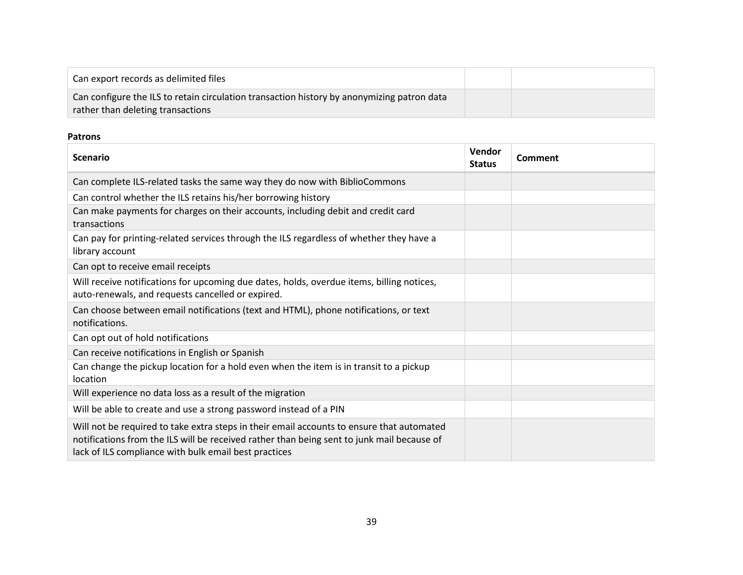| | | |
|---|---|---|
| Can export records as delimited files | | |
| Can configure the ILS to retain circulation transaction history by anonymizing patron data rather than deleting transactions | | |

**Patrons**

| Scenario | Vendor Status | Comment |
|---|---|---|
| Can complete ILS-related tasks the same way they do now with BiblioCommons | | |
| Can control whether the ILS retains his/her borrowing history | | |
| Can make payments for charges on their accounts, including debit and credit card transactions | | |
| Can pay for printing-related services through the ILS regardless of whether they have a library account | | |
| Can opt to receive email receipts | | |
| Will receive notifications for upcoming due dates, holds, overdue items, billing notices, auto-renewals, and requests cancelled or expired. | | |
| Can choose between email notifications (text and HTML), phone notifications, or text notifications. | | |
| Can opt out of hold notifications | | |
| Can receive notifications in English or Spanish | | |
| Can change the pickup location for a hold even when the item is in transit to a pickup location | | |
| Will experience no data loss as a result of the migration | | |
| Will be able to create and use a strong password instead of a PIN | | |
| Will not be required to take extra steps in their email accounts to ensure that automated notifications from the ILS will be received rather than being sent to junk mail because of lack of ILS compliance with bulk email best practices | | |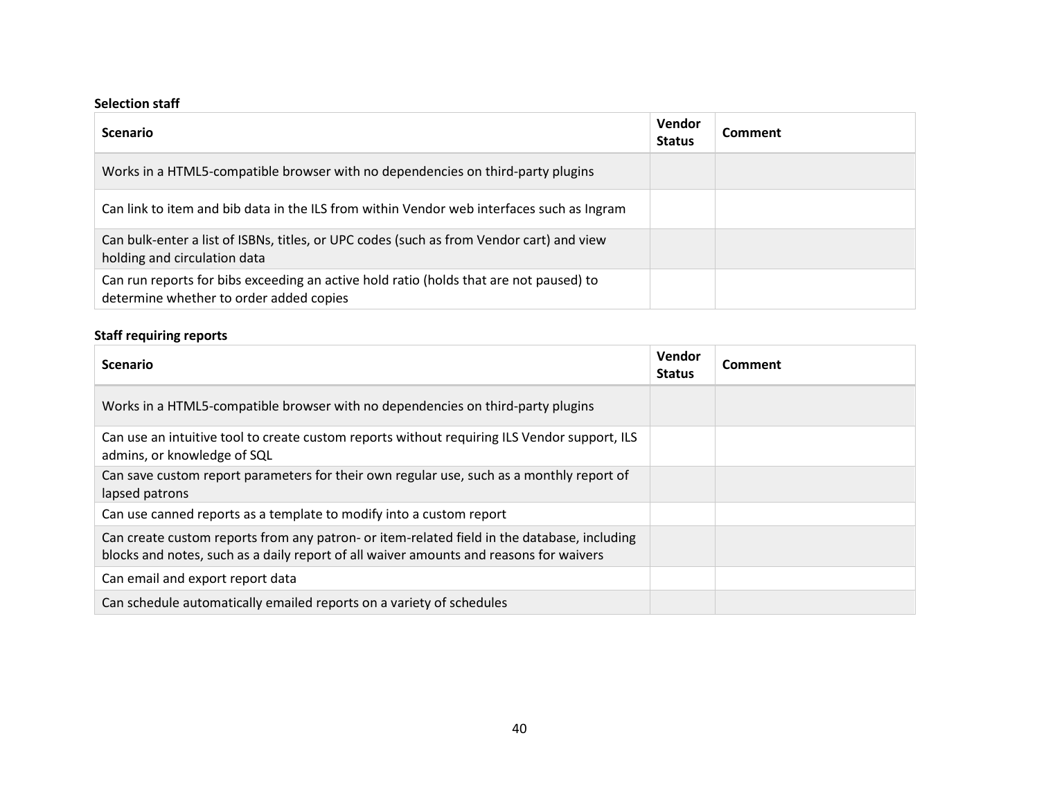**Selection staff**

| Scenario | Vendor Status | Comment |
| --- | --- | --- |
| Works in a HTML5-compatible browser with no dependencies on third-party plugins | | |
| Can link to item and bib data in the ILS from within Vendor web interfaces such as Ingram | | |
| Can bulk-enter a list of ISBNs, titles, or UPC codes (such as from Vendor cart) and view holding and circulation data | | |
| Can run reports for bibs exceeding an active hold ratio (holds that are not paused) to determine whether to order added copies | | |

**Staff requiring reports**

| Scenario | Vendor Status | Comment |
| --- | --- | --- |
| Works in a HTML5-compatible browser with no dependencies on third-party plugins | | |
| Can use an intuitive tool to create custom reports without requiring ILS Vendor support, ILS admins, or knowledge of SQL | | |
| Can save custom report parameters for their own regular use, such as a monthly report of lapsed patrons | | |
| Can use canned reports as a template to modify into a custom report | | |
| Can create custom reports from any patron- or item-related field in the database, including blocks and notes, such as a daily report of all waiver amounts and reasons for waivers | | |
| Can email and export report data | | |
| Can schedule automatically emailed reports on a variety of schedules | | |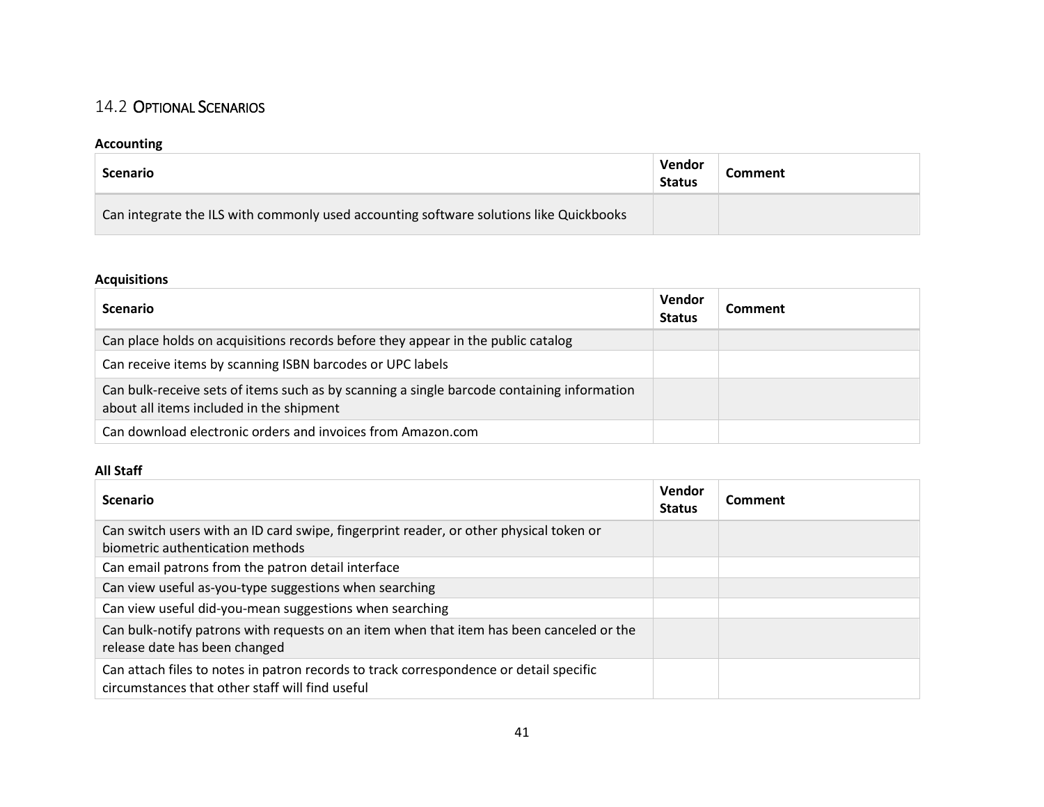## 14.2 Optional Scenarios

**Accounting**

| Scenario | Vendor Status | Comment |
|---|---|---|
| Can integrate the ILS with commonly used accounting software solutions like Quickbooks | | |

**Acquisitions**

| Scenario | Vendor Status | Comment |
|---|---|---|
| Can place holds on acquisitions records before they appear in the public catalog | | |
| Can receive items by scanning ISBN barcodes or UPC labels | | |
| Can bulk-receive sets of items such as by scanning a single barcode containing information about all items included in the shipment | | |
| Can download electronic orders and invoices from Amazon.com | | |

**All Staff**

| Scenario | Vendor Status | Comment |
|---|---|---|
| Can switch users with an ID card swipe, fingerprint reader, or other physical token or biometric authentication methods | | |
| Can email patrons from the patron detail interface | | |
| Can view useful as-you-type suggestions when searching | | |
| Can view useful did-you-mean suggestions when searching | | |
| Can bulk-notify patrons with requests on an item when that item has been canceled or the release date has been changed | | |
| Can attach files to notes in patron records to track correspondence or detail specific circumstances that other staff will find useful | | |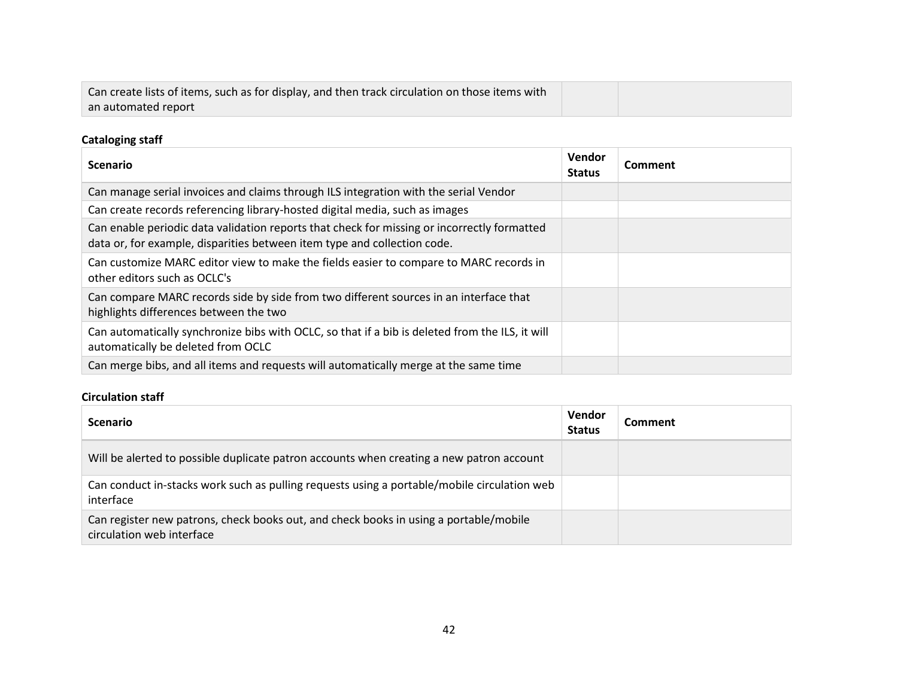| Can create lists of items, such as for display, and then track circulation on those items with an automated report | | |
|---|---|---|

**Cataloging staff**

| Scenario | Vendor Status | Comment |
|---|---|---|
| Can manage serial invoices and claims through ILS integration with the serial Vendor | | |
| Can create records referencing library-hosted digital media, such as images | | |
| Can enable periodic data validation reports that check for missing or incorrectly formatted data or, for example, disparities between item type and collection code. | | |
| Can customize MARC editor view to make the fields easier to compare to MARC records in other editors such as OCLC's | | |
| Can compare MARC records side by side from two different sources in an interface that highlights differences between the two | | |
| Can automatically synchronize bibs with OCLC, so that if a bib is deleted from the ILS, it will automatically be deleted from OCLC | | |
| Can merge bibs, and all items and requests will automatically merge at the same time | | |

**Circulation staff**

| Scenario | Vendor Status | Comment |
|---|---|---|
| Will be alerted to possible duplicate patron accounts when creating a new patron account | | |
| Can conduct in-stacks work such as pulling requests using a portable/mobile circulation web interface | | |
| Can register new patrons, check books out, and check books in using a portable/mobile circulation web interface | | |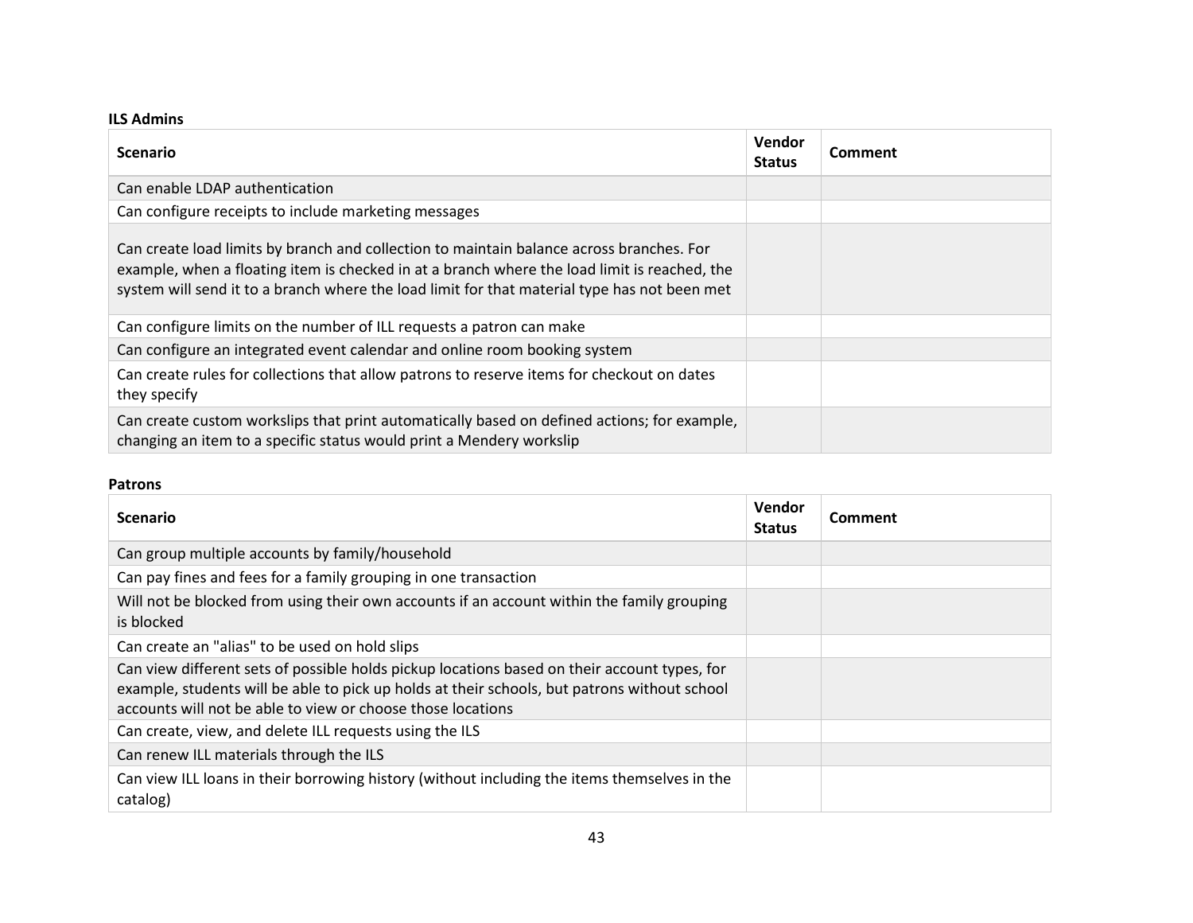**ILS Admins**

| Scenario | Vendor Status | Comment |
| --- | --- | --- |
| Can enable LDAP authentication | | |
| Can configure receipts to include marketing messages | | |
| Can create load limits by branch and collection to maintain balance across branches. For example, when a floating item is checked in at a branch where the load limit is reached, the system will send it to a branch where the load limit for that material type has not been met | | |
| Can configure limits on the number of ILL requests a patron can make | | |
| Can configure an integrated event calendar and online room booking system | | |
| Can create rules for collections that allow patrons to reserve items for checkout on dates they specify | | |
| Can create custom workslips that print automatically based on defined actions; for example, changing an item to a specific status would print a Mendery workslip | | |

**Patrons**

| Scenario | Vendor Status | Comment |
| --- | --- | --- |
| Can group multiple accounts by family/household | | |
| Can pay fines and fees for a family grouping in one transaction | | |
| Will not be blocked from using their own accounts if an account within the family grouping is blocked | | |
| Can create an "alias" to be used on hold slips | | |
| Can view different sets of possible holds pickup locations based on their account types, for example, students will be able to pick up holds at their schools, but patrons without school accounts will not be able to view or choose those locations | | |
| Can create, view, and delete ILL requests using the ILS | | |
| Can renew ILL materials through the ILS | | |
| Can view ILL loans in their borrowing history (without including the items themselves in the catalog) | | |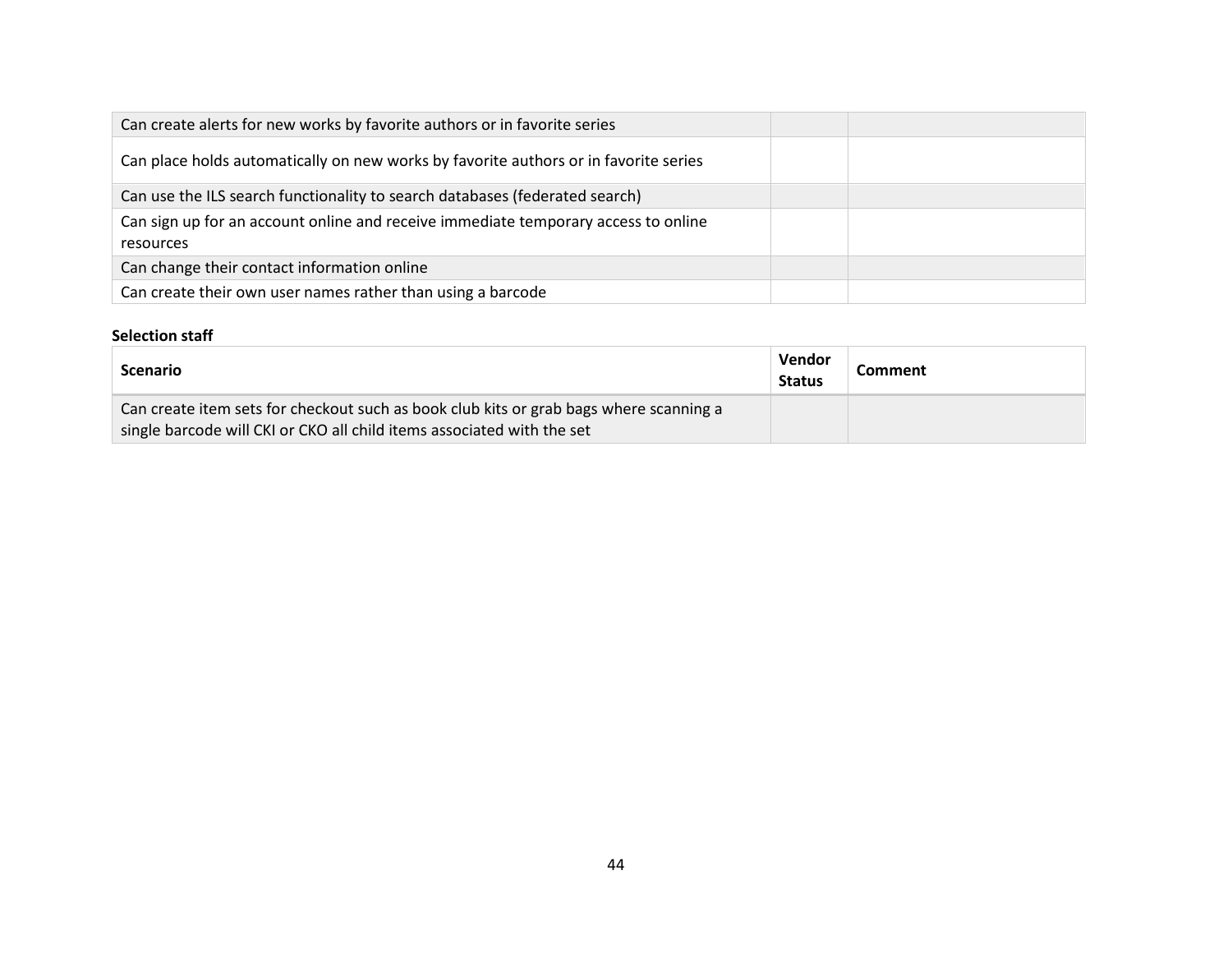| | | |
|---|---|---|
| Can create alerts for new works by favorite authors or in favorite series | | |
| Can place holds automatically on new works by favorite authors or in favorite series | | |
| Can use the ILS search functionality to search databases (federated search) | | |
| Can sign up for an account online and receive immediate temporary access to online resources | | |
| Can change their contact information online | | |
| Can create their own user names rather than using a barcode | | |

**Selection staff**

| Scenario | Vendor Status | Comment |
|---|---|---|
| Can create item sets for checkout such as book club kits or grab bags where scanning a single barcode will CKI or CKO all child items associated with the set | | |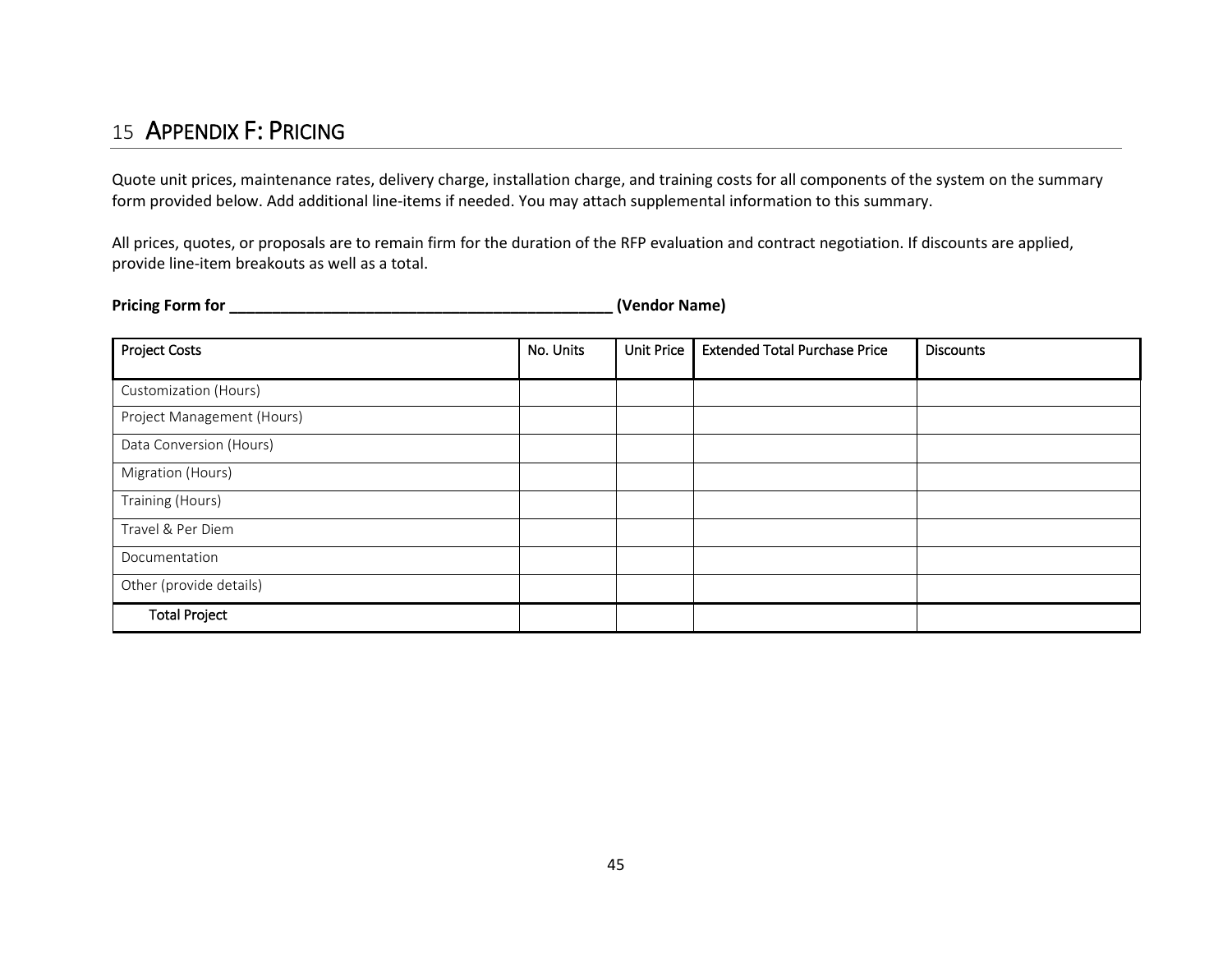# 15 APPENDIX F: PRICING

Quote unit prices, maintenance rates, delivery charge, installation charge, and training costs for all components of the system on the summary form provided below. Add additional line-items if needed. You may attach supplemental information to this summary.

All prices, quotes, or proposals are to remain firm for the duration of the RFP evaluation and contract negotiation. If discounts are applied, provide line-item breakouts as well as a total.

**Pricing Form for \_\_\_\_\_\_\_\_\_\_\_\_\_\_\_\_\_\_\_\_\_\_\_\_\_\_\_\_\_\_\_\_\_\_\_\_\_\_\_\_\_\_\_\_\_\_ (Vendor Name)**

| Project Costs | No. Units | Unit Price | Extended Total Purchase Price | Discounts |
|---|---|---|---|---|
| Customization (Hours) | | | | |
| Project Management (Hours) | | | | |
| Data Conversion (Hours) | | | | |
| Migration (Hours) | | | | |
| Training (Hours) | | | | |
| Travel & Per Diem | | | | |
| Documentation | | | | |
| Other (provide details) | | | | |
| **Total Project** | | | | |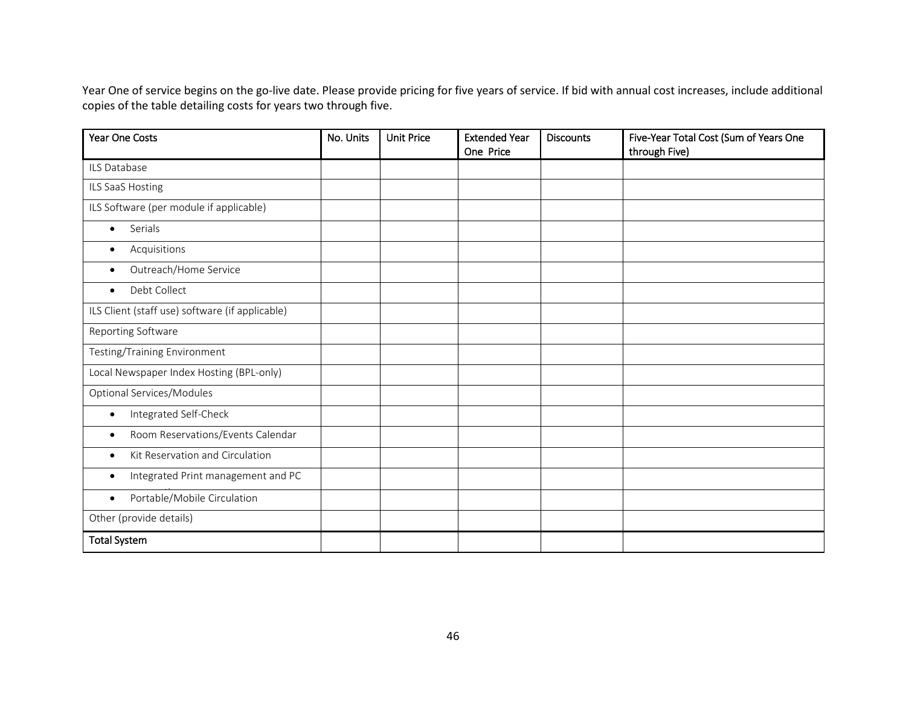Year One of service begins on the go-live date. Please provide pricing for five years of service. If bid with annual cost increases, include additional copies of the table detailing costs for years two through five.

| Year One Costs | No. Units | Unit Price | Extended Year One Price | Discounts | Five-Year Total Cost (Sum of Years One through Five) |
|---|---|---|---|---|---|
| ILS Database | | | | | |
| ILS SaaS Hosting | | | | | |
| ILS Software (per module if applicable) | | | | | |
| • Serials | | | | | |
| • Acquisitions | | | | | |
| • Outreach/Home Service | | | | | |
| • Debt Collect | | | | | |
| ILS Client (staff use) software (if applicable) | | | | | |
| Reporting Software | | | | | |
| Testing/Training Environment | | | | | |
| Local Newspaper Index Hosting (BPL-only) | | | | | |
| Optional Services/Modules | | | | | |
| • Integrated Self-Check | | | | | |
| • Room Reservations/Events Calendar | | | | | |
| • Kit Reservation and Circulation | | | | | |
| • Integrated Print management and PC | | | | | |
| • Portable/Mobile Circulation | | | | | |
| Other (provide details) | | | | | |
| **Total System** | | | | | |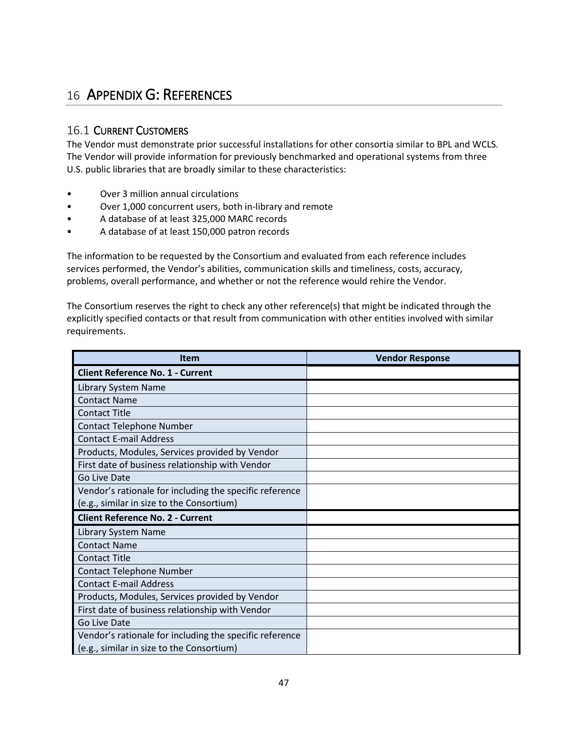# 16 Appendix G: References

## 16.1 Current Customers

The Vendor must demonstrate prior successful installations for other consortia similar to BPL and WCLS. The Vendor will provide information for previously benchmarked and operational systems from three U.S. public libraries that are broadly similar to these characteristics:

- Over 3 million annual circulations
- Over 1,000 concurrent users, both in-library and remote
- A database of at least 325,000 MARC records
- A database of at least 150,000 patron records

The information to be requested by the Consortium and evaluated from each reference includes services performed, the Vendor's abilities, communication skills and timeliness, costs, accuracy, problems, overall performance, and whether or not the reference would rehire the Vendor.

The Consortium reserves the right to check any other reference(s) that might be indicated through the explicitly specified contacts or that result from communication with other entities involved with similar requirements.

| Item | Vendor Response |
|---|---|
| **Client Reference No. 1 - Current** | |
| Library System Name | |
| Contact Name | |
| Contact Title | |
| Contact Telephone Number | |
| Contact E-mail Address | |
| Products, Modules, Services provided by Vendor | |
| First date of business relationship with Vendor | |
| Go Live Date | |
| Vendor's rationale for including the specific reference (e.g., similar in size to the Consortium) | |
| **Client Reference No. 2 - Current** | |
| Library System Name | |
| Contact Name | |
| Contact Title | |
| Contact Telephone Number | |
| Contact E-mail Address | |
| Products, Modules, Services provided by Vendor | |
| First date of business relationship with Vendor | |
| Go Live Date | |
| Vendor's rationale for including the specific reference (e.g., similar in size to the Consortium) | |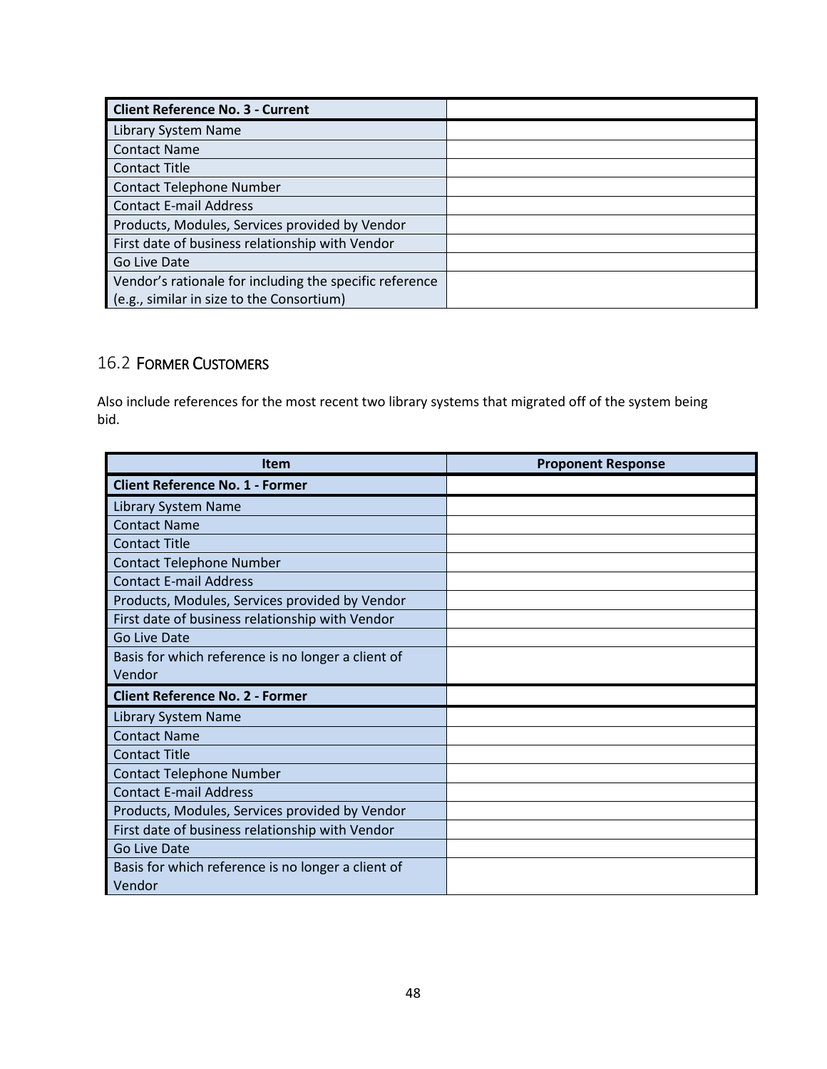| Client Reference No. 3 - Current | |
|---|---|
| Library System Name | |
| Contact Name | |
| Contact Title | |
| Contact Telephone Number | |
| Contact E-mail Address | |
| Products, Modules, Services provided by Vendor | |
| First date of business relationship with Vendor | |
| Go Live Date | |
| Vendor's rationale for including the specific reference (e.g., similar in size to the Consortium) | |

## 16.2 Former Customers

Also include references for the most recent two library systems that migrated off of the system being bid.

| Item | Proponent Response |
|---|---|
| **Client Reference No. 1 - Former** | |
| Library System Name | |
| Contact Name | |
| Contact Title | |
| Contact Telephone Number | |
| Contact E-mail Address | |
| Products, Modules, Services provided by Vendor | |
| First date of business relationship with Vendor | |
| Go Live Date | |
| Basis for which reference is no longer a client of Vendor | |
| **Client Reference No. 2 - Former** | |
| Library System Name | |
| Contact Name | |
| Contact Title | |
| Contact Telephone Number | |
| Contact E-mail Address | |
| Products, Modules, Services provided by Vendor | |
| First date of business relationship with Vendor | |
| Go Live Date | |
| Basis for which reference is no longer a client of Vendor | |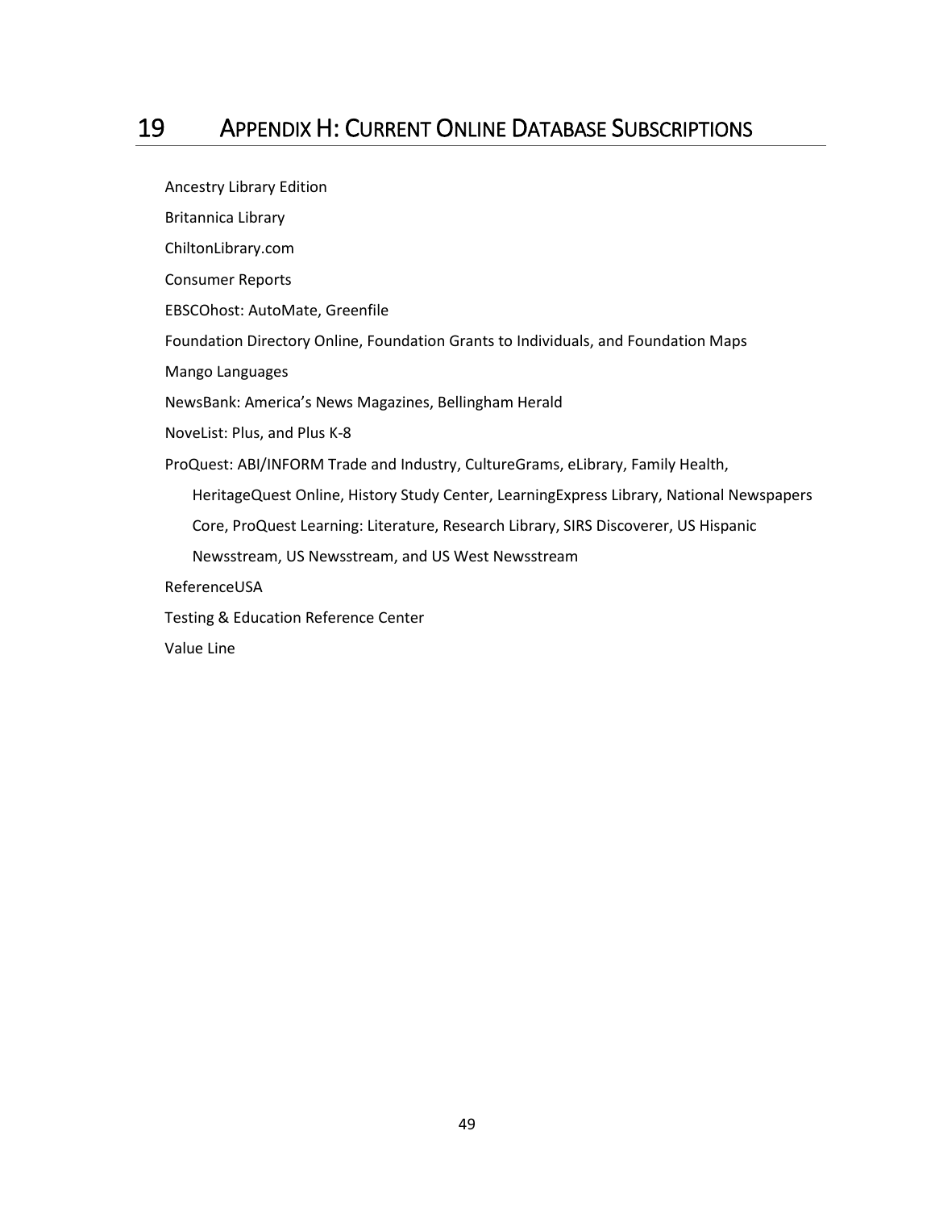# 19 Appendix H: Current Online Database Subscriptions

Ancestry Library Edition

Britannica Library

ChiltonLibrary.com

Consumer Reports

EBSCOhost: AutoMate, Greenfile

Foundation Directory Online, Foundation Grants to Individuals, and Foundation Maps

Mango Languages

NewsBank: America's News Magazines, Bellingham Herald

NoveList: Plus, and Plus K-8

ProQuest: ABI/INFORM Trade and Industry, CultureGrams, eLibrary, Family Health, HeritageQuest Online, History Study Center, LearningExpress Library, National Newspapers Core, ProQuest Learning: Literature, Research Library, SIRS Discoverer, US Hispanic Newsstream, US Newsstream, and US West Newsstream

ReferenceUSA

Testing & Education Reference Center

Value Line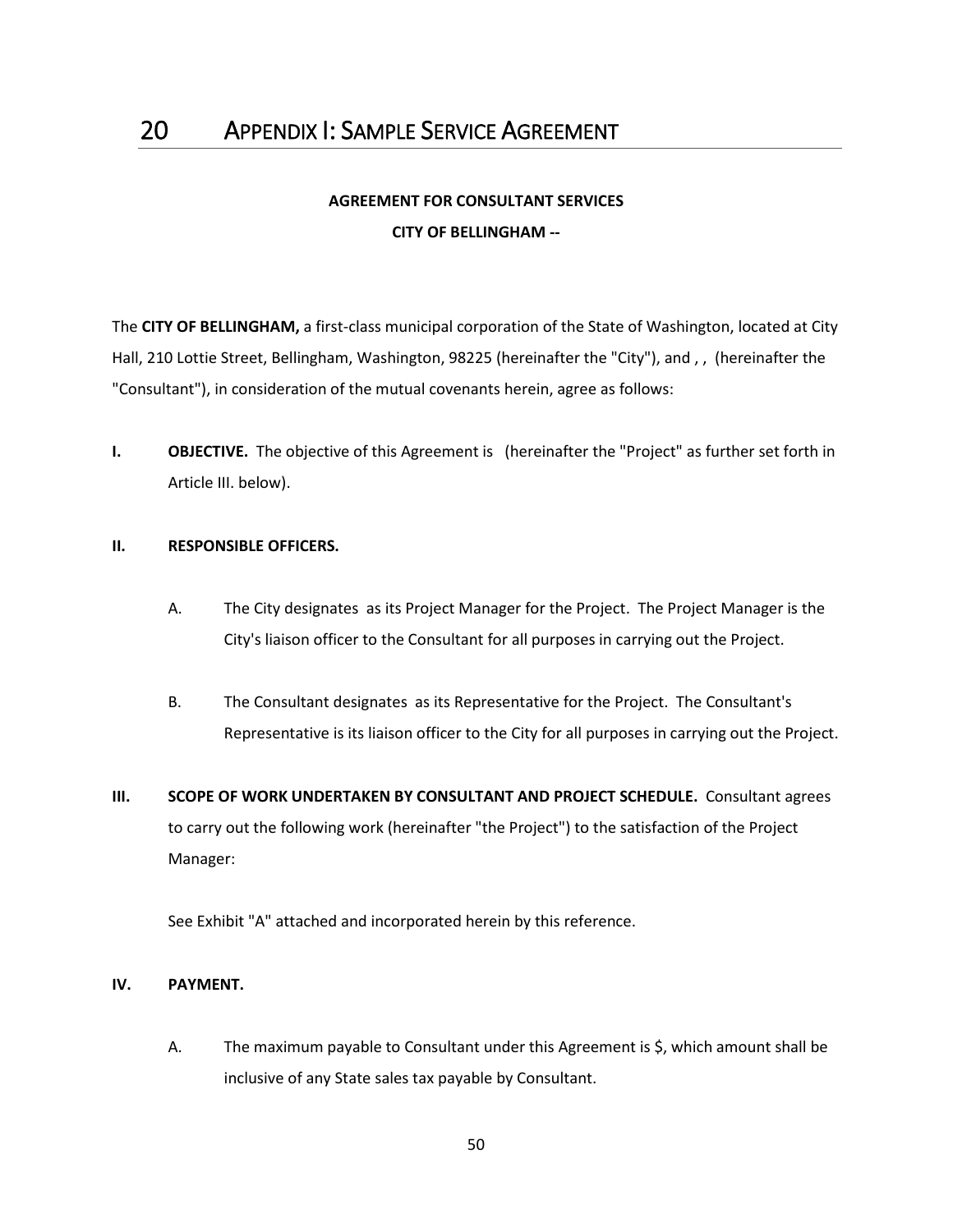# 20 APPENDIX I: SAMPLE SERVICE AGREEMENT

**AGREEMENT FOR CONSULTANT SERVICES**

**CITY OF BELLINGHAM --**

The **CITY OF BELLINGHAM,** a first-class municipal corporation of the State of Washington, located at City Hall, 210 Lottie Street, Bellingham, Washington, 98225 (hereinafter the "City"), and , , (hereinafter the "Consultant"), in consideration of the mutual covenants herein, agree as follows:

**I. OBJECTIVE.** The objective of this Agreement is (hereinafter the "Project" as further set forth in Article III. below).

**II. RESPONSIBLE OFFICERS.**

A. The City designates as its Project Manager for the Project. The Project Manager is the City's liaison officer to the Consultant for all purposes in carrying out the Project.

B. The Consultant designates as its Representative for the Project. The Consultant's Representative is its liaison officer to the City for all purposes in carrying out the Project.

**III. SCOPE OF WORK UNDERTAKEN BY CONSULTANT AND PROJECT SCHEDULE.** Consultant agrees to carry out the following work (hereinafter "the Project") to the satisfaction of the Project Manager:

See Exhibit "A" attached and incorporated herein by this reference.

**IV. PAYMENT.**

A. The maximum payable to Consultant under this Agreement is $, which amount shall be inclusive of any State sales tax payable by Consultant.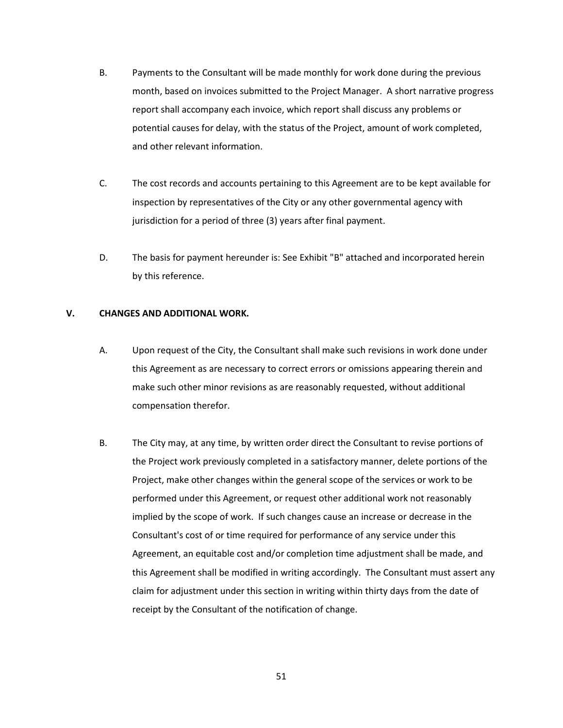B. Payments to the Consultant will be made monthly for work done during the previous month, based on invoices submitted to the Project Manager. A short narrative progress report shall accompany each invoice, which report shall discuss any problems or potential causes for delay, with the status of the Project, amount of work completed, and other relevant information.

C. The cost records and accounts pertaining to this Agreement are to be kept available for inspection by representatives of the City or any other governmental agency with jurisdiction for a period of three (3) years after final payment.

D. The basis for payment hereunder is: See Exhibit "B" attached and incorporated herein by this reference.

## V. CHANGES AND ADDITIONAL WORK.

A. Upon request of the City, the Consultant shall make such revisions in work done under this Agreement as are necessary to correct errors or omissions appearing therein and make such other minor revisions as are reasonably requested, without additional compensation therefor.

B. The City may, at any time, by written order direct the Consultant to revise portions of the Project work previously completed in a satisfactory manner, delete portions of the Project, make other changes within the general scope of the services or work to be performed under this Agreement, or request other additional work not reasonably implied by the scope of work. If such changes cause an increase or decrease in the Consultant's cost of or time required for performance of any service under this Agreement, an equitable cost and/or completion time adjustment shall be made, and this Agreement shall be modified in writing accordingly. The Consultant must assert any claim for adjustment under this section in writing within thirty days from the date of receipt by the Consultant of the notification of change.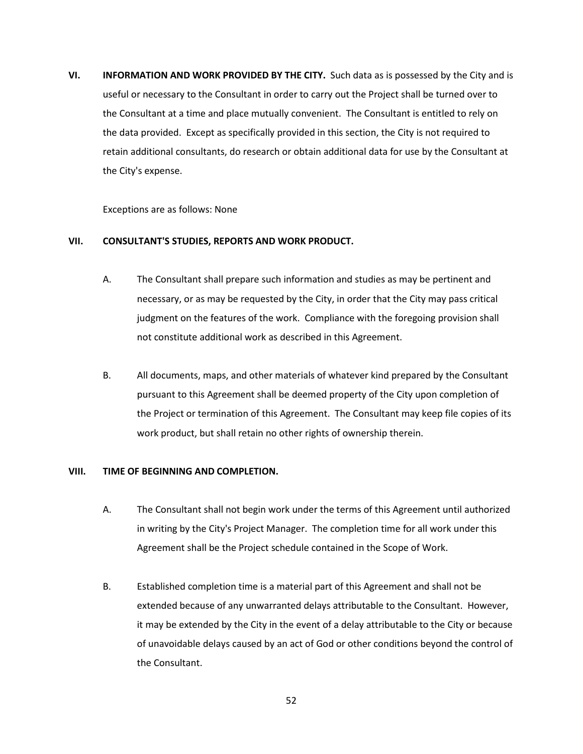**VI. INFORMATION AND WORK PROVIDED BY THE CITY.** Such data as is possessed by the City and is useful or necessary to the Consultant in order to carry out the Project shall be turned over to the Consultant at a time and place mutually convenient. The Consultant is entitled to rely on the data provided. Except as specifically provided in this section, the City is not required to retain additional consultants, do research or obtain additional data for use by the Consultant at the City's expense.

Exceptions are as follows: None

**VII. CONSULTANT'S STUDIES, REPORTS AND WORK PRODUCT.**

A. The Consultant shall prepare such information and studies as may be pertinent and necessary, or as may be requested by the City, in order that the City may pass critical judgment on the features of the work. Compliance with the foregoing provision shall not constitute additional work as described in this Agreement.

B. All documents, maps, and other materials of whatever kind prepared by the Consultant pursuant to this Agreement shall be deemed property of the City upon completion of the Project or termination of this Agreement. The Consultant may keep file copies of its work product, but shall retain no other rights of ownership therein.

**VIII. TIME OF BEGINNING AND COMPLETION.**

A. The Consultant shall not begin work under the terms of this Agreement until authorized in writing by the City's Project Manager. The completion time for all work under this Agreement shall be the Project schedule contained in the Scope of Work.

B. Established completion time is a material part of this Agreement and shall not be extended because of any unwarranted delays attributable to the Consultant. However, it may be extended by the City in the event of a delay attributable to the City or because of unavoidable delays caused by an act of God or other conditions beyond the control of the Consultant.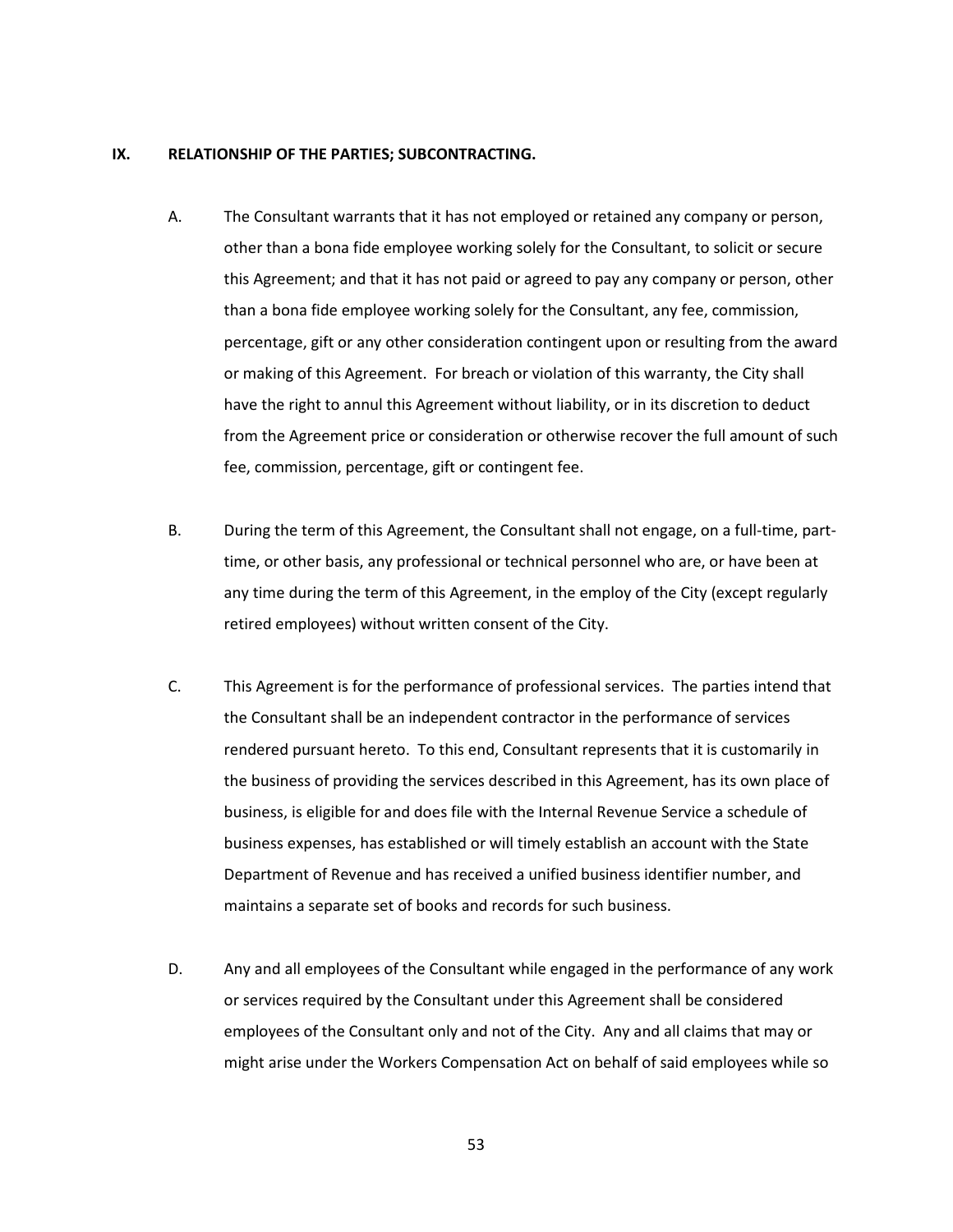## IX. RELATIONSHIP OF THE PARTIES; SUBCONTRACTING.

A. The Consultant warrants that it has not employed or retained any company or person, other than a bona fide employee working solely for the Consultant, to solicit or secure this Agreement; and that it has not paid or agreed to pay any company or person, other than a bona fide employee working solely for the Consultant, any fee, commission, percentage, gift or any other consideration contingent upon or resulting from the award or making of this Agreement. For breach or violation of this warranty, the City shall have the right to annul this Agreement without liability, or in its discretion to deduct from the Agreement price or consideration or otherwise recover the full amount of such fee, commission, percentage, gift or contingent fee.

B. During the term of this Agreement, the Consultant shall not engage, on a full-time, part-time, or other basis, any professional or technical personnel who are, or have been at any time during the term of this Agreement, in the employ of the City (except regularly retired employees) without written consent of the City.

C. This Agreement is for the performance of professional services. The parties intend that the Consultant shall be an independent contractor in the performance of services rendered pursuant hereto. To this end, Consultant represents that it is customarily in the business of providing the services described in this Agreement, has its own place of business, is eligible for and does file with the Internal Revenue Service a schedule of business expenses, has established or will timely establish an account with the State Department of Revenue and has received a unified business identifier number, and maintains a separate set of books and records for such business.

D. Any and all employees of the Consultant while engaged in the performance of any work or services required by the Consultant under this Agreement shall be considered employees of the Consultant only and not of the City. Any and all claims that may or might arise under the Workers Compensation Act on behalf of said employees while so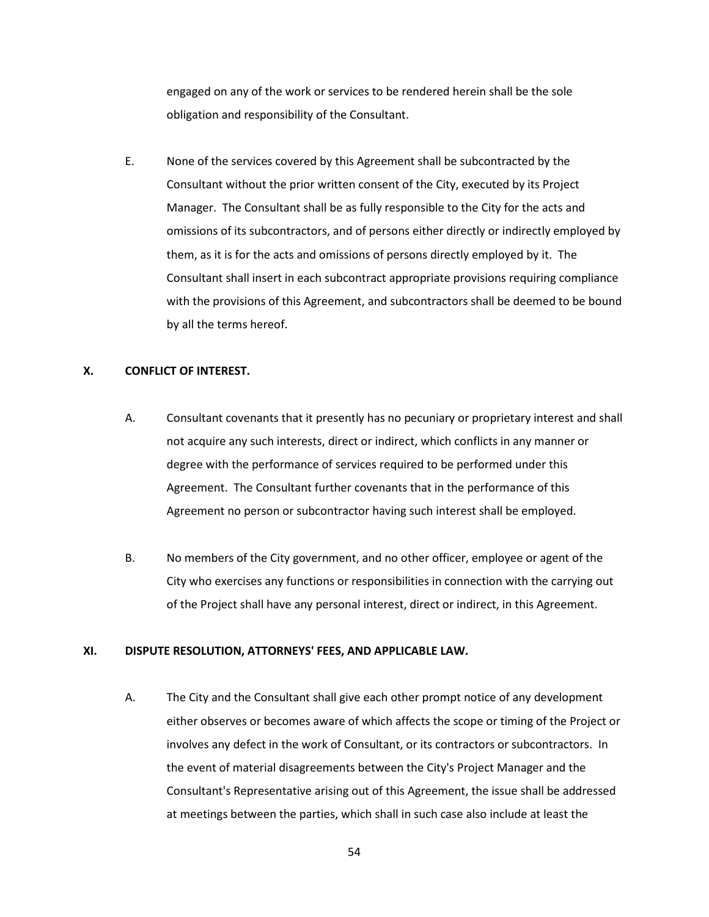engaged on any of the work or services to be rendered herein shall be the sole obligation and responsibility of the Consultant.

E. None of the services covered by this Agreement shall be subcontracted by the Consultant without the prior written consent of the City, executed by its Project Manager. The Consultant shall be as fully responsible to the City for the acts and omissions of its subcontractors, and of persons either directly or indirectly employed by them, as it is for the acts and omissions of persons directly employed by it. The Consultant shall insert in each subcontract appropriate provisions requiring compliance with the provisions of this Agreement, and subcontractors shall be deemed to be bound by all the terms hereof.

**X. CONFLICT OF INTEREST.**

A. Consultant covenants that it presently has no pecuniary or proprietary interest and shall not acquire any such interests, direct or indirect, which conflicts in any manner or degree with the performance of services required to be performed under this Agreement. The Consultant further covenants that in the performance of this Agreement no person or subcontractor having such interest shall be employed.

B. No members of the City government, and no other officer, employee or agent of the City who exercises any functions or responsibilities in connection with the carrying out of the Project shall have any personal interest, direct or indirect, in this Agreement.

**XI. DISPUTE RESOLUTION, ATTORNEYS' FEES, AND APPLICABLE LAW.**

A. The City and the Consultant shall give each other prompt notice of any development either observes or becomes aware of which affects the scope or timing of the Project or involves any defect in the work of Consultant, or its contractors or subcontractors. In the event of material disagreements between the City's Project Manager and the Consultant's Representative arising out of this Agreement, the issue shall be addressed at meetings between the parties, which shall in such case also include at least the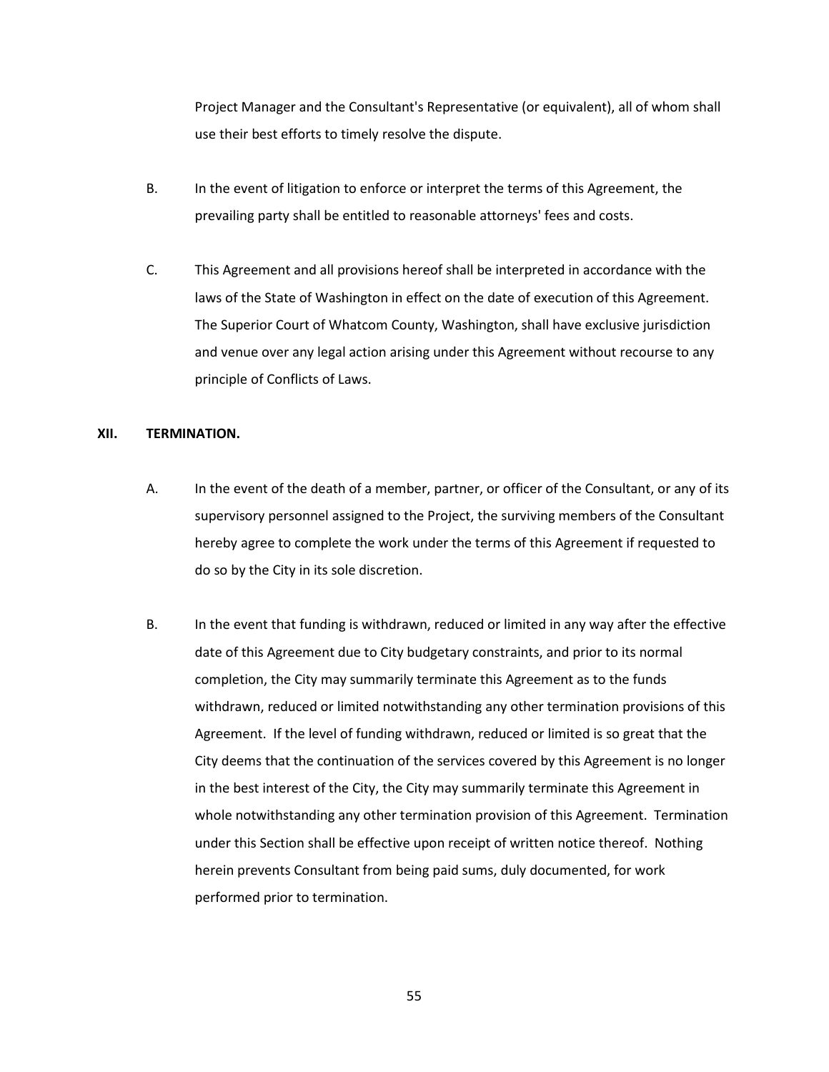Project Manager and the Consultant's Representative (or equivalent), all of whom shall use their best efforts to timely resolve the dispute.

B. In the event of litigation to enforce or interpret the terms of this Agreement, the prevailing party shall be entitled to reasonable attorneys' fees and costs.

C. This Agreement and all provisions hereof shall be interpreted in accordance with the laws of the State of Washington in effect on the date of execution of this Agreement. The Superior Court of Whatcom County, Washington, shall have exclusive jurisdiction and venue over any legal action arising under this Agreement without recourse to any principle of Conflicts of Laws.

**XII. TERMINATION.**

A. In the event of the death of a member, partner, or officer of the Consultant, or any of its supervisory personnel assigned to the Project, the surviving members of the Consultant hereby agree to complete the work under the terms of this Agreement if requested to do so by the City in its sole discretion.

B. In the event that funding is withdrawn, reduced or limited in any way after the effective date of this Agreement due to City budgetary constraints, and prior to its normal completion, the City may summarily terminate this Agreement as to the funds withdrawn, reduced or limited notwithstanding any other termination provisions of this Agreement. If the level of funding withdrawn, reduced or limited is so great that the City deems that the continuation of the services covered by this Agreement is no longer in the best interest of the City, the City may summarily terminate this Agreement in whole notwithstanding any other termination provision of this Agreement. Termination under this Section shall be effective upon receipt of written notice thereof. Nothing herein prevents Consultant from being paid sums, duly documented, for work performed prior to termination.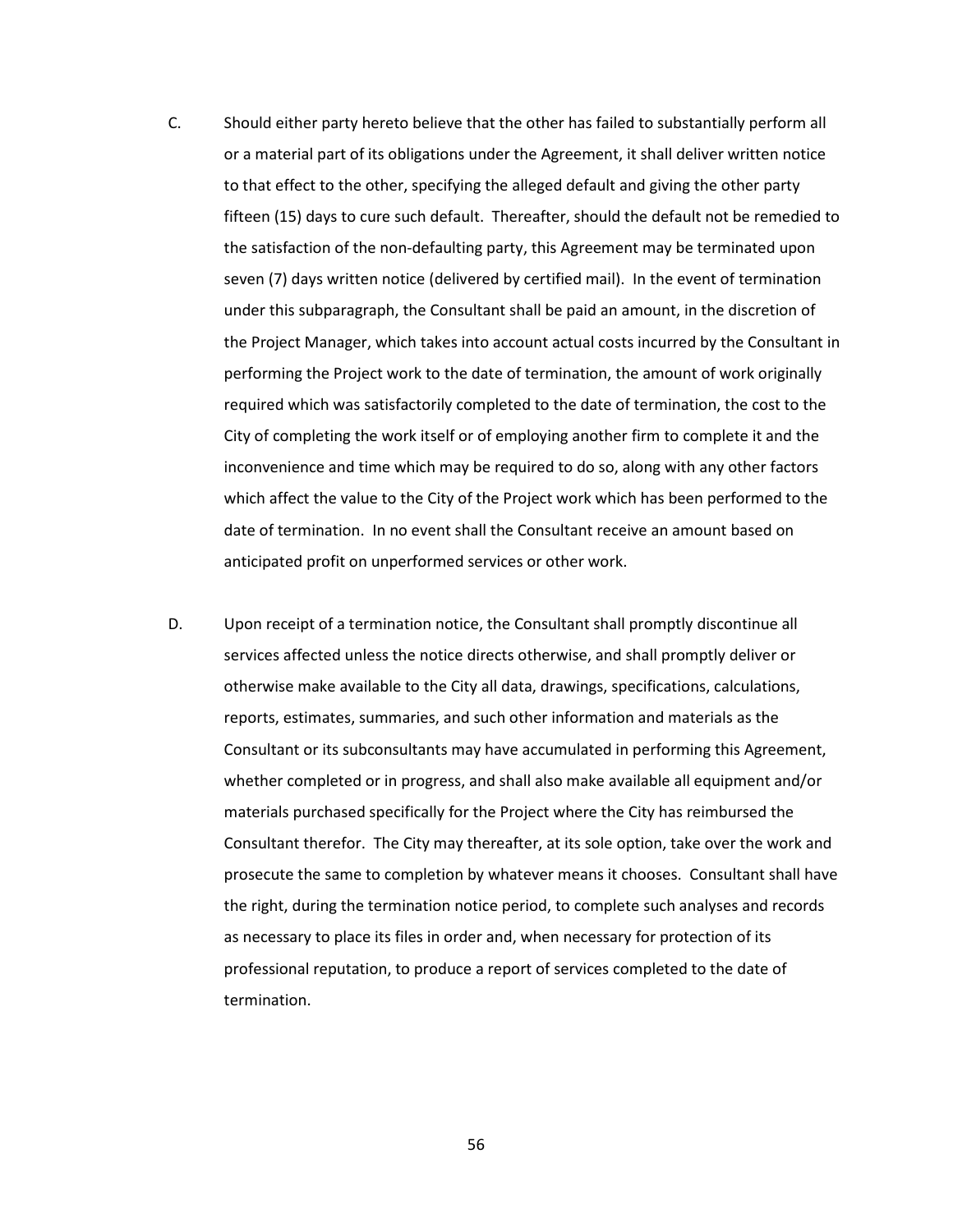C. Should either party hereto believe that the other has failed to substantially perform all or a material part of its obligations under the Agreement, it shall deliver written notice to that effect to the other, specifying the alleged default and giving the other party fifteen (15) days to cure such default. Thereafter, should the default not be remedied to the satisfaction of the non-defaulting party, this Agreement may be terminated upon seven (7) days written notice (delivered by certified mail). In the event of termination under this subparagraph, the Consultant shall be paid an amount, in the discretion of the Project Manager, which takes into account actual costs incurred by the Consultant in performing the Project work to the date of termination, the amount of work originally required which was satisfactorily completed to the date of termination, the cost to the City of completing the work itself or of employing another firm to complete it and the inconvenience and time which may be required to do so, along with any other factors which affect the value to the City of the Project work which has been performed to the date of termination. In no event shall the Consultant receive an amount based on anticipated profit on unperformed services or other work.

D. Upon receipt of a termination notice, the Consultant shall promptly discontinue all services affected unless the notice directs otherwise, and shall promptly deliver or otherwise make available to the City all data, drawings, specifications, calculations, reports, estimates, summaries, and such other information and materials as the Consultant or its subconsultants may have accumulated in performing this Agreement, whether completed or in progress, and shall also make available all equipment and/or materials purchased specifically for the Project where the City has reimbursed the Consultant therefor. The City may thereafter, at its sole option, take over the work and prosecute the same to completion by whatever means it chooses. Consultant shall have the right, during the termination notice period, to complete such analyses and records as necessary to place its files in order and, when necessary for protection of its professional reputation, to produce a report of services completed to the date of termination.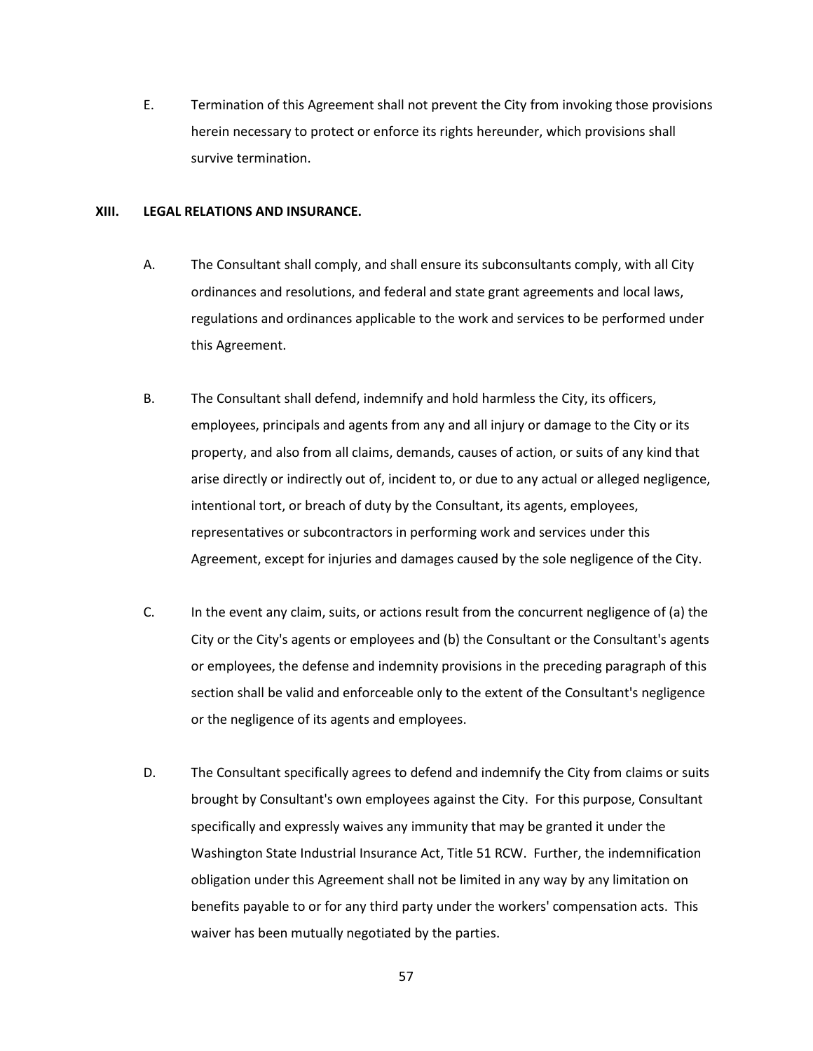E. Termination of this Agreement shall not prevent the City from invoking those provisions herein necessary to protect or enforce its rights hereunder, which provisions shall survive termination.

## XIII. LEGAL RELATIONS AND INSURANCE.

A. The Consultant shall comply, and shall ensure its subconsultants comply, with all City ordinances and resolutions, and federal and state grant agreements and local laws, regulations and ordinances applicable to the work and services to be performed under this Agreement.

B. The Consultant shall defend, indemnify and hold harmless the City, its officers, employees, principals and agents from any and all injury or damage to the City or its property, and also from all claims, demands, causes of action, or suits of any kind that arise directly or indirectly out of, incident to, or due to any actual or alleged negligence, intentional tort, or breach of duty by the Consultant, its agents, employees, representatives or subcontractors in performing work and services under this Agreement, except for injuries and damages caused by the sole negligence of the City.

C. In the event any claim, suits, or actions result from the concurrent negligence of (a) the City or the City's agents or employees and (b) the Consultant or the Consultant's agents or employees, the defense and indemnity provisions in the preceding paragraph of this section shall be valid and enforceable only to the extent of the Consultant's negligence or the negligence of its agents and employees.

D. The Consultant specifically agrees to defend and indemnify the City from claims or suits brought by Consultant's own employees against the City. For this purpose, Consultant specifically and expressly waives any immunity that may be granted it under the Washington State Industrial Insurance Act, Title 51 RCW. Further, the indemnification obligation under this Agreement shall not be limited in any way by any limitation on benefits payable to or for any third party under the workers' compensation acts. This waiver has been mutually negotiated by the parties.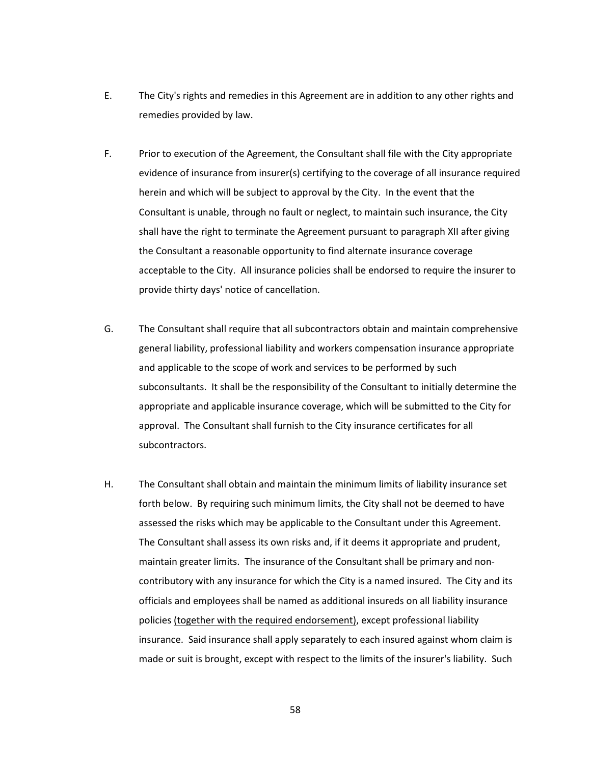E. The City's rights and remedies in this Agreement are in addition to any other rights and remedies provided by law.

F. Prior to execution of the Agreement, the Consultant shall file with the City appropriate evidence of insurance from insurer(s) certifying to the coverage of all insurance required herein and which will be subject to approval by the City. In the event that the Consultant is unable, through no fault or neglect, to maintain such insurance, the City shall have the right to terminate the Agreement pursuant to paragraph XII after giving the Consultant a reasonable opportunity to find alternate insurance coverage acceptable to the City. All insurance policies shall be endorsed to require the insurer to provide thirty days' notice of cancellation.

G. The Consultant shall require that all subcontractors obtain and maintain comprehensive general liability, professional liability and workers compensation insurance appropriate and applicable to the scope of work and services to be performed by such subconsultants. It shall be the responsibility of the Consultant to initially determine the appropriate and applicable insurance coverage, which will be submitted to the City for approval. The Consultant shall furnish to the City insurance certificates for all subcontractors.

H. The Consultant shall obtain and maintain the minimum limits of liability insurance set forth below. By requiring such minimum limits, the City shall not be deemed to have assessed the risks which may be applicable to the Consultant under this Agreement. The Consultant shall assess its own risks and, if it deems it appropriate and prudent, maintain greater limits. The insurance of the Consultant shall be primary and non-contributory with any insurance for which the City is a named insured. The City and its officials and employees shall be named as additional insureds on all liability insurance policies <u>(together with the required endorsement)</u>, except professional liability insurance. Said insurance shall apply separately to each insured against whom claim is made or suit is brought, except with respect to the limits of the insurer's liability. Such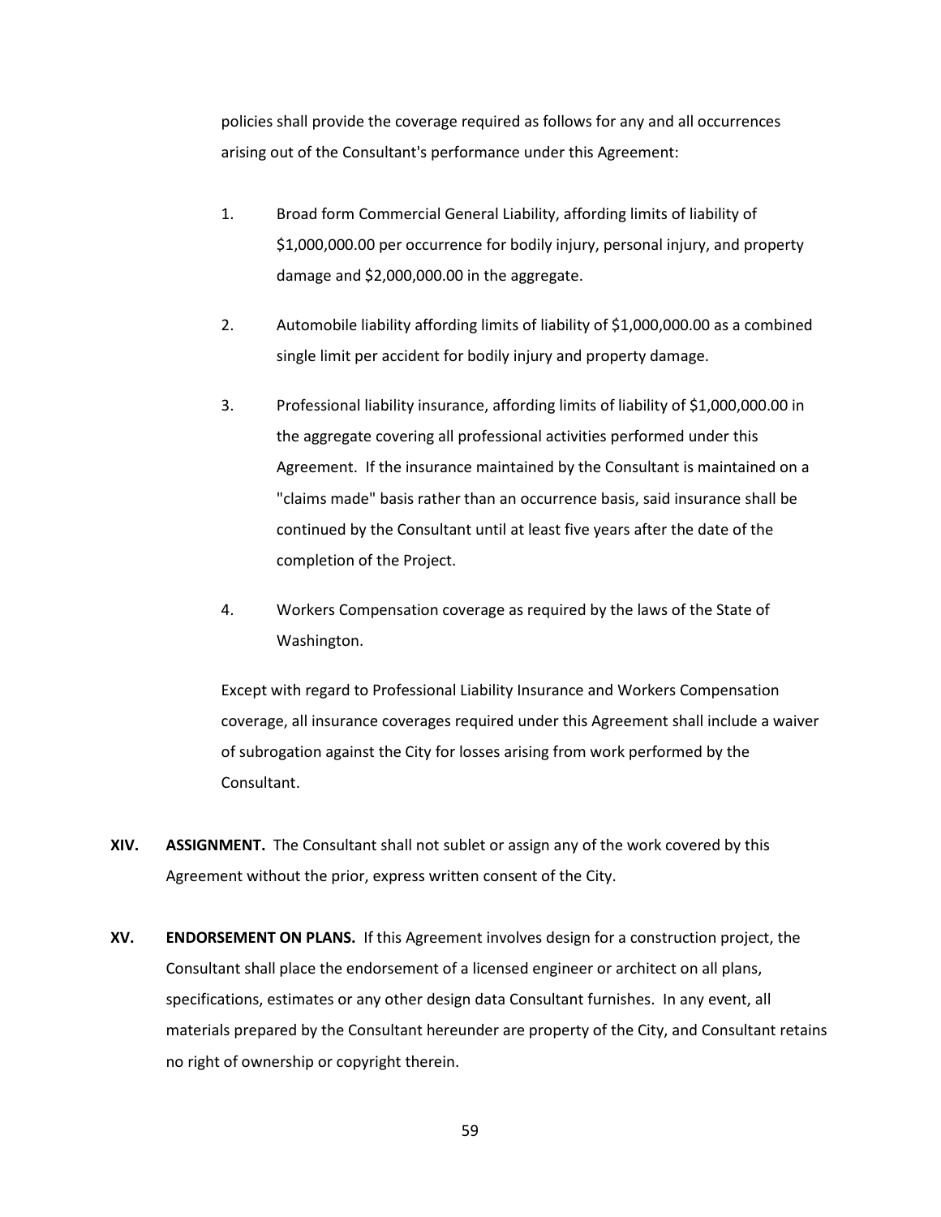policies shall provide the coverage required as follows for any and all occurrences arising out of the Consultant's performance under this Agreement:

1. Broad form Commercial General Liability, affording limits of liability of $1,000,000.00 per occurrence for bodily injury, personal injury, and property damage and $2,000,000.00 in the aggregate.

2. Automobile liability affording limits of liability of $1,000,000.00 as a combined single limit per accident for bodily injury and property damage.

3. Professional liability insurance, affording limits of liability of $1,000,000.00 in the aggregate covering all professional activities performed under this Agreement. If the insurance maintained by the Consultant is maintained on a "claims made" basis rather than an occurrence basis, said insurance shall be continued by the Consultant until at least five years after the date of the completion of the Project.

4. Workers Compensation coverage as required by the laws of the State of Washington.

Except with regard to Professional Liability Insurance and Workers Compensation coverage, all insurance coverages required under this Agreement shall include a waiver of subrogation against the City for losses arising from work performed by the Consultant.

**XIV. ASSIGNMENT.** The Consultant shall not sublet or assign any of the work covered by this Agreement without the prior, express written consent of the City.

**XV. ENDORSEMENT ON PLANS.** If this Agreement involves design for a construction project, the Consultant shall place the endorsement of a licensed engineer or architect on all plans, specifications, estimates or any other design data Consultant furnishes. In any event, all materials prepared by the Consultant hereunder are property of the City, and Consultant retains no right of ownership or copyright therein.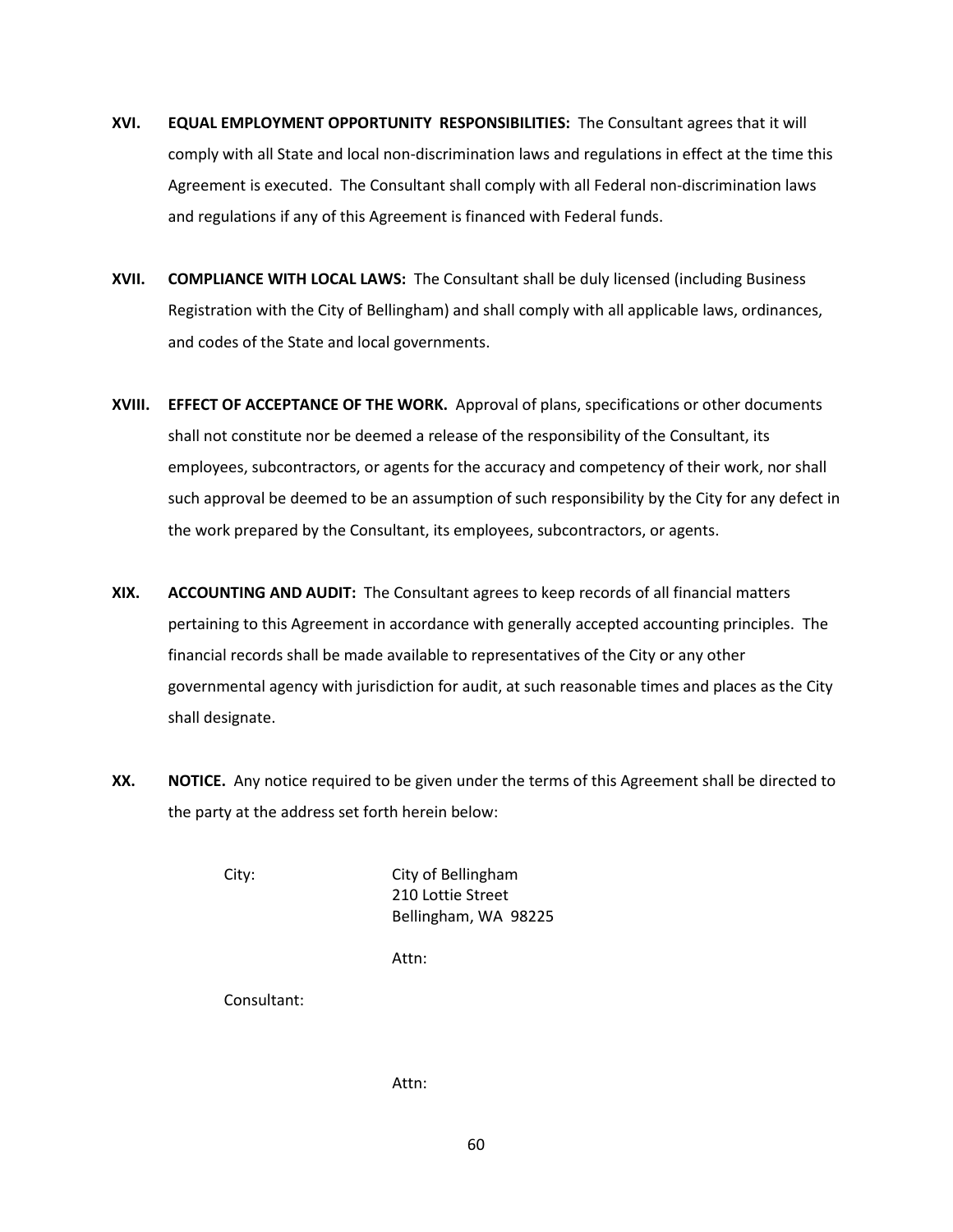**XVI. EQUAL EMPLOYMENT OPPORTUNITY RESPONSIBILITIES:** The Consultant agrees that it will comply with all State and local non-discrimination laws and regulations in effect at the time this Agreement is executed. The Consultant shall comply with all Federal non-discrimination laws and regulations if any of this Agreement is financed with Federal funds.

**XVII. COMPLIANCE WITH LOCAL LAWS:** The Consultant shall be duly licensed (including Business Registration with the City of Bellingham) and shall comply with all applicable laws, ordinances, and codes of the State and local governments.

**XVIII. EFFECT OF ACCEPTANCE OF THE WORK.** Approval of plans, specifications or other documents shall not constitute nor be deemed a release of the responsibility of the Consultant, its employees, subcontractors, or agents for the accuracy and competency of their work, nor shall such approval be deemed to be an assumption of such responsibility by the City for any defect in the work prepared by the Consultant, its employees, subcontractors, or agents.

**XIX. ACCOUNTING AND AUDIT:** The Consultant agrees to keep records of all financial matters pertaining to this Agreement in accordance with generally accepted accounting principles. The financial records shall be made available to representatives of the City or any other governmental agency with jurisdiction for audit, at such reasonable times and places as the City shall designate.

**XX. NOTICE.** Any notice required to be given under the terms of this Agreement shall be directed to the party at the address set forth herein below:

City: City of Bellingham
210 Lottie Street
Bellingham, WA 98225

Attn:

Consultant:

Attn: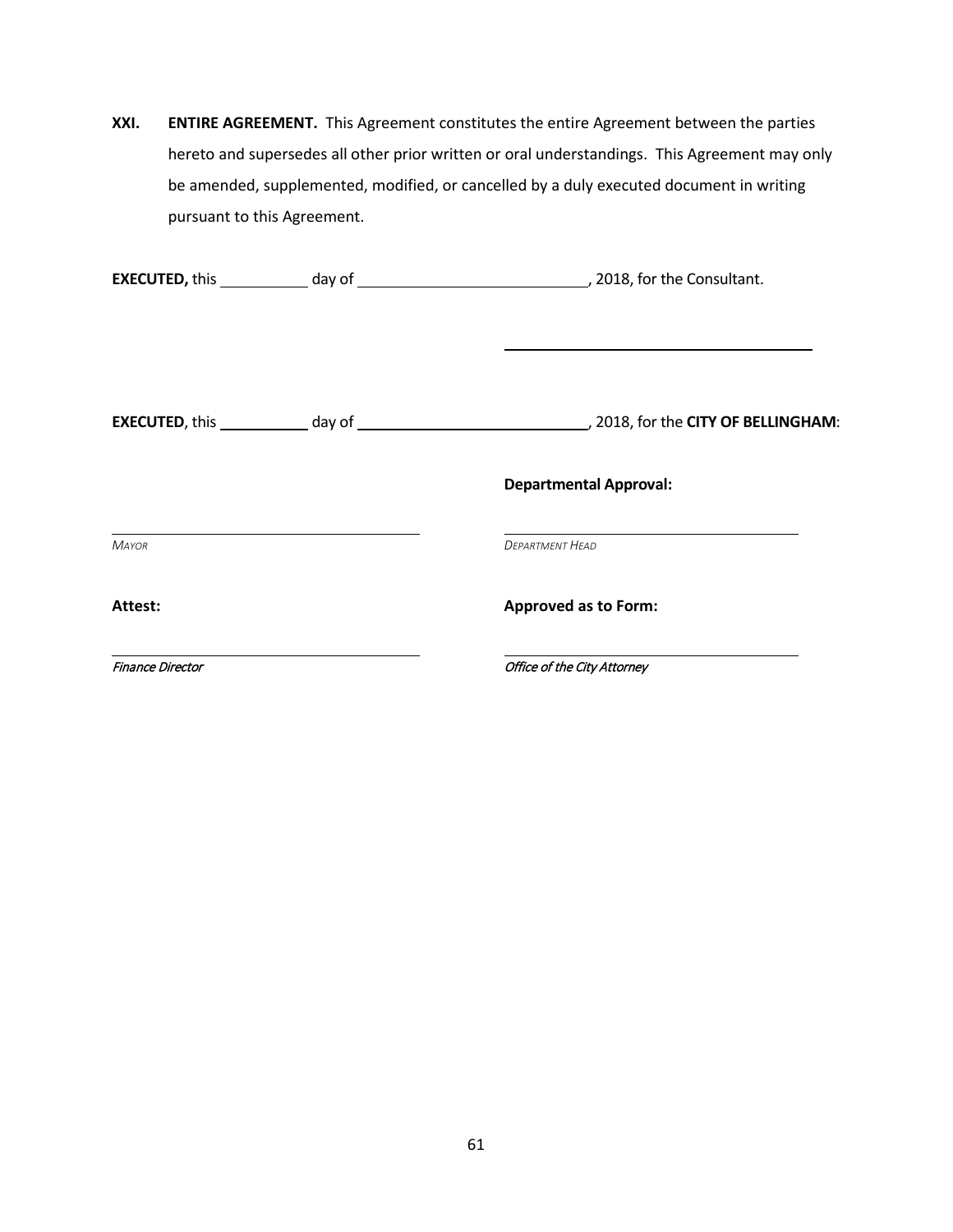**XXI. ENTIRE AGREEMENT.** This Agreement constitutes the entire Agreement between the parties hereto and supersedes all other prior written or oral understandings. This Agreement may only be amended, supplemented, modified, or cancelled by a duly executed document in writing pursuant to this Agreement.

**EXECUTED,** this \_\_\_\_\_\_\_\_\_\_ day of \_\_\_\_\_\_\_\_\_\_\_\_\_\_\_\_\_\_\_\_\_\_\_\_\_\_, 2018, for the Consultant.

\_\_\_\_\_\_\_\_\_\_\_\_\_\_\_\_\_\_\_\_\_\_\_\_\_\_\_\_\_\_\_\_\_\_\_\_

**EXECUTED**, this \_\_\_\_\_\_\_\_\_\_ day of \_\_\_\_\_\_\_\_\_\_\_\_\_\_\_\_\_\_\_\_\_\_\_\_\_\_, 2018, for the **CITY OF BELLINGHAM**:

**Departmental Approval:**

\_\_\_\_\_\_\_\_\_\_\_\_\_\_\_\_\_\_\_\_\_\_\_\_\_\_\_\_\_\_\_\_\_\_\_\_
*MAYOR*

\_\_\_\_\_\_\_\_\_\_\_\_\_\_\_\_\_\_\_\_\_\_\_\_\_\_\_\_\_\_\_\_\_\_\_\_
*DEPARTMENT HEAD*

**Attest:**

\_\_\_\_\_\_\_\_\_\_\_\_\_\_\_\_\_\_\_\_\_\_\_\_\_\_\_\_\_\_\_\_\_\_\_\_
*Finance Director*

**Approved as to Form:**

\_\_\_\_\_\_\_\_\_\_\_\_\_\_\_\_\_\_\_\_\_\_\_\_\_\_\_\_\_\_\_\_\_\_\_\_
*Office of the City Attorney*